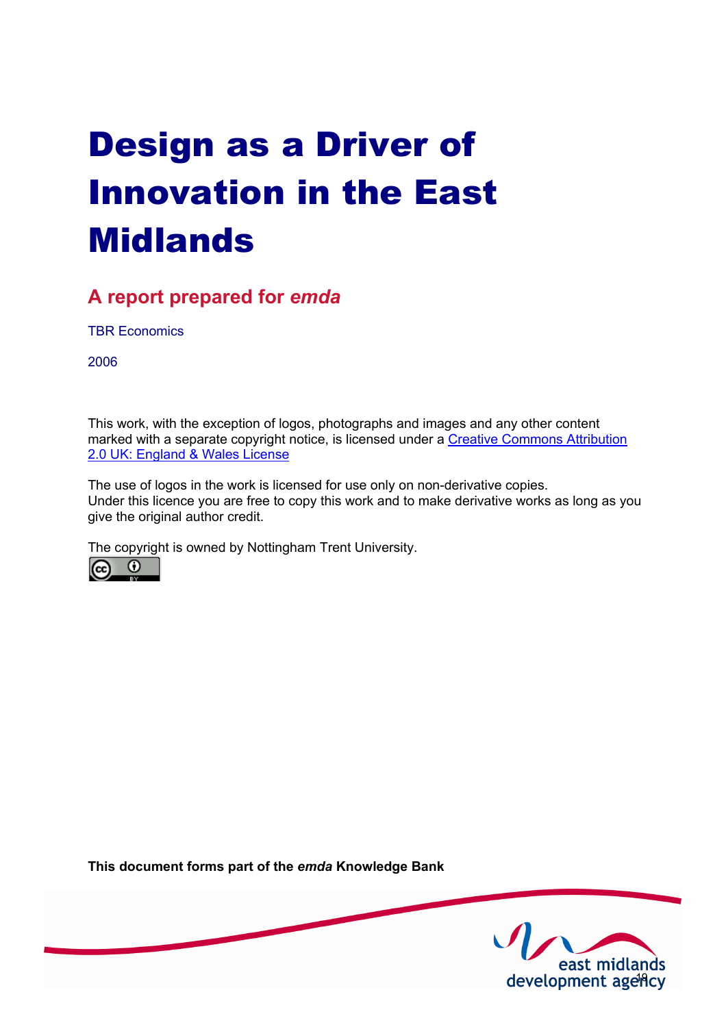# Design as a Driver of Innovation in the East Midlands

## A report prepared for *emda*

TBR Economics

2006

This work, with the exception of logos, photographs and images and any other content marked with a separate copyright notice, is licensed under a Creative Commons Attribution 2.0 UK: England & Wales License

The use of logos in the work is licensed for use only on non-derivative copies. Under this licence you are free to copy this work and to make derivative works as long as you give the original author credit.

The copyright is owned by Nottingham Trent University.

**This document forms part of the *emda* Knowledge Bank**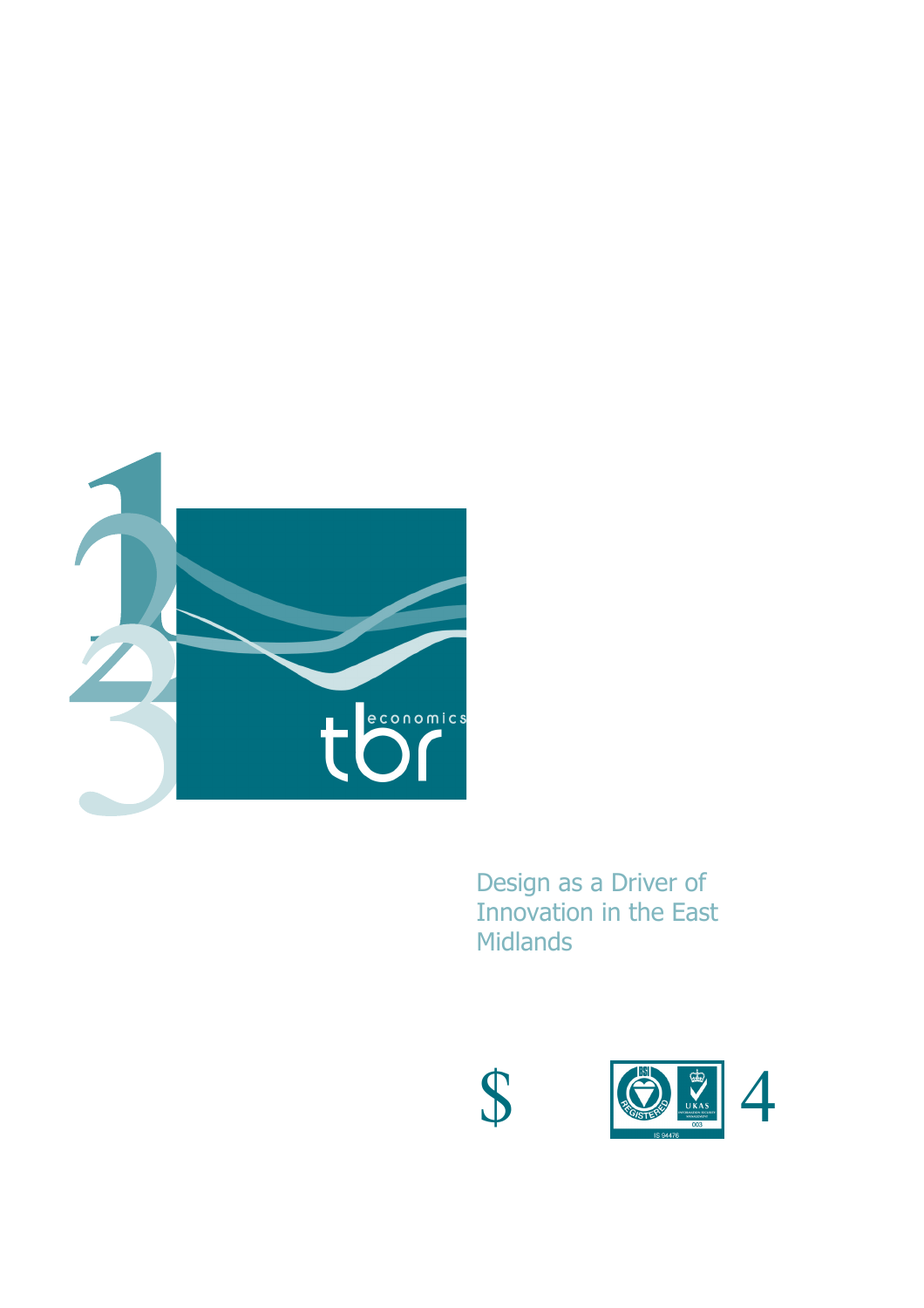Design as a Driver of Innovation in the East Midlands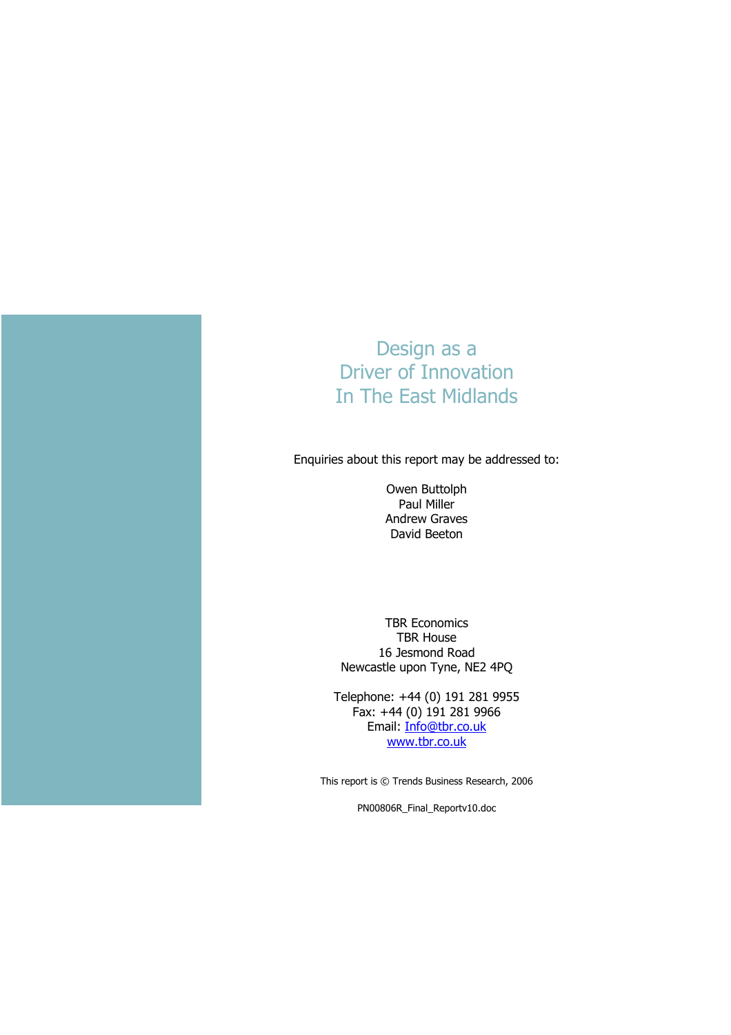# Design as a Driver of Innovation In The East Midlands

Enquiries about this report may be addressed to:

Owen Buttolph
Paul Miller
Andrew Graves
David Beeton

TBR Economics
TBR House
16 Jesmond Road
Newcastle upon Tyne, NE2 4PQ

Telephone: +44 (0) 191 281 9955
Fax: +44 (0) 191 281 9966
Email: Info@tbr.co.uk
www.tbr.co.uk

This report is © Trends Business Research, 2006

PN00806R_Final_Reportv10.doc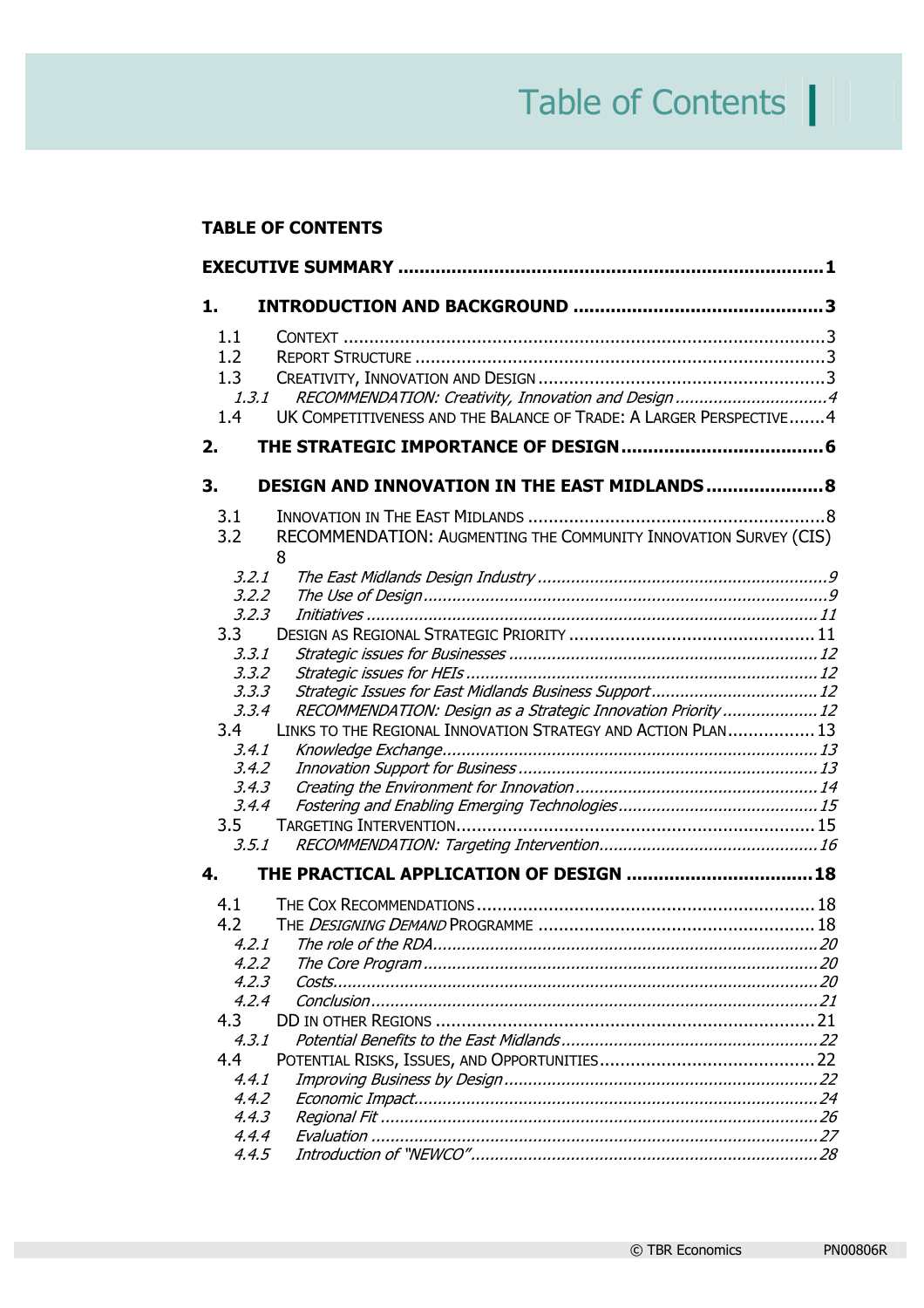# Table of Contents

**TABLE OF CONTENTS**

**EXECUTIVE SUMMARY ........................................................................... 1**

**1. INTRODUCTION AND BACKGROUND ............................................. 3**

- 1.1 CONTEXT ............................................................................................ 3
- 1.2 REPORT STRUCTURE ........................................................................... 3
- 1.3 CREATIVITY, INNOVATION AND DESIGN ................................................. 3
  - *1.3.1 RECOMMENDATION: Creativity, Innovation and Design ................................ 4*
- 1.4 UK COMPETITIVENESS AND THE BALANCE OF TRADE: A LARGER PERSPECTIVE ....... 4

**2. THE STRATEGIC IMPORTANCE OF DESIGN ...................................... 6**

**3. DESIGN AND INNOVATION IN THE EAST MIDLANDS ........................ 8**

- 3.1 INNOVATION IN THE EAST MIDLANDS ....................................................... 8
- 3.2 RECOMMENDATION: AUGMENTING THE COMMUNITY INNOVATION SURVEY (CIS) 8
  - *3.2.1 The East Midlands Design Industry ........................................................ 9*
  - *3.2.2 The Use of Design ............................................................................... 9*
  - *3.2.3 Initiatives ........................................................................................ 11*
- 3.3 DESIGN AS REGIONAL STRATEGIC PRIORITY ........................................... 11
  - *3.3.1 Strategic issues for Businesses ........................................................... 12*
  - *3.3.2 Strategic issues for HEIs ..................................................................... 12*
  - *3.3.3 Strategic Issues for East Midlands Business Support ................................. 12*
  - *3.3.4 RECOMMENDATION: Design as a Strategic Innovation Priority ..................... 12*
- 3.4 LINKS TO THE REGIONAL INNOVATION STRATEGY AND ACTION PLAN ................. 13
  - *3.4.1 Knowledge Exchange ......................................................................... 13*
  - *3.4.2 Innovation Support for Business .......................................................... 13*
  - *3.4.3 Creating the Environment for Innovation ................................................ 14*
  - *3.4.4 Fostering and Enabling Emerging Technologies ........................................ 15*
- 3.5 TARGETING INTERVENTION ................................................................... 15
  - *3.5.1 RECOMMENDATION: Targeting Intervention ............................................. 16*

**4. THE PRACTICAL APPLICATION OF DESIGN .................................... 18**

- 4.1 THE COX RECOMMENDATIONS ................................................................ 18
- 4.2 THE *DESIGNING DEMAND* PROGRAMME ..................................................... 18
  - *4.2.1 The role of the RDA ........................................................................... 20*
  - *4.2.2 The Core Program ............................................................................. 20*
  - *4.2.3 Costs ............................................................................................... 20*
  - *4.2.4 Conclusion ........................................................................................ 21*
- 4.3 DD IN OTHER REGIONS ........................................................................ 21
  - *4.3.1 Potential Benefits to the East Midlands .................................................. 22*
- 4.4 POTENTIAL RISKS, ISSUES, AND OPPORTUNITIES ......................................... 22
  - *4.4.1 Improving Business by Design ............................................................. 22*
  - *4.4.2 Economic Impact ............................................................................... 24*
  - *4.4.3 Regional Fit ...................................................................................... 26*
  - *4.4.4 Evaluation ........................................................................................ 27*
  - *4.4.5 Introduction of "NEWCO" .................................................................... 28*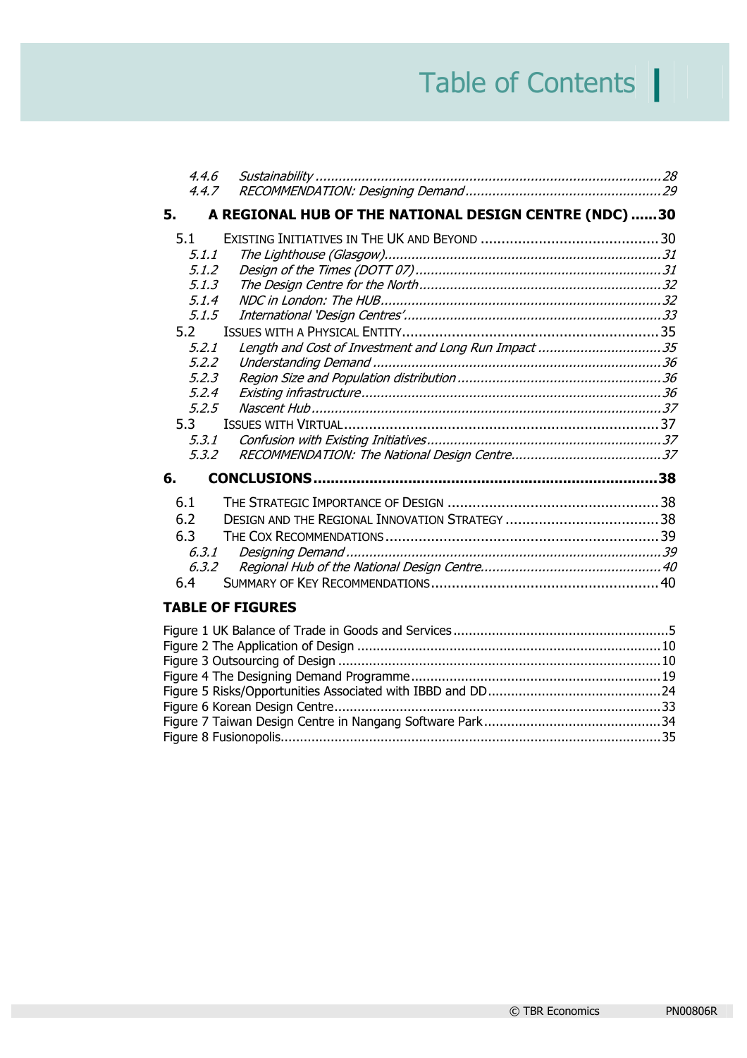# Table of Contents

*4.4.6 Sustainability ........ 28*
*4.4.7 RECOMMENDATION: Designing Demand ........ 29*

**5. A REGIONAL HUB OF THE NATIONAL DESIGN CENTRE (NDC) ........ 30**

5.1 EXISTING INITIATIVES IN THE UK AND BEYOND ........ 30
*5.1.1 The Lighthouse (Glasgow) ........ 31*
*5.1.2 Design of the Times (DOTT 07) ........ 31*
*5.1.3 The Design Centre for the North ........ 32*
*5.1.4 NDC in London: The HUB ........ 32*
*5.1.5 International 'Design Centres' ........ 33*
5.2 ISSUES WITH A PHYSICAL ENTITY ........ 35
*5.2.1 Length and Cost of Investment and Long Run Impact ........ 35*
*5.2.2 Understanding Demand ........ 36*
*5.2.3 Region Size and Population distribution ........ 36*
*5.2.4 Existing infrastructure ........ 36*
*5.2.5 Nascent Hub ........ 37*
5.3 ISSUES WITH VIRTUAL ........ 37
*5.3.1 Confusion with Existing Initiatives ........ 37*
*5.3.2 RECOMMENDATION: The National Design Centre ........ 37*

**6. CONCLUSIONS ........ 38**

6.1 THE STRATEGIC IMPORTANCE OF DESIGN ........ 38
6.2 DESIGN AND THE REGIONAL INNOVATION STRATEGY ........ 38
6.3 THE COX RECOMMENDATIONS ........ 39
*6.3.1 Designing Demand ........ 39*
*6.3.2 Regional Hub of the National Design Centre ........ 40*
6.4 SUMMARY OF KEY RECOMMENDATIONS ........ 40

**TABLE OF FIGURES**

Figure 1 UK Balance of Trade in Goods and Services ........ 5
Figure 2 The Application of Design ........ 10
Figure 3 Outsourcing of Design ........ 10
Figure 4 The Designing Demand Programme ........ 19
Figure 5 Risks/Opportunities Associated with IBBD and DD ........ 24
Figure 6 Korean Design Centre ........ 33
Figure 7 Taiwan Design Centre in Nangang Software Park ........ 34
Figure 8 Fusionopolis ........ 35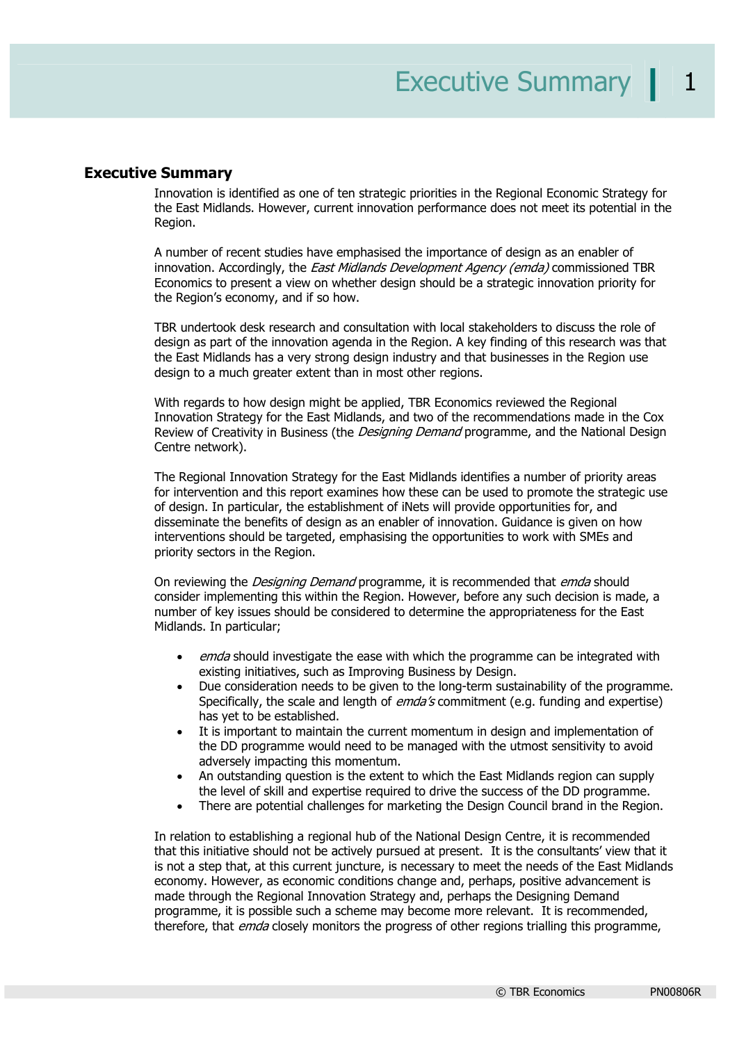## Executive Summary

Innovation is identified as one of ten strategic priorities in the Regional Economic Strategy for the East Midlands. However, current innovation performance does not meet its potential in the Region.

A number of recent studies have emphasised the importance of design as an enabler of innovation. Accordingly, the *East Midlands Development Agency (emda)* commissioned TBR Economics to present a view on whether design should be a strategic innovation priority for the Region's economy, and if so how.

TBR undertook desk research and consultation with local stakeholders to discuss the role of design as part of the innovation agenda in the Region. A key finding of this research was that the East Midlands has a very strong design industry and that businesses in the Region use design to a much greater extent than in most other regions.

With regards to how design might be applied, TBR Economics reviewed the Regional Innovation Strategy for the East Midlands, and two of the recommendations made in the Cox Review of Creativity in Business (the *Designing Demand* programme, and the National Design Centre network).

The Regional Innovation Strategy for the East Midlands identifies a number of priority areas for intervention and this report examines how these can be used to promote the strategic use of design. In particular, the establishment of iNets will provide opportunities for, and disseminate the benefits of design as an enabler of innovation. Guidance is given on how interventions should be targeted, emphasising the opportunities to work with SMEs and priority sectors in the Region.

On reviewing the *Designing Demand* programme, it is recommended that *emda* should consider implementing this within the Region. However, before any such decision is made, a number of key issues should be considered to determine the appropriateness for the East Midlands. In particular;

- *emda* should investigate the ease with which the programme can be integrated with existing initiatives, such as Improving Business by Design.
- Due consideration needs to be given to the long-term sustainability of the programme. Specifically, the scale and length of *emda's* commitment (e.g. funding and expertise) has yet to be established.
- It is important to maintain the current momentum in design and implementation of the DD programme would need to be managed with the utmost sensitivity to avoid adversely impacting this momentum.
- An outstanding question is the extent to which the East Midlands region can supply the level of skill and expertise required to drive the success of the DD programme.
- There are potential challenges for marketing the Design Council brand in the Region.

In relation to establishing a regional hub of the National Design Centre, it is recommended that this initiative should not be actively pursued at present. It is the consultants' view that it is not a step that, at this current juncture, is necessary to meet the needs of the East Midlands economy. However, as economic conditions change and, perhaps, positive advancement is made through the Regional Innovation Strategy and, perhaps the Designing Demand programme, it is possible such a scheme may become more relevant. It is recommended, therefore, that *emda* closely monitors the progress of other regions trialling this programme,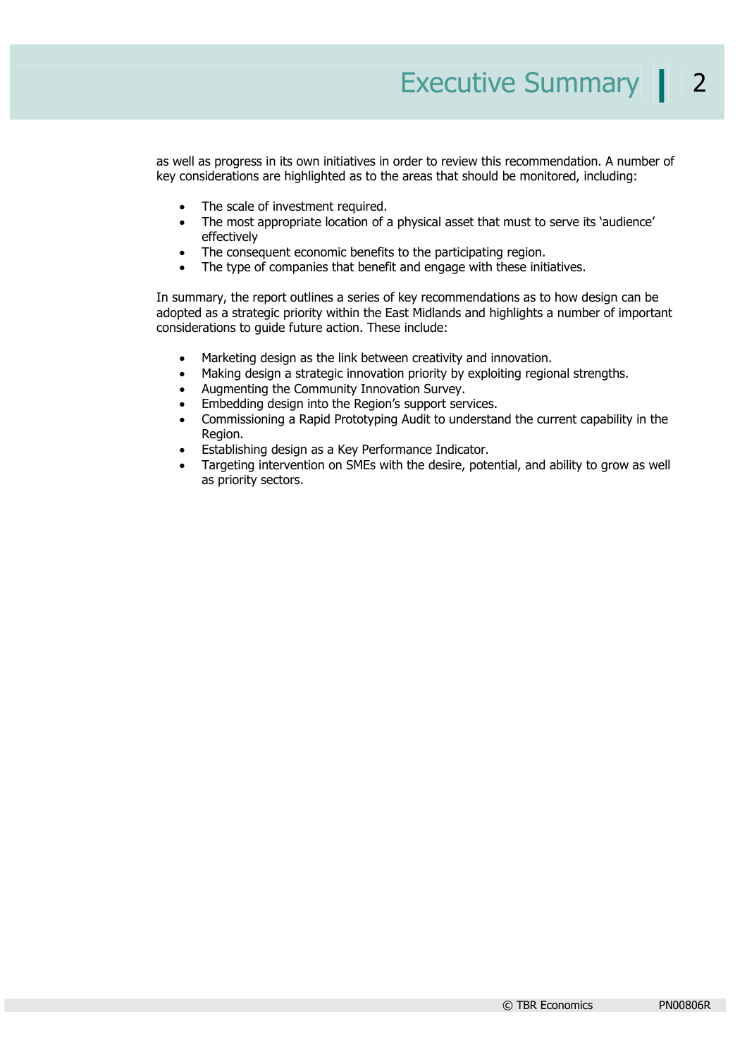as well as progress in its own initiatives in order to review this recommendation. A number of key considerations are highlighted as to the areas that should be monitored, including:

- The scale of investment required.
- The most appropriate location of a physical asset that must to serve its 'audience' effectively
- The consequent economic benefits to the participating region.
- The type of companies that benefit and engage with these initiatives.

In summary, the report outlines a series of key recommendations as to how design can be adopted as a strategic priority within the East Midlands and highlights a number of important considerations to guide future action. These include:

- Marketing design as the link between creativity and innovation.
- Making design a strategic innovation priority by exploiting regional strengths.
- Augmenting the Community Innovation Survey.
- Embedding design into the Region's support services.
- Commissioning a Rapid Prototyping Audit to understand the current capability in the Region.
- Establishing design as a Key Performance Indicator.
- Targeting intervention on SMEs with the desire, potential, and ability to grow as well as priority sectors.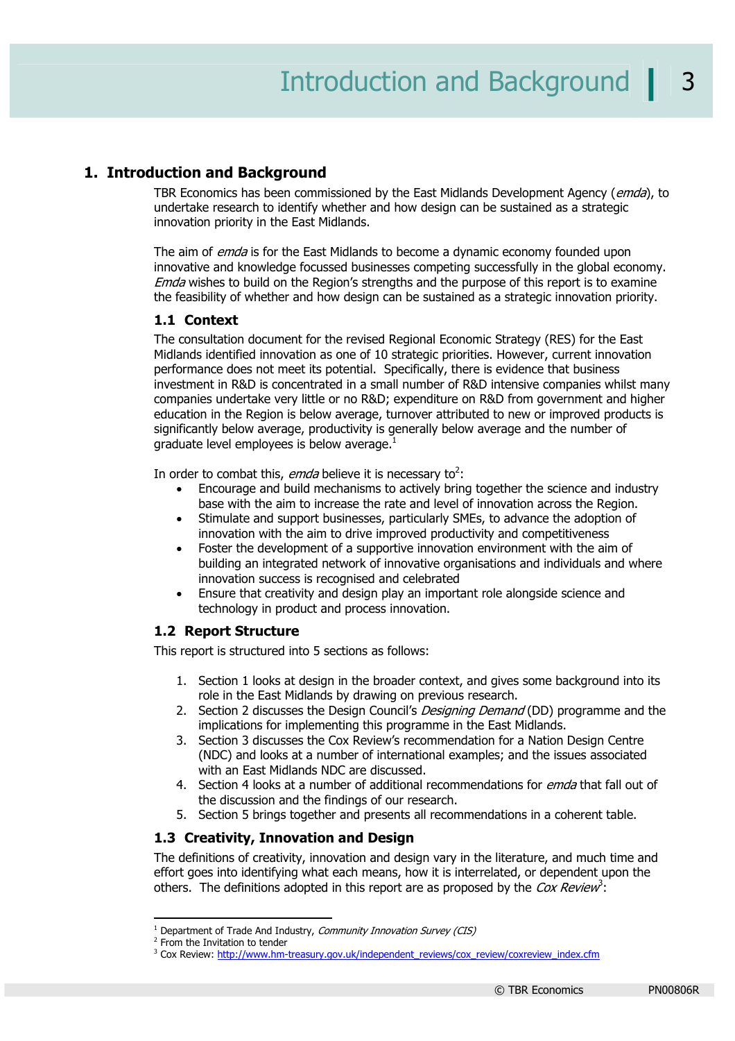# 1. Introduction and Background

TBR Economics has been commissioned by the East Midlands Development Agency (*emda*), to undertake research to identify whether and how design can be sustained as a strategic innovation priority in the East Midlands.

The aim of *emda* is for the East Midlands to become a dynamic economy founded upon innovative and knowledge focussed businesses competing successfully in the global economy. *Emda* wishes to build on the Region's strengths and the purpose of this report is to examine the feasibility of whether and how design can be sustained as a strategic innovation priority.

## 1.1 Context

The consultation document for the revised Regional Economic Strategy (RES) for the East Midlands identified innovation as one of 10 strategic priorities. However, current innovation performance does not meet its potential. Specifically, there is evidence that business investment in R&D is concentrated in a small number of R&D intensive companies whilst many companies undertake very little or no R&D; expenditure on R&D from government and higher education in the Region is below average, turnover attributed to new or improved products is significantly below average, productivity is generally below average and the number of graduate level employees is below average.[1]

In order to combat this, *emda* believe it is necessary to[2]:

- Encourage and build mechanisms to actively bring together the science and industry base with the aim to increase the rate and level of innovation across the Region.
- Stimulate and support businesses, particularly SMEs, to advance the adoption of innovation with the aim to drive improved productivity and competitiveness
- Foster the development of a supportive innovation environment with the aim of building an integrated network of innovative organisations and individuals and where innovation success is recognised and celebrated
- Ensure that creativity and design play an important role alongside science and technology in product and process innovation.

## 1.2 Report Structure

This report is structured into 5 sections as follows:

1. Section 1 looks at design in the broader context, and gives some background into its role in the East Midlands by drawing on previous research.
2. Section 2 discusses the Design Council's *Designing Demand* (DD) programme and the implications for implementing this programme in the East Midlands.
3. Section 3 discusses the Cox Review's recommendation for a Nation Design Centre (NDC) and looks at a number of international examples; and the issues associated with an East Midlands NDC are discussed.
4. Section 4 looks at a number of additional recommendations for *emda* that fall out of the discussion and the findings of our research.
5. Section 5 brings together and presents all recommendations in a coherent table.

## 1.3 Creativity, Innovation and Design

The definitions of creativity, innovation and design vary in the literature, and much time and effort goes into identifying what each means, how it is interrelated, or dependent upon the others. The definitions adopted in this report are as proposed by the *Cox Review*[3]:

---

[1] Department of Trade And Industry, *Community Innovation Survey (CIS)*

[2] From the Invitation to tender

[3] Cox Review: http://www.hm-treasury.gov.uk/independent_reviews/cox_review/coxreview_index.cfm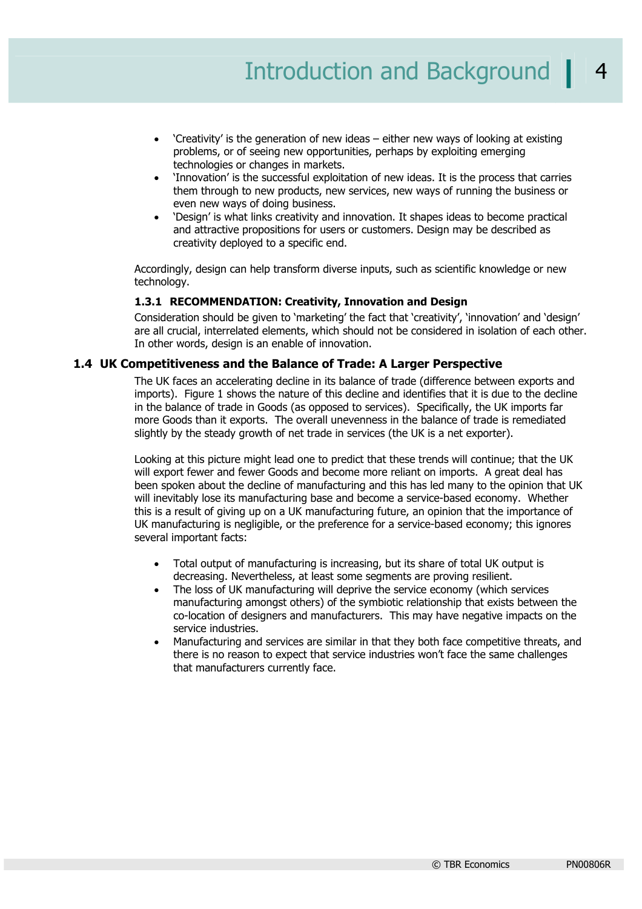- 'Creativity' is the generation of new ideas – either new ways of looking at existing problems, or of seeing new opportunities, perhaps by exploiting emerging technologies or changes in markets.
- 'Innovation' is the successful exploitation of new ideas. It is the process that carries them through to new products, new services, new ways of running the business or even new ways of doing business.
- 'Design' is what links creativity and innovation. It shapes ideas to become practical and attractive propositions for users or customers. Design may be described as creativity deployed to a specific end.

Accordingly, design can help transform diverse inputs, such as scientific knowledge or new technology.

#### 1.3.1 RECOMMENDATION: Creativity, Innovation and Design

Consideration should be given to 'marketing' the fact that 'creativity', 'innovation' and 'design' are all crucial, interrelated elements, which should not be considered in isolation of each other. In other words, design is an enable of innovation.

### 1.4 UK Competitiveness and the Balance of Trade: A Larger Perspective

The UK faces an accelerating decline in its balance of trade (difference between exports and imports). Figure 1 shows the nature of this decline and identifies that it is due to the decline in the balance of trade in Goods (as opposed to services). Specifically, the UK imports far more Goods than it exports. The overall unevenness in the balance of trade is remediated slightly by the steady growth of net trade in services (the UK is a net exporter).

Looking at this picture might lead one to predict that these trends will continue; that the UK will export fewer and fewer Goods and become more reliant on imports. A great deal has been spoken about the decline of manufacturing and this has led many to the opinion that UK will inevitably lose its manufacturing base and become a service-based economy. Whether this is a result of giving up on a UK manufacturing future, an opinion that the importance of UK manufacturing is negligible, or the preference for a service-based economy; this ignores several important facts:

- Total output of manufacturing is increasing, but its share of total UK output is decreasing. Nevertheless, at least some segments are proving resilient.
- The loss of UK manufacturing will deprive the service economy (which services manufacturing amongst others) of the symbiotic relationship that exists between the co-location of designers and manufacturers. This may have negative impacts on the service industries.
- Manufacturing and services are similar in that they both face competitive threats, and there is no reason to expect that service industries won't face the same challenges that manufacturers currently face.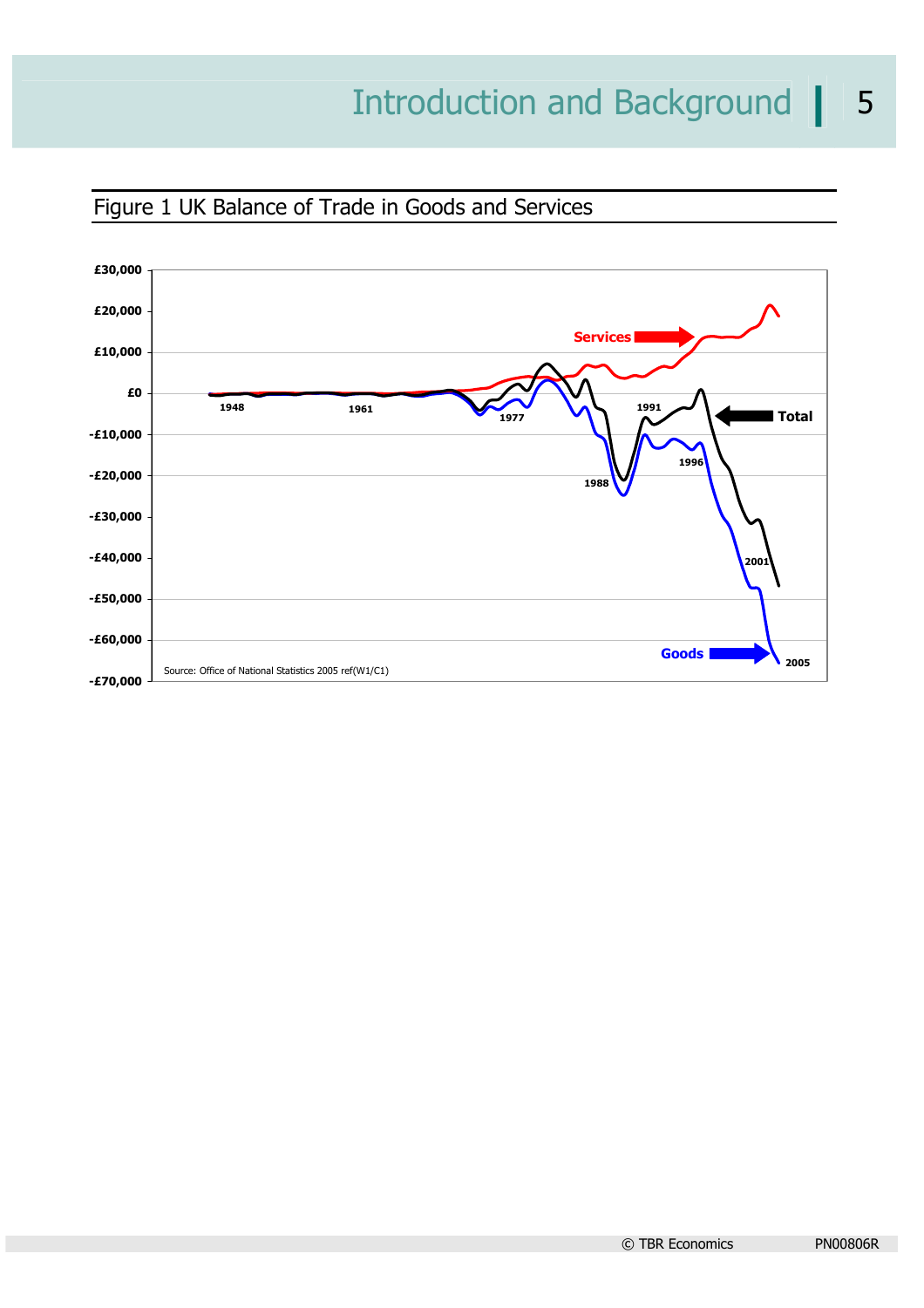Figure 1 UK Balance of Trade in Goods and Services

£30,000
£20,000
£10,000
£0
-£10,000
-£20,000
-£30,000
-£40,000
-£50,000
-£60,000
-£70,000

Services

Total

Goods

1948 1961 1977 1988 1991 1996 2001 2005

Source: Office of National Statistics 2005 ref(W1/C1)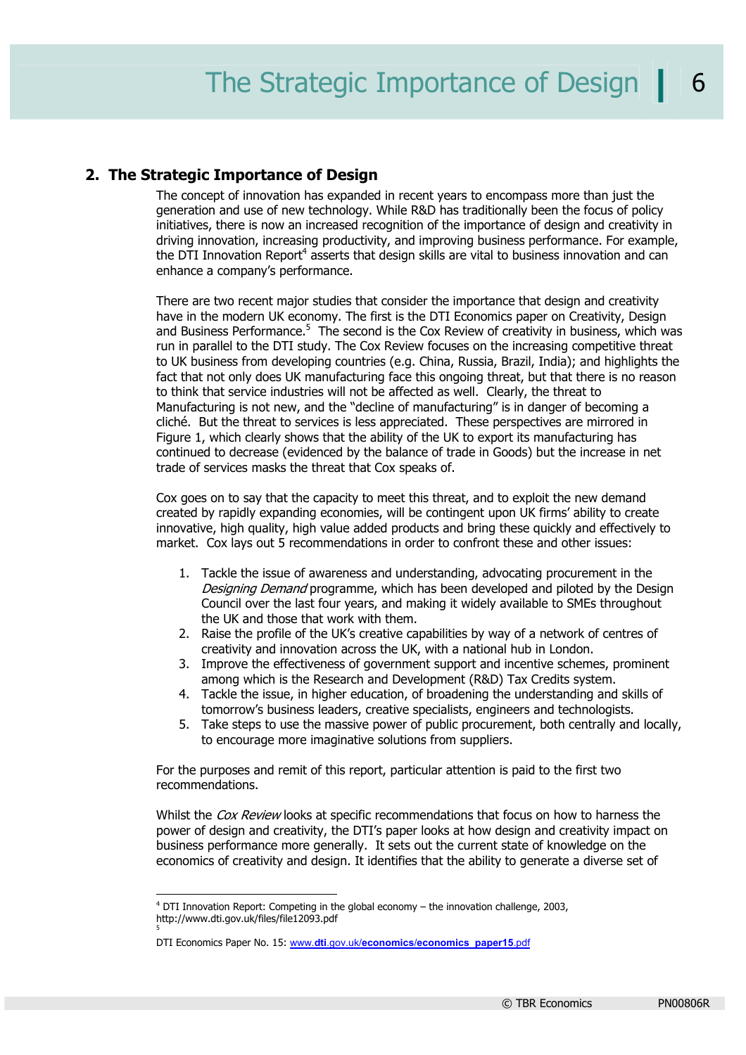## 2. The Strategic Importance of Design

The concept of innovation has expanded in recent years to encompass more than just the generation and use of new technology. While R&D has traditionally been the focus of policy initiatives, there is now an increased recognition of the importance of design and creativity in driving innovation, increasing productivity, and improving business performance. For example, the DTI Innovation Report[4] asserts that design skills are vital to business innovation and can enhance a company's performance.

There are two recent major studies that consider the importance that design and creativity have in the modern UK economy. The first is the DTI Economics paper on Creativity, Design and Business Performance.[5] The second is the Cox Review of creativity in business, which was run in parallel to the DTI study. The Cox Review focuses on the increasing competitive threat to UK business from developing countries (e.g. China, Russia, Brazil, India); and highlights the fact that not only does UK manufacturing face this ongoing threat, but that there is no reason to think that service industries will not be affected as well. Clearly, the threat to Manufacturing is not new, and the "decline of manufacturing" is in danger of becoming a cliché. But the threat to services is less appreciated. These perspectives are mirrored in Figure 1, which clearly shows that the ability of the UK to export its manufacturing has continued to decrease (evidenced by the balance of trade in Goods) but the increase in net trade of services masks the threat that Cox speaks of.

Cox goes on to say that the capacity to meet this threat, and to exploit the new demand created by rapidly expanding economies, will be contingent upon UK firms' ability to create innovative, high quality, high value added products and bring these quickly and effectively to market. Cox lays out 5 recommendations in order to confront these and other issues:

1. Tackle the issue of awareness and understanding, advocating procurement in the *Designing Demand* programme, which has been developed and piloted by the Design Council over the last four years, and making it widely available to SMEs throughout the UK and those that work with them.
2. Raise the profile of the UK's creative capabilities by way of a network of centres of creativity and innovation across the UK, with a national hub in London.
3. Improve the effectiveness of government support and incentive schemes, prominent among which is the Research and Development (R&D) Tax Credits system.
4. Tackle the issue, in higher education, of broadening the understanding and skills of tomorrow's business leaders, creative specialists, engineers and technologists.
5. Take steps to use the massive power of public procurement, both centrally and locally, to encourage more imaginative solutions from suppliers.

For the purposes and remit of this report, particular attention is paid to the first two recommendations.

Whilst the *Cox Review* looks at specific recommendations that focus on how to harness the power of design and creativity, the DTI's paper looks at how design and creativity impact on business performance more generally. It sets out the current state of knowledge on the economics of creativity and design. It identifies that the ability to generate a diverse set of

---

[4] DTI Innovation Report: Competing in the global economy – the innovation challenge, 2003, http://www.dti.gov.uk/files/file12093.pdf

[5] DTI Economics Paper No. 15: www.dti.gov.uk/economics/economics_paper15.pdf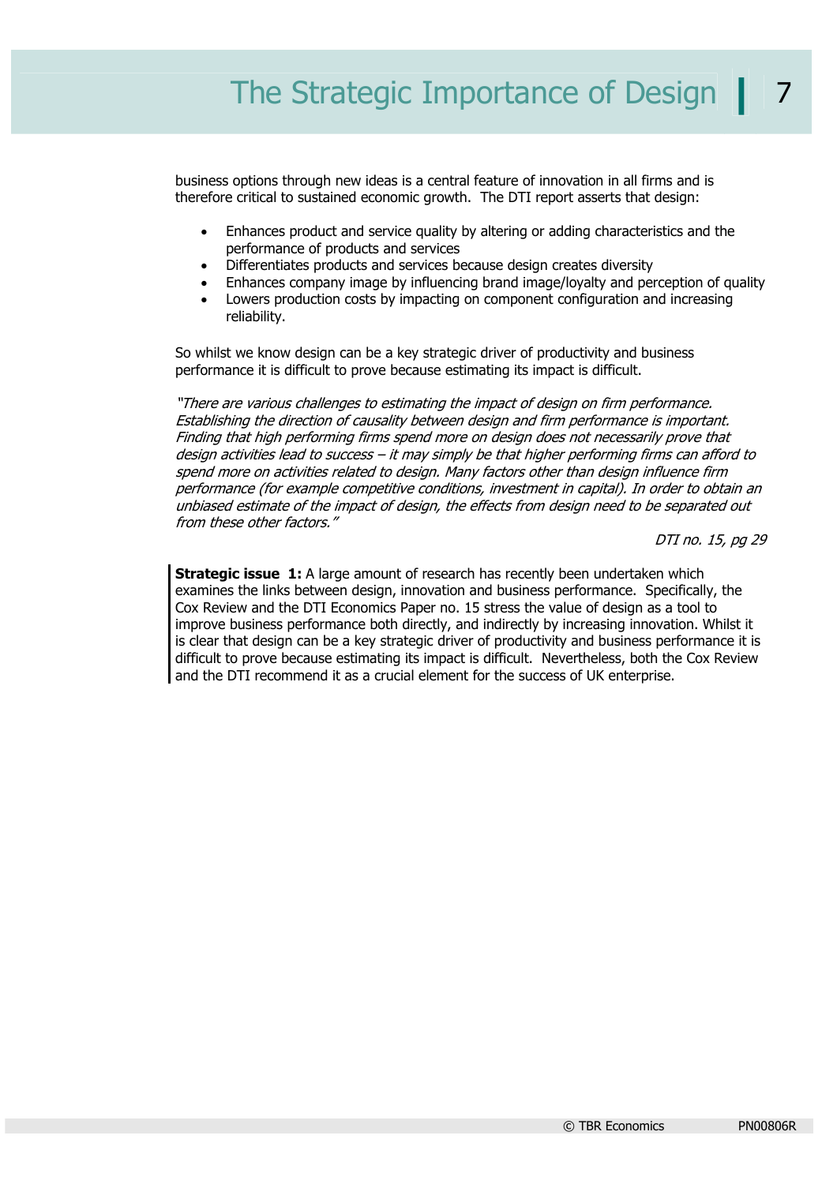business options through new ideas is a central feature of innovation in all firms and is therefore critical to sustained economic growth. The DTI report asserts that design:

- Enhances product and service quality by altering or adding characteristics and the performance of products and services
- Differentiates products and services because design creates diversity
- Enhances company image by influencing brand image/loyalty and perception of quality
- Lowers production costs by impacting on component configuration and increasing reliability.

So whilst we know design can be a key strategic driver of productivity and business performance it is difficult to prove because estimating its impact is difficult.

*"There are various challenges to estimating the impact of design on firm performance. Establishing the direction of causality between design and firm performance is important. Finding that high performing firms spend more on design does not necessarily prove that design activities lead to success – it may simply be that higher performing firms can afford to spend more on activities related to design. Many factors other than design influence firm performance (for example competitive conditions, investment in capital). In order to obtain an unbiased estimate of the impact of design, the effects from design need to be separated out from these other factors."*

*DTI no. 15, pg 29*

**Strategic issue 1:** A large amount of research has recently been undertaken which examines the links between design, innovation and business performance. Specifically, the Cox Review and the DTI Economics Paper no. 15 stress the value of design as a tool to improve business performance both directly, and indirectly by increasing innovation. Whilst it is clear that design can be a key strategic driver of productivity and business performance it is difficult to prove because estimating its impact is difficult. Nevertheless, both the Cox Review and the DTI recommend it as a crucial element for the success of UK enterprise.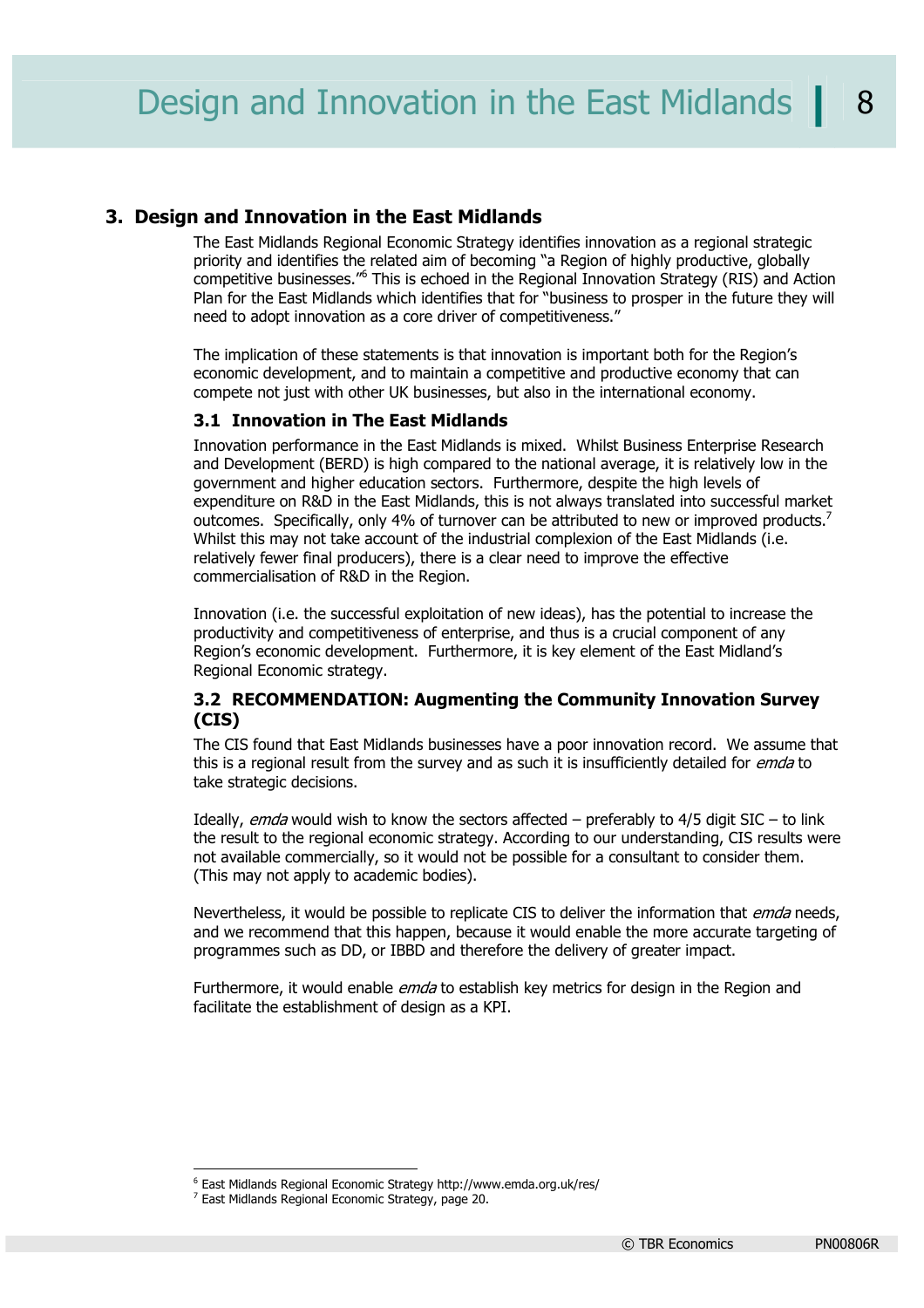# 3. Design and Innovation in the East Midlands

The East Midlands Regional Economic Strategy identifies innovation as a regional strategic priority and identifies the related aim of becoming "a Region of highly productive, globally competitive businesses."[6] This is echoed in the Regional Innovation Strategy (RIS) and Action Plan for the East Midlands which identifies that for "business to prosper in the future they will need to adopt innovation as a core driver of competitiveness."

The implication of these statements is that innovation is important both for the Region's economic development, and to maintain a competitive and productive economy that can compete not just with other UK businesses, but also in the international economy.

## 3.1 Innovation in The East Midlands

Innovation performance in the East Midlands is mixed. Whilst Business Enterprise Research and Development (BERD) is high compared to the national average, it is relatively low in the government and higher education sectors. Furthermore, despite the high levels of expenditure on R&D in the East Midlands, this is not always translated into successful market outcomes. Specifically, only 4% of turnover can be attributed to new or improved products.[7] Whilst this may not take account of the industrial complexion of the East Midlands (i.e. relatively fewer final producers), there is a clear need to improve the effective commercialisation of R&D in the Region.

Innovation (i.e. the successful exploitation of new ideas), has the potential to increase the productivity and competitiveness of enterprise, and thus is a crucial component of any Region's economic development. Furthermore, it is key element of the East Midland's Regional Economic strategy.

## 3.2 RECOMMENDATION: Augmenting the Community Innovation Survey (CIS)

The CIS found that East Midlands businesses have a poor innovation record. We assume that this is a regional result from the survey and as such it is insufficiently detailed for *emda* to take strategic decisions.

Ideally, *emda* would wish to know the sectors affected – preferably to 4/5 digit SIC – to link the result to the regional economic strategy. According to our understanding, CIS results were not available commercially, so it would not be possible for a consultant to consider them. (This may not apply to academic bodies).

Nevertheless, it would be possible to replicate CIS to deliver the information that *emda* needs, and we recommend that this happen, because it would enable the more accurate targeting of programmes such as DD, or IBBD and therefore the delivery of greater impact.

Furthermore, it would enable *emda* to establish key metrics for design in the Region and facilitate the establishment of design as a KPI.

---

[6] East Midlands Regional Economic Strategy http://www.emda.org.uk/res/

[7] East Midlands Regional Economic Strategy, page 20.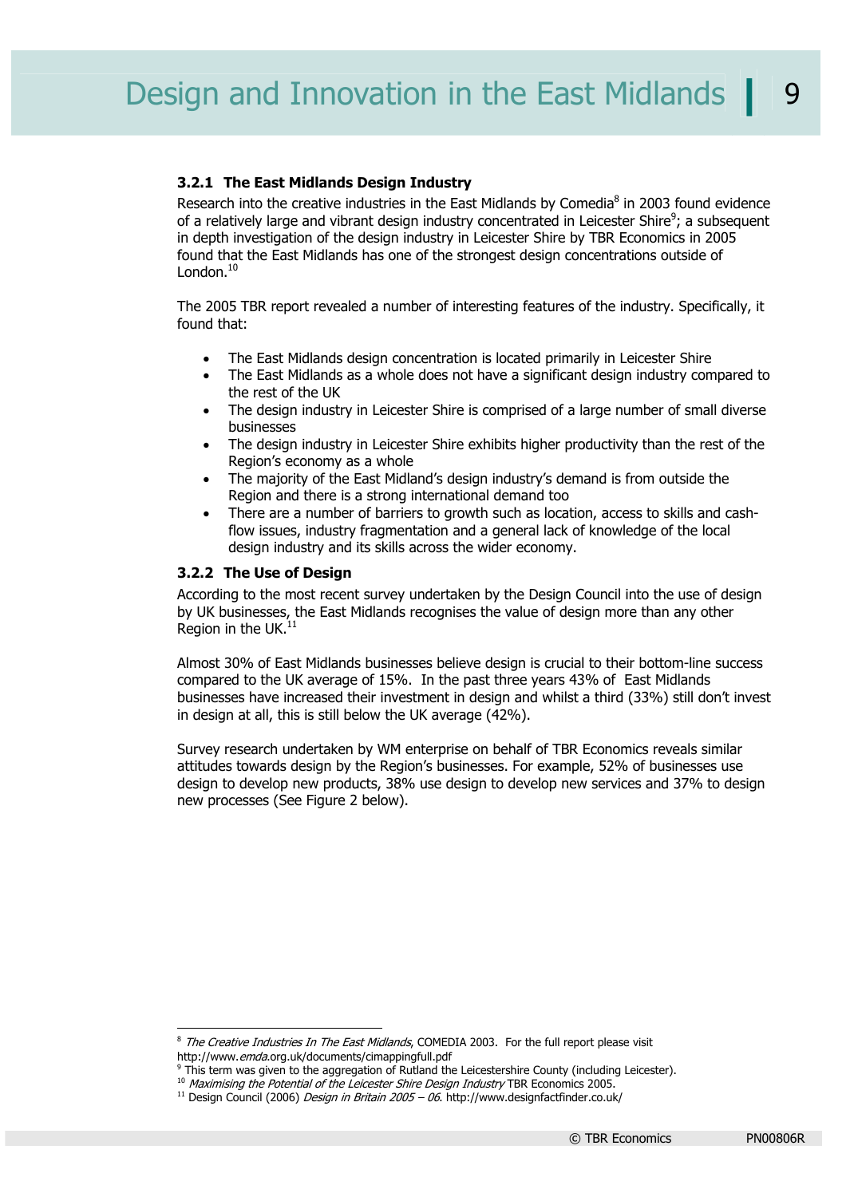### 3.2.1 The East Midlands Design Industry

Research into the creative industries in the East Midlands by Comedia[8] in 2003 found evidence of a relatively large and vibrant design industry concentrated in Leicester Shire[9]; a subsequent in depth investigation of the design industry in Leicester Shire by TBR Economics in 2005 found that the East Midlands has one of the strongest design concentrations outside of London.[10]

The 2005 TBR report revealed a number of interesting features of the industry. Specifically, it found that:

- The East Midlands design concentration is located primarily in Leicester Shire
- The East Midlands as a whole does not have a significant design industry compared to the rest of the UK
- The design industry in Leicester Shire is comprised of a large number of small diverse businesses
- The design industry in Leicester Shire exhibits higher productivity than the rest of the Region's economy as a whole
- The majority of the East Midland's design industry's demand is from outside the Region and there is a strong international demand too
- There are a number of barriers to growth such as location, access to skills and cash-flow issues, industry fragmentation and a general lack of knowledge of the local design industry and its skills across the wider economy.

### 3.2.2 The Use of Design

According to the most recent survey undertaken by the Design Council into the use of design by UK businesses, the East Midlands recognises the value of design more than any other Region in the UK.[11]

Almost 30% of East Midlands businesses believe design is crucial to their bottom-line success compared to the UK average of 15%. In the past three years 43% of East Midlands businesses have increased their investment in design and whilst a third (33%) still don't invest in design at all, this is still below the UK average (42%).

Survey research undertaken by WM enterprise on behalf of TBR Economics reveals similar attitudes towards design by the Region's businesses. For example, 52% of businesses use design to develop new products, 38% use design to develop new services and 37% to design new processes (See Figure 2 below).

---

[8] *The Creative Industries In The East Midlands*, COMEDIA 2003. For the full report please visit http://www.*emda*.org.uk/documents/cimappingfull.pdf

[9] This term was given to the aggregation of Rutland the Leicestershire County (including Leicester).

[10] *Maximising the Potential of the Leicester Shire Design Industry* TBR Economics 2005.

[11] Design Council (2006) *Design in Britain 2005 – 06*. http://www.designfactfinder.co.uk/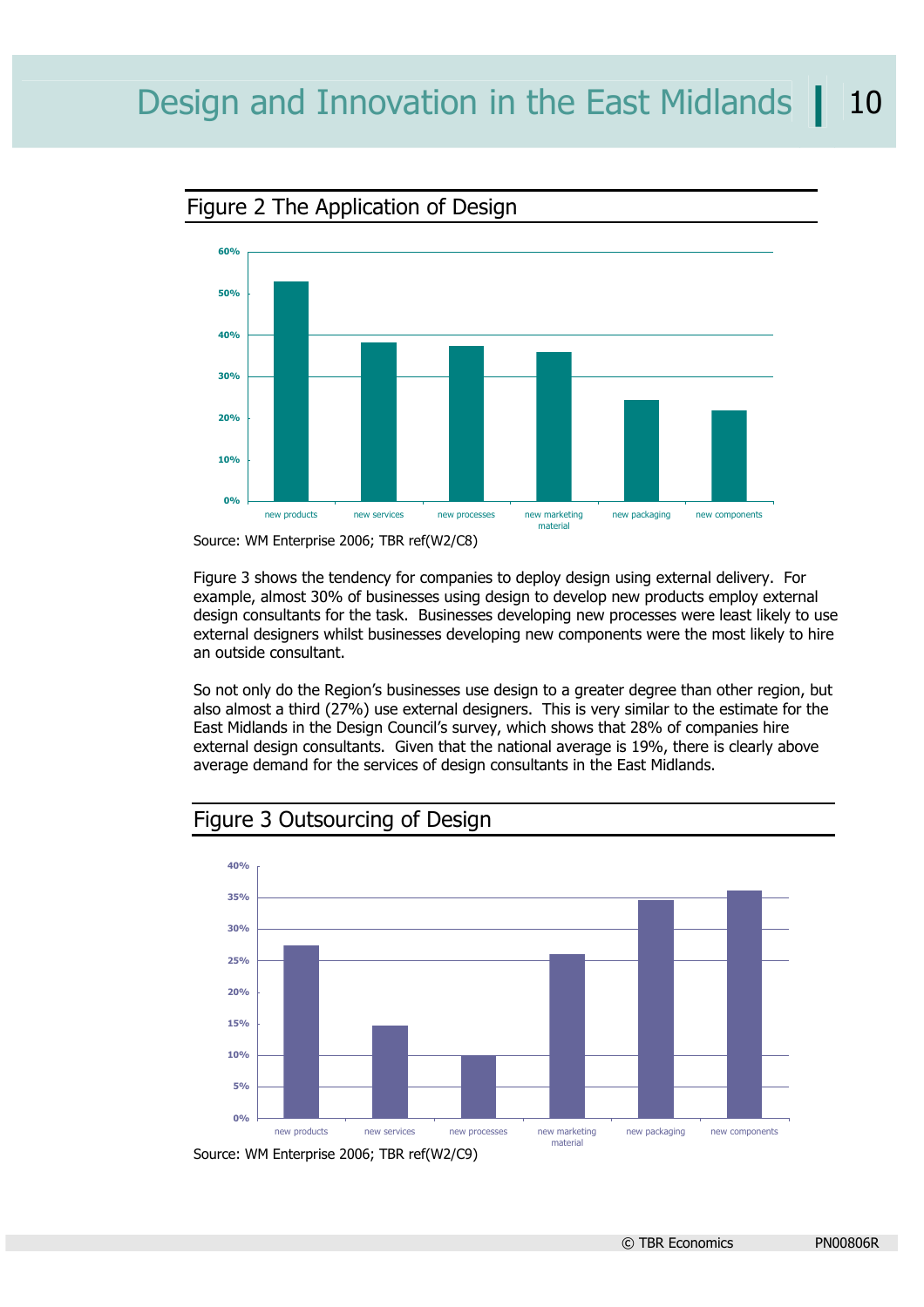## Figure 2 The Application of Design

Source: WM Enterprise 2006; TBR ref(W2/C8)

Figure 3 shows the tendency for companies to deploy design using external delivery. For example, almost 30% of businesses using design to develop new products employ external design consultants for the task. Businesses developing new processes were least likely to use external designers whilst businesses developing new components were the most likely to hire an outside consultant.

So not only do the Region's businesses use design to a greater degree than other region, but also almost a third (27%) use external designers. This is very similar to the estimate for the East Midlands in the Design Council's survey, which shows that 28% of companies hire external design consultants. Given that the national average is 19%, there is clearly above average demand for the services of design consultants in the East Midlands.

## Figure 3 Outsourcing of Design

Source: WM Enterprise 2006; TBR ref(W2/C9)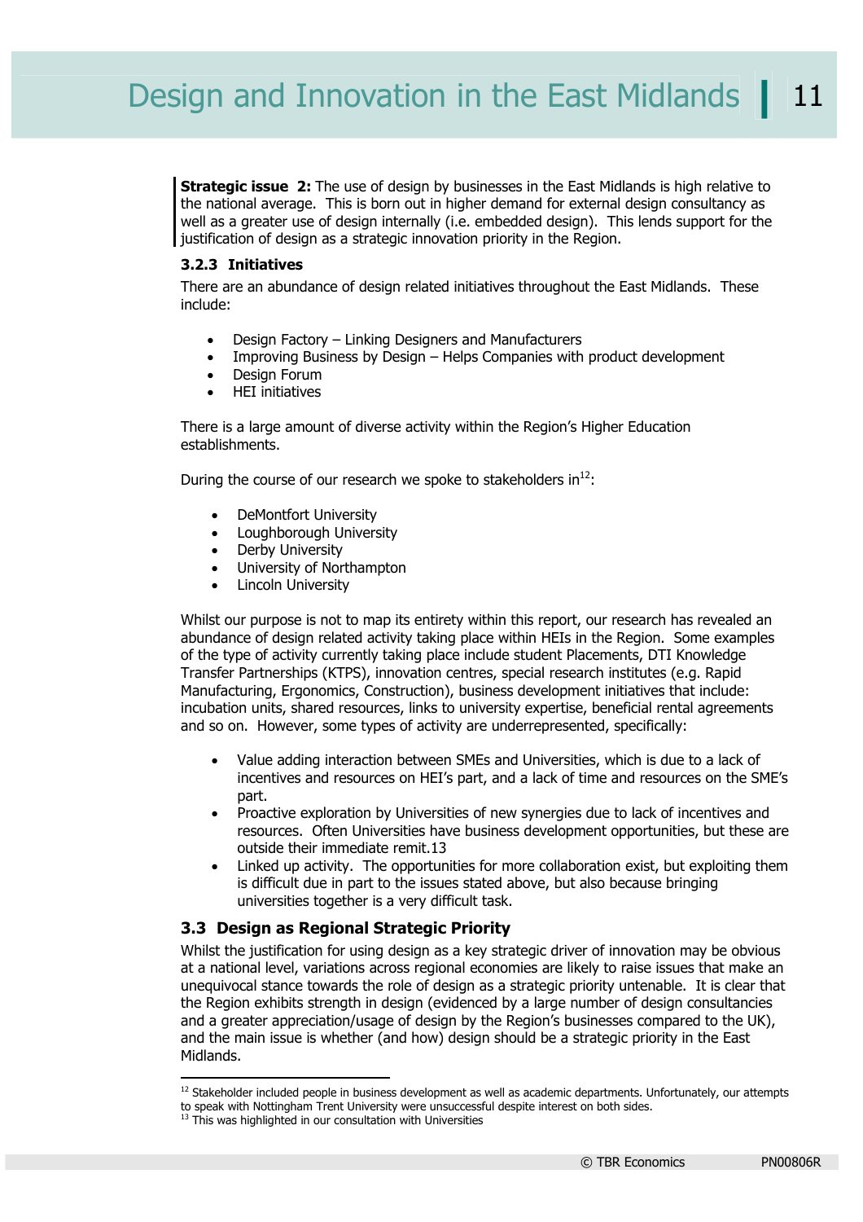**Strategic issue 2:** The use of design by businesses in the East Midlands is high relative to the national average. This is born out in higher demand for external design consultancy as well as a greater use of design internally (i.e. embedded design). This lends support for the justification of design as a strategic innovation priority in the Region.

### 3.2.3 Initiatives

There are an abundance of design related initiatives throughout the East Midlands. These include:

- Design Factory – Linking Designers and Manufacturers
- Improving Business by Design – Helps Companies with product development
- Design Forum
- HEI initiatives

There is a large amount of diverse activity within the Region's Higher Education establishments.

During the course of our research we spoke to stakeholders in[12]:

- DeMontfort University
- Loughborough University
- Derby University
- University of Northampton
- Lincoln University

Whilst our purpose is not to map its entirety within this report, our research has revealed an abundance of design related activity taking place within HEIs in the Region. Some examples of the type of activity currently taking place include student Placements, DTI Knowledge Transfer Partnerships (KTPS), innovation centres, special research institutes (e.g. Rapid Manufacturing, Ergonomics, Construction), business development initiatives that include: incubation units, shared resources, links to university expertise, beneficial rental agreements and so on. However, some types of activity are underrepresented, specifically:

- Value adding interaction between SMEs and Universities, which is due to a lack of incentives and resources on HEI's part, and a lack of time and resources on the SME's part.
- Proactive exploration by Universities of new synergies due to lack of incentives and resources. Often Universities have business development opportunities, but these are outside their immediate remit.13
- Linked up activity. The opportunities for more collaboration exist, but exploiting them is difficult due in part to the issues stated above, but also because bringing universities together is a very difficult task.

## 3.3 Design as Regional Strategic Priority

Whilst the justification for using design as a key strategic driver of innovation may be obvious at a national level, variations across regional economies are likely to raise issues that make an unequivocal stance towards the role of design as a strategic priority untenable. It is clear that the Region exhibits strength in design (evidenced by a large number of design consultancies and a greater appreciation/usage of design by the Region's businesses compared to the UK), and the main issue is whether (and how) design should be a strategic priority in the East Midlands.

---

[12] Stakeholder included people in business development as well as academic departments. Unfortunately, our attempts to speak with Nottingham Trent University were unsuccessful despite interest on both sides.

[13] This was highlighted in our consultation with Universities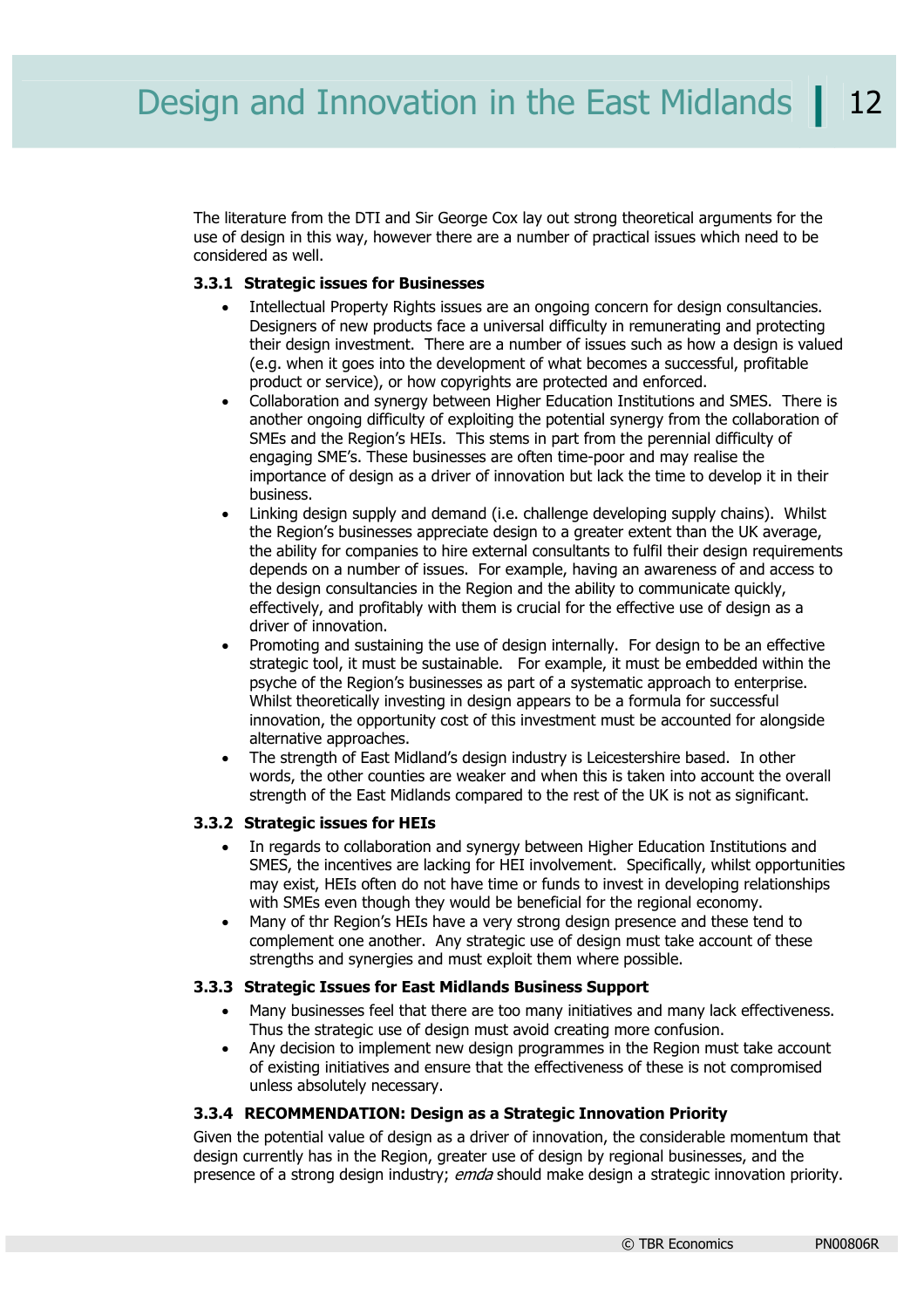The literature from the DTI and Sir George Cox lay out strong theoretical arguments for the use of design in this way, however there are a number of practical issues which need to be considered as well.

### 3.3.1 Strategic issues for Businesses

- Intellectual Property Rights issues are an ongoing concern for design consultancies. Designers of new products face a universal difficulty in remunerating and protecting their design investment. There are a number of issues such as how a design is valued (e.g. when it goes into the development of what becomes a successful, profitable product or service), or how copyrights are protected and enforced.
- Collaboration and synergy between Higher Education Institutions and SMES. There is another ongoing difficulty of exploiting the potential synergy from the collaboration of SMEs and the Region's HEIs. This stems in part from the perennial difficulty of engaging SME's. These businesses are often time-poor and may realise the importance of design as a driver of innovation but lack the time to develop it in their business.
- Linking design supply and demand (i.e. challenge developing supply chains). Whilst the Region's businesses appreciate design to a greater extent than the UK average, the ability for companies to hire external consultants to fulfil their design requirements depends on a number of issues. For example, having an awareness of and access to the design consultancies in the Region and the ability to communicate quickly, effectively, and profitably with them is crucial for the effective use of design as a driver of innovation.
- Promoting and sustaining the use of design internally. For design to be an effective strategic tool, it must be sustainable. For example, it must be embedded within the psyche of the Region's businesses as part of a systematic approach to enterprise. Whilst theoretically investing in design appears to be a formula for successful innovation, the opportunity cost of this investment must be accounted for alongside alternative approaches.
- The strength of East Midland's design industry is Leicestershire based. In other words, the other counties are weaker and when this is taken into account the overall strength of the East Midlands compared to the rest of the UK is not as significant.

### 3.3.2 Strategic issues for HEIs

- In regards to collaboration and synergy between Higher Education Institutions and SMES, the incentives are lacking for HEI involvement. Specifically, whilst opportunities may exist, HEIs often do not have time or funds to invest in developing relationships with SMEs even though they would be beneficial for the regional economy.
- Many of thr Region's HEIs have a very strong design presence and these tend to complement one another. Any strategic use of design must take account of these strengths and synergies and must exploit them where possible.

### 3.3.3 Strategic Issues for East Midlands Business Support

- Many businesses feel that there are too many initiatives and many lack effectiveness. Thus the strategic use of design must avoid creating more confusion.
- Any decision to implement new design programmes in the Region must take account of existing initiatives and ensure that the effectiveness of these is not compromised unless absolutely necessary.

### 3.3.4 RECOMMENDATION: Design as a Strategic Innovation Priority

Given the potential value of design as a driver of innovation, the considerable momentum that design currently has in the Region, greater use of design by regional businesses, and the presence of a strong design industry; *emda* should make design a strategic innovation priority.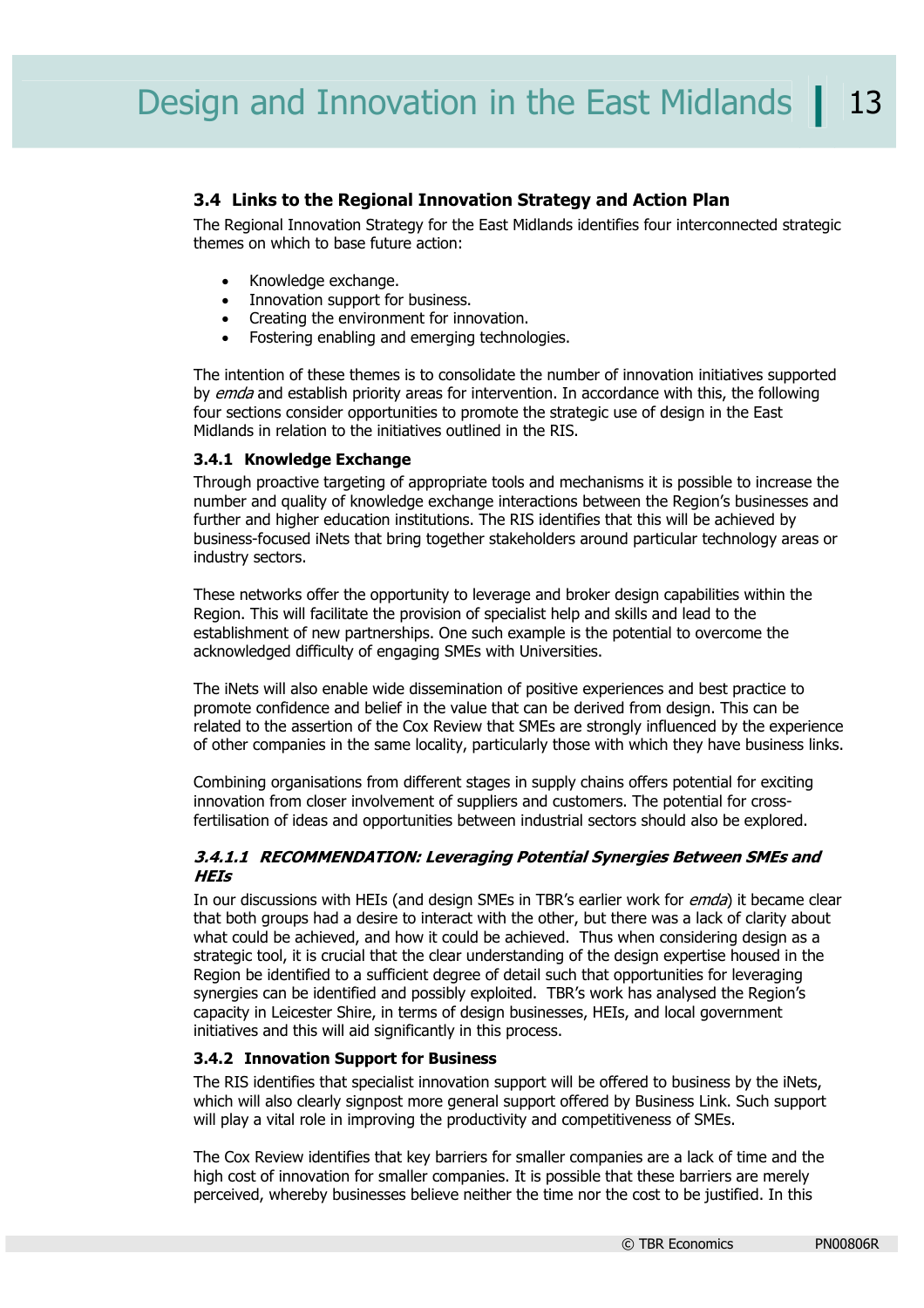### 3.4 Links to the Regional Innovation Strategy and Action Plan

The Regional Innovation Strategy for the East Midlands identifies four interconnected strategic themes on which to base future action:

- Knowledge exchange.
- Innovation support for business.
- Creating the environment for innovation.
- Fostering enabling and emerging technologies.

The intention of these themes is to consolidate the number of innovation initiatives supported by *emda* and establish priority areas for intervention. In accordance with this, the following four sections consider opportunities to promote the strategic use of design in the East Midlands in relation to the initiatives outlined in the RIS.

#### 3.4.1 Knowledge Exchange

Through proactive targeting of appropriate tools and mechanisms it is possible to increase the number and quality of knowledge exchange interactions between the Region's businesses and further and higher education institutions. The RIS identifies that this will be achieved by business-focused iNets that bring together stakeholders around particular technology areas or industry sectors.

These networks offer the opportunity to leverage and broker design capabilities within the Region. This will facilitate the provision of specialist help and skills and lead to the establishment of new partnerships. One such example is the potential to overcome the acknowledged difficulty of engaging SMEs with Universities.

The iNets will also enable wide dissemination of positive experiences and best practice to promote confidence and belief in the value that can be derived from design. This can be related to the assertion of the Cox Review that SMEs are strongly influenced by the experience of other companies in the same locality, particularly those with which they have business links.

Combining organisations from different stages in supply chains offers potential for exciting innovation from closer involvement of suppliers and customers. The potential for cross-fertilisation of ideas and opportunities between industrial sectors should also be explored.

##### *3.4.1.1 RECOMMENDATION: Leveraging Potential Synergies Between SMEs and HEIs*

In our discussions with HEIs (and design SMEs in TBR's earlier work for *emda*) it became clear that both groups had a desire to interact with the other, but there was a lack of clarity about what could be achieved, and how it could be achieved. Thus when considering design as a strategic tool, it is crucial that the clear understanding of the design expertise housed in the Region be identified to a sufficient degree of detail such that opportunities for leveraging synergies can be identified and possibly exploited. TBR's work has analysed the Region's capacity in Leicester Shire, in terms of design businesses, HEIs, and local government initiatives and this will aid significantly in this process.

#### 3.4.2 Innovation Support for Business

The RIS identifies that specialist innovation support will be offered to business by the iNets, which will also clearly signpost more general support offered by Business Link. Such support will play a vital role in improving the productivity and competitiveness of SMEs.

The Cox Review identifies that key barriers for smaller companies are a lack of time and the high cost of innovation for smaller companies. It is possible that these barriers are merely perceived, whereby businesses believe neither the time nor the cost to be justified. In this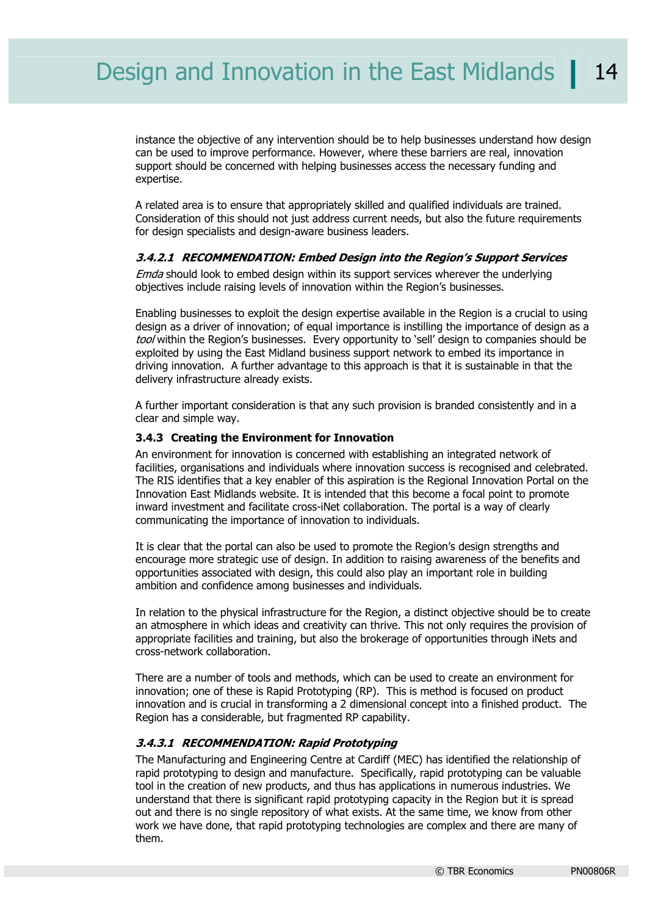instance the objective of any intervention should be to help businesses understand how design can be used to improve performance. However, where these barriers are real, innovation support should be concerned with helping businesses access the necessary funding and expertise.

A related area is to ensure that appropriately skilled and qualified individuals are trained. Consideration of this should not just address current needs, but also the future requirements for design specialists and design-aware business leaders.

#### *3.4.2.1 RECOMMENDATION: Embed Design into the Region's Support Services*

*Emda* should look to embed design within its support services wherever the underlying objectives include raising levels of innovation within the Region's businesses.

Enabling businesses to exploit the design expertise available in the Region is a crucial to using design as a driver of innovation; of equal importance is instilling the importance of design as a *tool* within the Region's businesses. Every opportunity to 'sell' design to companies should be exploited by using the East Midland business support network to embed its importance in driving innovation. A further advantage to this approach is that it is sustainable in that the delivery infrastructure already exists.

A further important consideration is that any such provision is branded consistently and in a clear and simple way.

### 3.4.3 Creating the Environment for Innovation

An environment for innovation is concerned with establishing an integrated network of facilities, organisations and individuals where innovation success is recognised and celebrated. The RIS identifies that a key enabler of this aspiration is the Regional Innovation Portal on the Innovation East Midlands website. It is intended that this become a focal point to promote inward investment and facilitate cross-iNet collaboration. The portal is a way of clearly communicating the importance of innovation to individuals.

It is clear that the portal can also be used to promote the Region's design strengths and encourage more strategic use of design. In addition to raising awareness of the benefits and opportunities associated with design, this could also play an important role in building ambition and confidence among businesses and individuals.

In relation to the physical infrastructure for the Region, a distinct objective should be to create an atmosphere in which ideas and creativity can thrive. This not only requires the provision of appropriate facilities and training, but also the brokerage of opportunities through iNets and cross-network collaboration.

There are a number of tools and methods, which can be used to create an environment for innovation; one of these is Rapid Prototyping (RP). This is method is focused on product innovation and is crucial in transforming a 2 dimensional concept into a finished product. The Region has a considerable, but fragmented RP capability.

#### *3.4.3.1 RECOMMENDATION: Rapid Prototyping*

The Manufacturing and Engineering Centre at Cardiff (MEC) has identified the relationship of rapid prototyping to design and manufacture. Specifically, rapid prototyping can be valuable tool in the creation of new products, and thus has applications in numerous industries. We understand that there is significant rapid prototyping capacity in the Region but it is spread out and there is no single repository of what exists. At the same time, we know from other work we have done, that rapid prototyping technologies are complex and there are many of them.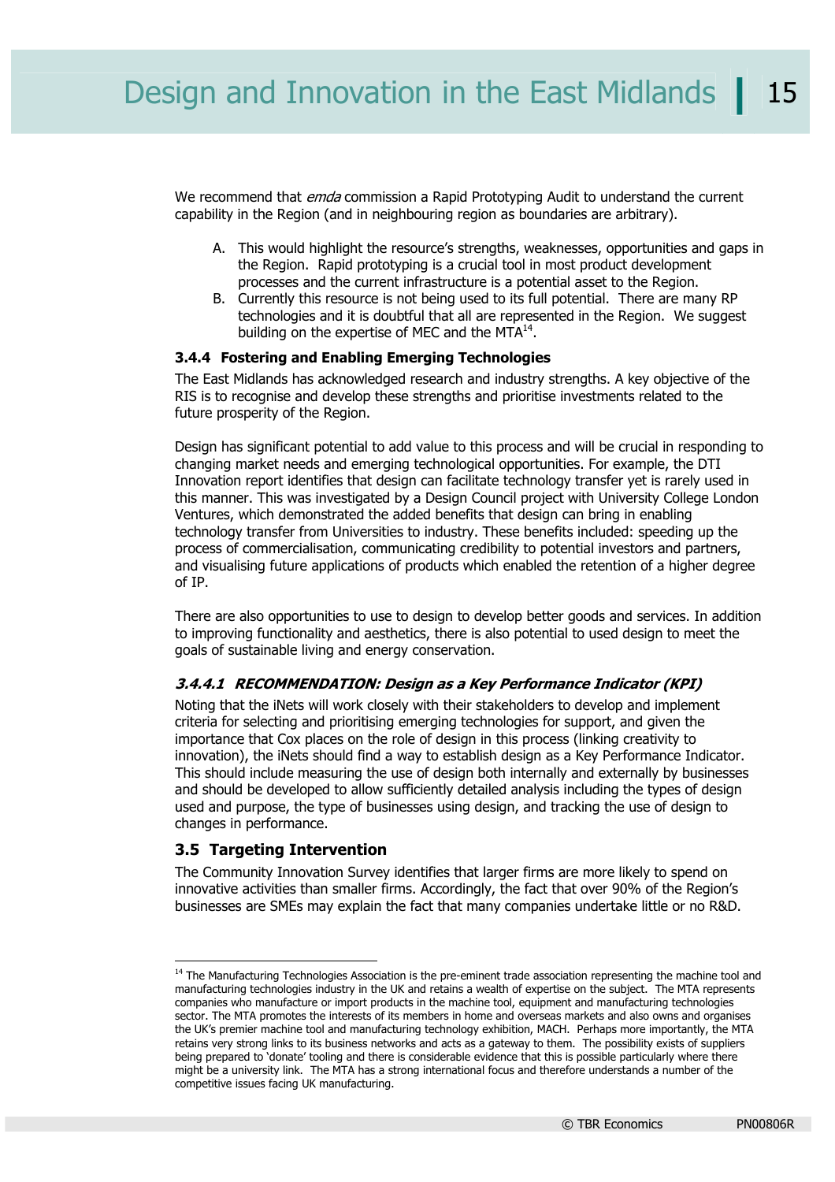We recommend that *emda* commission a Rapid Prototyping Audit to understand the current capability in the Region (and in neighbouring region as boundaries are arbitrary).

A. This would highlight the resource's strengths, weaknesses, opportunities and gaps in the Region. Rapid prototyping is a crucial tool in most product development processes and the current infrastructure is a potential asset to the Region.
B. Currently this resource is not being used to its full potential. There are many RP technologies and it is doubtful that all are represented in the Region. We suggest building on the expertise of MEC and the MTA[14].

### 3.4.4 Fostering and Enabling Emerging Technologies

The East Midlands has acknowledged research and industry strengths. A key objective of the RIS is to recognise and develop these strengths and prioritise investments related to the future prosperity of the Region.

Design has significant potential to add value to this process and will be crucial in responding to changing market needs and emerging technological opportunities. For example, the DTI Innovation report identifies that design can facilitate technology transfer yet is rarely used in this manner. This was investigated by a Design Council project with University College London Ventures, which demonstrated the added benefits that design can bring in enabling technology transfer from Universities to industry. These benefits included: speeding up the process of commercialisation, communicating credibility to potential investors and partners, and visualising future applications of products which enabled the retention of a higher degree of IP.

There are also opportunities to use to design to develop better goods and services. In addition to improving functionality and aesthetics, there is also potential to used design to meet the goals of sustainable living and energy conservation.

#### *3.4.4.1 RECOMMENDATION: Design as a Key Performance Indicator (KPI)*

Noting that the iNets will work closely with their stakeholders to develop and implement criteria for selecting and prioritising emerging technologies for support, and given the importance that Cox places on the role of design in this process (linking creativity to innovation), the iNets should find a way to establish design as a Key Performance Indicator. This should include measuring the use of design both internally and externally by businesses and should be developed to allow sufficiently detailed analysis including the types of design used and purpose, the type of businesses using design, and tracking the use of design to changes in performance.

## 3.5 Targeting Intervention

The Community Innovation Survey identifies that larger firms are more likely to spend on innovative activities than smaller firms. Accordingly, the fact that over 90% of the Region's businesses are SMEs may explain the fact that many companies undertake little or no R&D.

---

[14] The Manufacturing Technologies Association is the pre-eminent trade association representing the machine tool and manufacturing technologies industry in the UK and retains a wealth of expertise on the subject. The MTA represents companies who manufacture or import products in the machine tool, equipment and manufacturing technologies sector. The MTA promotes the interests of its members in home and overseas markets and also owns and organises the UK's premier machine tool and manufacturing technology exhibition, MACH. Perhaps more importantly, the MTA retains very strong links to its business networks and acts as a gateway to them. The possibility exists of suppliers being prepared to 'donate' tooling and there is considerable evidence that this is possible particularly where there might be a university link. The MTA has a strong international focus and therefore understands a number of the competitive issues facing UK manufacturing.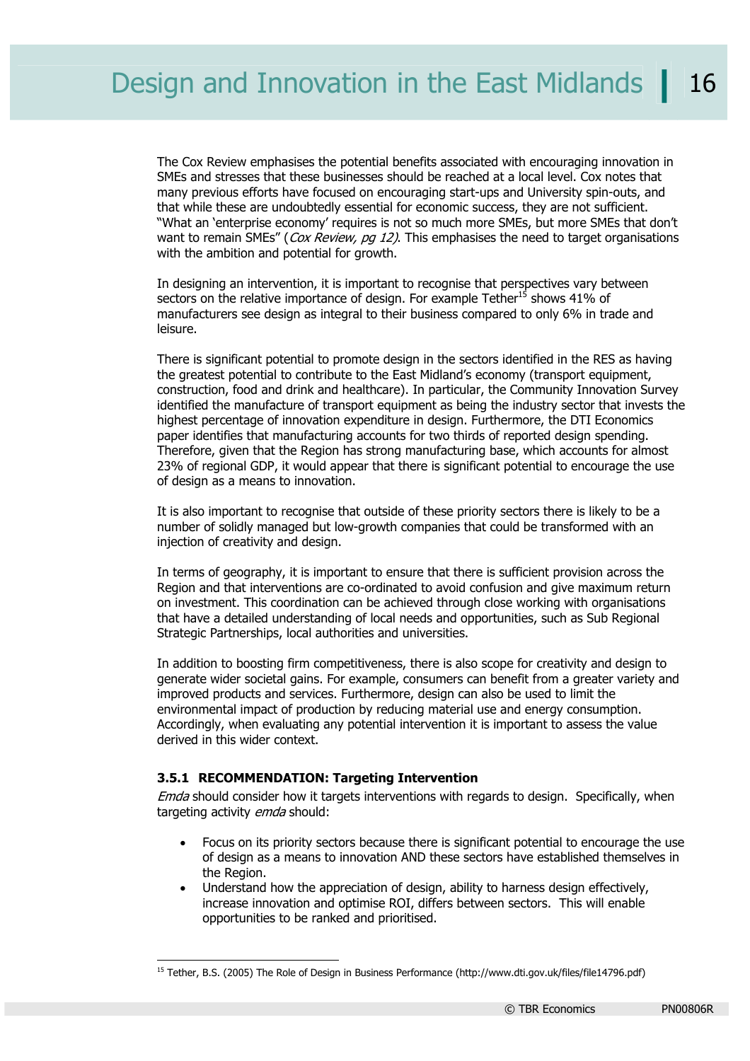The Cox Review emphasises the potential benefits associated with encouraging innovation in SMEs and stresses that these businesses should be reached at a local level. Cox notes that many previous efforts have focused on encouraging start-ups and University spin-outs, and that while these are undoubtedly essential for economic success, they are not sufficient. "What an 'enterprise economy' requires is not so much more SMEs, but more SMEs that don't want to remain SMEs" (*Cox Review, pg 12)*. This emphasises the need to target organisations with the ambition and potential for growth.

In designing an intervention, it is important to recognise that perspectives vary between sectors on the relative importance of design. For example Tether[15] shows 41% of manufacturers see design as integral to their business compared to only 6% in trade and leisure.

There is significant potential to promote design in the sectors identified in the RES as having the greatest potential to contribute to the East Midland's economy (transport equipment, construction, food and drink and healthcare). In particular, the Community Innovation Survey identified the manufacture of transport equipment as being the industry sector that invests the highest percentage of innovation expenditure in design. Furthermore, the DTI Economics paper identifies that manufacturing accounts for two thirds of reported design spending. Therefore, given that the Region has strong manufacturing base, which accounts for almost 23% of regional GDP, it would appear that there is significant potential to encourage the use of design as a means to innovation.

It is also important to recognise that outside of these priority sectors there is likely to be a number of solidly managed but low-growth companies that could be transformed with an injection of creativity and design.

In terms of geography, it is important to ensure that there is sufficient provision across the Region and that interventions are co-ordinated to avoid confusion and give maximum return on investment. This coordination can be achieved through close working with organisations that have a detailed understanding of local needs and opportunities, such as Sub Regional Strategic Partnerships, local authorities and universities.

In addition to boosting firm competitiveness, there is also scope for creativity and design to generate wider societal gains. For example, consumers can benefit from a greater variety and improved products and services. Furthermore, design can also be used to limit the environmental impact of production by reducing material use and energy consumption. Accordingly, when evaluating any potential intervention it is important to assess the value derived in this wider context.

### 3.5.1 RECOMMENDATION: Targeting Intervention

*Emda* should consider how it targets interventions with regards to design. Specifically, when targeting activity *emda* should:

- Focus on its priority sectors because there is significant potential to encourage the use of design as a means to innovation AND these sectors have established themselves in the Region.
- Understand how the appreciation of design, ability to harness design effectively, increase innovation and optimise ROI, differs between sectors. This will enable opportunities to be ranked and prioritised.

---

[15] Tether, B.S. (2005) The Role of Design in Business Performance (http://www.dti.gov.uk/files/file14796.pdf)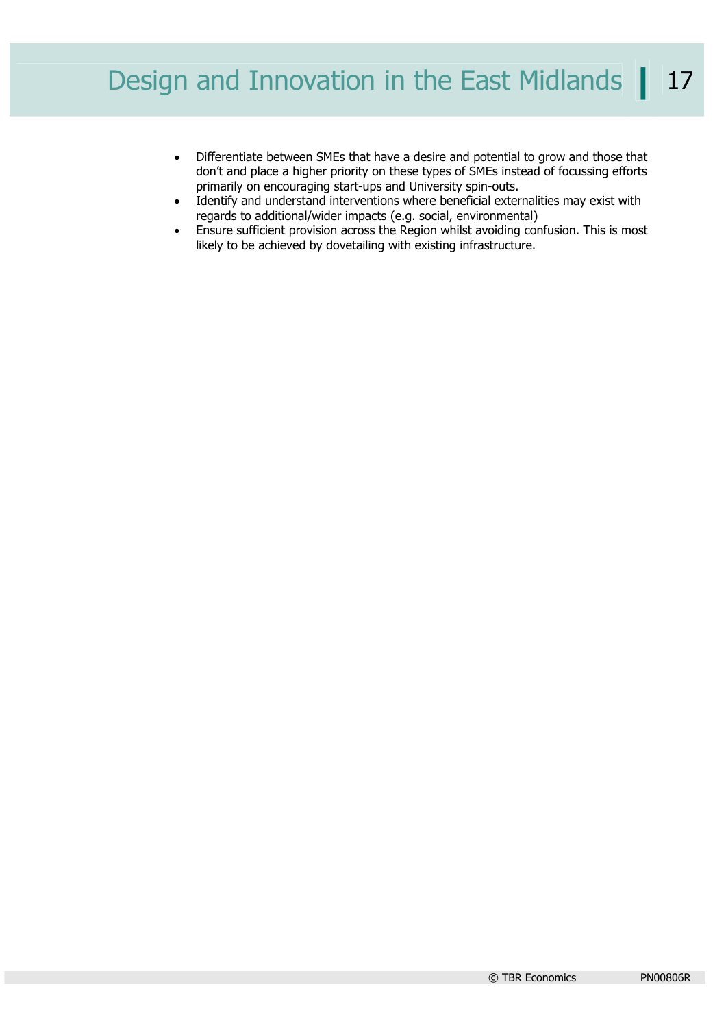- Differentiate between SMEs that have a desire and potential to grow and those that don't and place a higher priority on these types of SMEs instead of focussing efforts primarily on encouraging start-ups and University spin-outs.
- Identify and understand interventions where beneficial externalities may exist with regards to additional/wider impacts (e.g. social, environmental)
- Ensure sufficient provision across the Region whilst avoiding confusion. This is most likely to be achieved by dovetailing with existing infrastructure.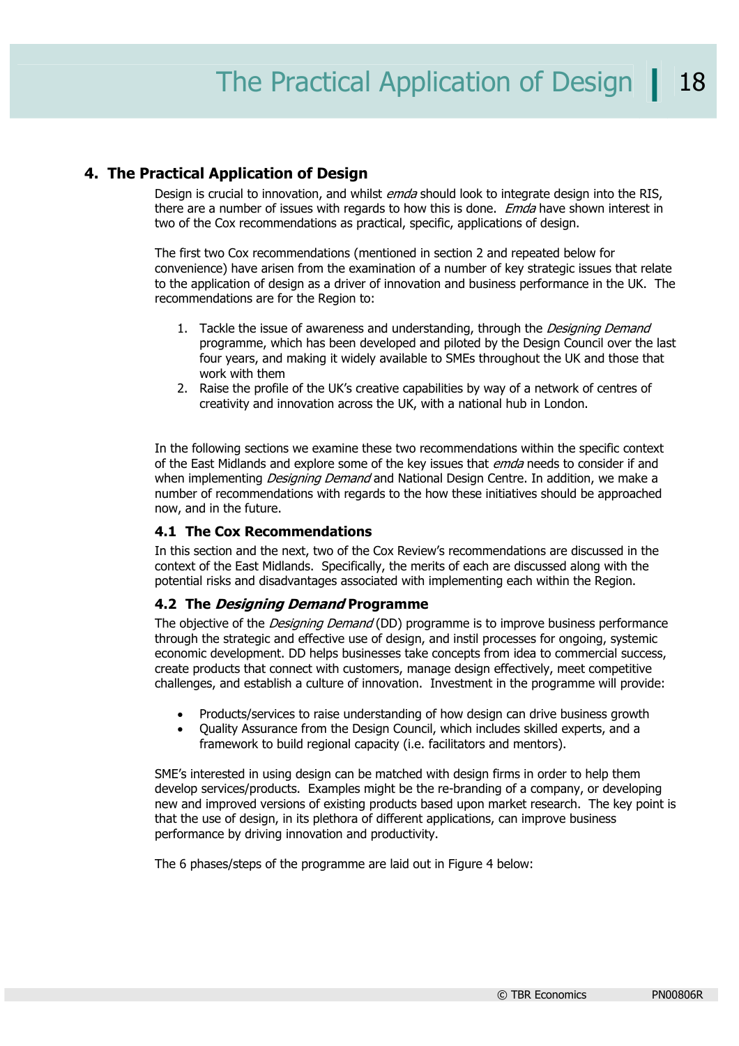## 4. The Practical Application of Design

Design is crucial to innovation, and whilst *emda* should look to integrate design into the RIS, there are a number of issues with regards to how this is done. *Emda* have shown interest in two of the Cox recommendations as practical, specific, applications of design.

The first two Cox recommendations (mentioned in section 2 and repeated below for convenience) have arisen from the examination of a number of key strategic issues that relate to the application of design as a driver of innovation and business performance in the UK. The recommendations are for the Region to:

1. Tackle the issue of awareness and understanding, through the *Designing Demand* programme, which has been developed and piloted by the Design Council over the last four years, and making it widely available to SMEs throughout the UK and those that work with them
2. Raise the profile of the UK's creative capabilities by way of a network of centres of creativity and innovation across the UK, with a national hub in London.

In the following sections we examine these two recommendations within the specific context of the East Midlands and explore some of the key issues that *emda* needs to consider if and when implementing *Designing Demand* and National Design Centre. In addition, we make a number of recommendations with regards to the how these initiatives should be approached now, and in the future.

### 4.1 The Cox Recommendations

In this section and the next, two of the Cox Review's recommendations are discussed in the context of the East Midlands. Specifically, the merits of each are discussed along with the potential risks and disadvantages associated with implementing each within the Region.

### 4.2 The *Designing Demand* Programme

The objective of the *Designing Demand* (DD) programme is to improve business performance through the strategic and effective use of design, and instil processes for ongoing, systemic economic development. DD helps businesses take concepts from idea to commercial success, create products that connect with customers, manage design effectively, meet competitive challenges, and establish a culture of innovation. Investment in the programme will provide:

- Products/services to raise understanding of how design can drive business growth
- Quality Assurance from the Design Council, which includes skilled experts, and a framework to build regional capacity (i.e. facilitators and mentors).

SME's interested in using design can be matched with design firms in order to help them develop services/products. Examples might be the re-branding of a company, or developing new and improved versions of existing products based upon market research. The key point is that the use of design, in its plethora of different applications, can improve business performance by driving innovation and productivity.

The 6 phases/steps of the programme are laid out in Figure 4 below: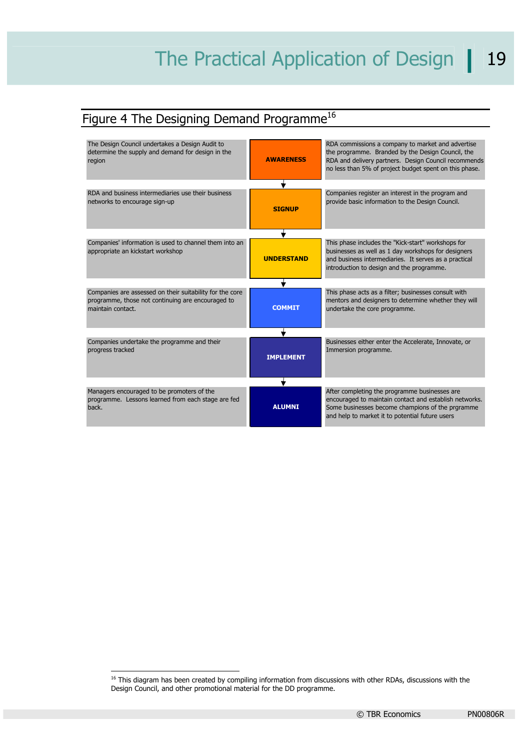## Figure 4 The Designing Demand Programme[16]

| | Phase | |
|---|---|---|
| The Design Council undertakes a Design Audit to determine the supply and demand for design in the region | **AWARENESS** | RDA commissions a company to market and advertise the programme. Branded by the Design Council, the RDA and delivery partners. Design Council recommends no less than 5% of project budget spent on this phase. |
| RDA and business intermediaries use their business networks to encourage sign-up | **SIGNUP** | Companies register an interest in the program and provide basic information to the Design Council. |
| Companies' information is used to channel them into an appropriate an kickstart workshop | **UNDERSTAND** | This phase includes the "Kick-start" workshops for businesses as well as 1 day workshops for designers and business intermediaries. It serves as a practical introduction to design and the programme. |
| Companies are assessed on their suitability for the core programme, those not continuing are encouraged to maintain contact. | **COMMIT** | This phase acts as a filter; businesses consult with mentors and designers to determine whether they will undertake the core programme. |
| Companies undertake the programme and their progress tracked | **IMPLEMENT** | Businesses either enter the Accelerate, Innovate, or Immersion programme. |
| Managers encouraged to be promoters of the programme. Lessons learned from each stage are fed back. | **ALUMNI** | After completing the programme businesses are encouraged to maintain contact and establish networks. Some businesses become champions of the prgramme and help to market it to potential future users |

[16] This diagram has been created by compiling information from discussions with other RDAs, discussions with the Design Council, and other promotional material for the DD programme.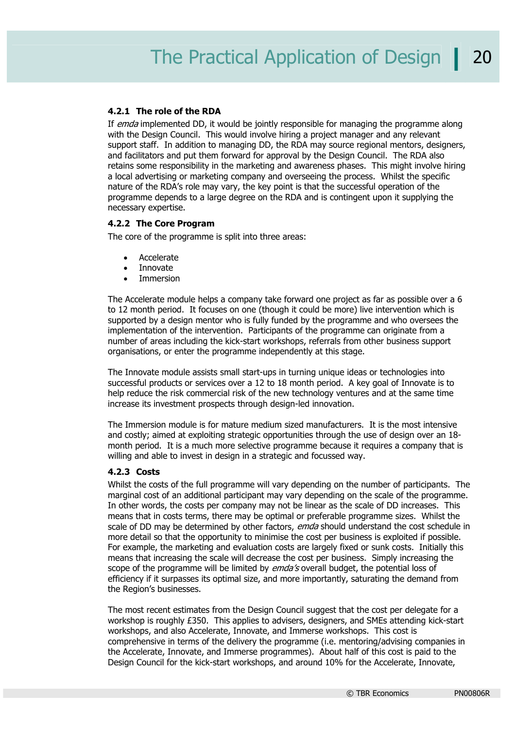#### 4.2.1 The role of the RDA

If *emda* implemented DD, it would be jointly responsible for managing the programme along with the Design Council. This would involve hiring a project manager and any relevant support staff. In addition to managing DD, the RDA may source regional mentors, designers, and facilitators and put them forward for approval by the Design Council. The RDA also retains some responsibility in the marketing and awareness phases. This might involve hiring a local advertising or marketing company and overseeing the process. Whilst the specific nature of the RDA's role may vary, the key point is that the successful operation of the programme depends to a large degree on the RDA and is contingent upon it supplying the necessary expertise.

#### 4.2.2 The Core Program

The core of the programme is split into three areas:

- Accelerate
- Innovate
- Immersion

The Accelerate module helps a company take forward one project as far as possible over a 6 to 12 month period. It focuses on one (though it could be more) live intervention which is supported by a design mentor who is fully funded by the programme and who oversees the implementation of the intervention. Participants of the programme can originate from a number of areas including the kick-start workshops, referrals from other business support organisations, or enter the programme independently at this stage.

The Innovate module assists small start-ups in turning unique ideas or technologies into successful products or services over a 12 to 18 month period. A key goal of Innovate is to help reduce the risk commercial risk of the new technology ventures and at the same time increase its investment prospects through design-led innovation.

The Immersion module is for mature medium sized manufacturers. It is the most intensive and costly; aimed at exploiting strategic opportunities through the use of design over an 18-month period. It is a much more selective programme because it requires a company that is willing and able to invest in design in a strategic and focussed way.

#### 4.2.3 Costs

Whilst the costs of the full programme will vary depending on the number of participants. The marginal cost of an additional participant may vary depending on the scale of the programme. In other words, the costs per company may not be linear as the scale of DD increases. This means that in costs terms, there may be optimal or preferable programme sizes. Whilst the scale of DD may be determined by other factors, *emda* should understand the cost schedule in more detail so that the opportunity to minimise the cost per business is exploited if possible. For example, the marketing and evaluation costs are largely fixed or sunk costs. Initially this means that increasing the scale will decrease the cost per business. Simply increasing the scope of the programme will be limited by *emda's* overall budget, the potential loss of efficiency if it surpasses its optimal size, and more importantly, saturating the demand from the Region's businesses.

The most recent estimates from the Design Council suggest that the cost per delegate for a workshop is roughly £350. This applies to advisers, designers, and SMEs attending kick-start workshops, and also Accelerate, Innovate, and Immerse workshops. This cost is comprehensive in terms of the delivery the programme (i.e. mentoring/advising companies in the Accelerate, Innovate, and Immerse programmes). About half of this cost is paid to the Design Council for the kick-start workshops, and around 10% for the Accelerate, Innovate,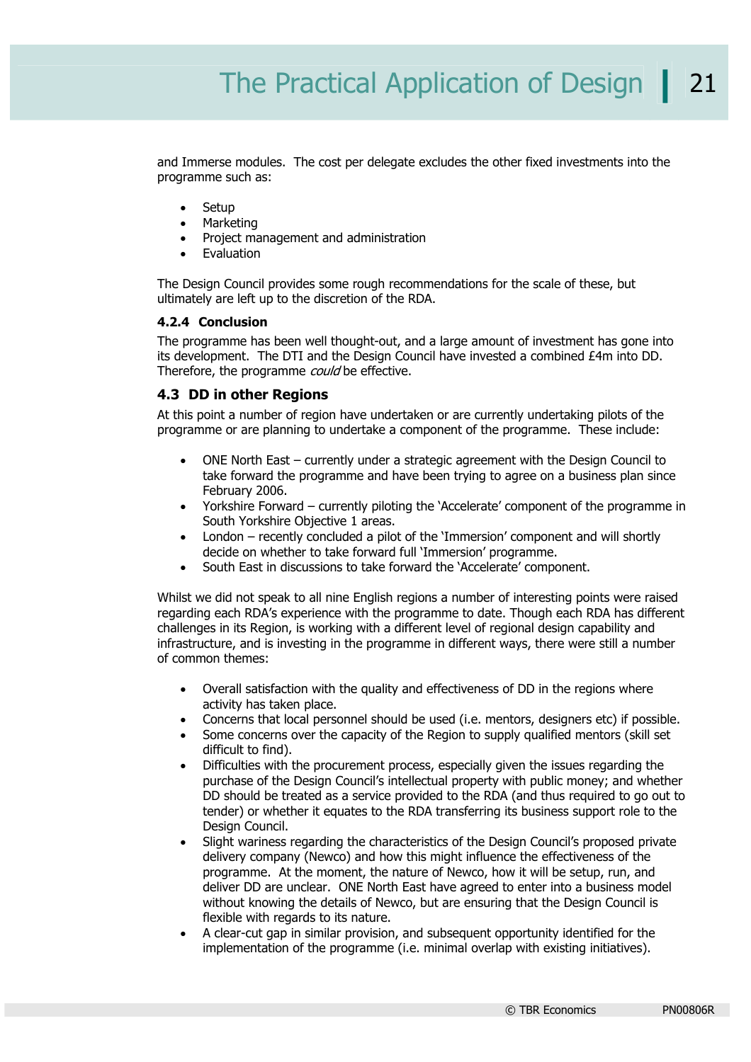and Immerse modules. The cost per delegate excludes the other fixed investments into the programme such as:

- Setup
- Marketing
- Project management and administration
- Evaluation

The Design Council provides some rough recommendations for the scale of these, but ultimately are left up to the discretion of the RDA.

#### 4.2.4 Conclusion

The programme has been well thought-out, and a large amount of investment has gone into its development. The DTI and the Design Council have invested a combined £4m into DD. Therefore, the programme *could* be effective.

### 4.3 DD in other Regions

At this point a number of region have undertaken or are currently undertaking pilots of the programme or are planning to undertake a component of the programme. These include:

- ONE North East – currently under a strategic agreement with the Design Council to take forward the programme and have been trying to agree on a business plan since February 2006.
- Yorkshire Forward – currently piloting the 'Accelerate' component of the programme in South Yorkshire Objective 1 areas.
- London – recently concluded a pilot of the 'Immersion' component and will shortly decide on whether to take forward full 'Immersion' programme.
- South East in discussions to take forward the 'Accelerate' component.

Whilst we did not speak to all nine English regions a number of interesting points were raised regarding each RDA's experience with the programme to date. Though each RDA has different challenges in its Region, is working with a different level of regional design capability and infrastructure, and is investing in the programme in different ways, there were still a number of common themes:

- Overall satisfaction with the quality and effectiveness of DD in the regions where activity has taken place.
- Concerns that local personnel should be used (i.e. mentors, designers etc) if possible.
- Some concerns over the capacity of the Region to supply qualified mentors (skill set difficult to find).
- Difficulties with the procurement process, especially given the issues regarding the purchase of the Design Council's intellectual property with public money; and whether DD should be treated as a service provided to the RDA (and thus required to go out to tender) or whether it equates to the RDA transferring its business support role to the Design Council.
- Slight wariness regarding the characteristics of the Design Council's proposed private delivery company (Newco) and how this might influence the effectiveness of the programme. At the moment, the nature of Newco, how it will be setup, run, and deliver DD are unclear. ONE North East have agreed to enter into a business model without knowing the details of Newco, but are ensuring that the Design Council is flexible with regards to its nature.
- A clear-cut gap in similar provision, and subsequent opportunity identified for the implementation of the programme (i.e. minimal overlap with existing initiatives).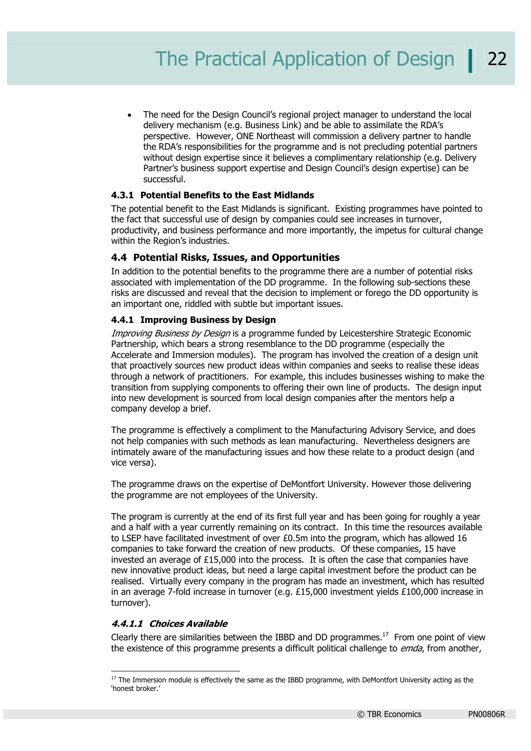- The need for the Design Council's regional project manager to understand the local delivery mechanism (e.g. Business Link) and be able to assimilate the RDA's perspective. However, ONE Northeast will commission a delivery partner to handle the RDA's responsibilities for the programme and is not precluding potential partners without design expertise since it believes a complimentary relationship (e.g. Delivery Partner's business support expertise and Design Council's design expertise) can be successful.

### 4.3.1 Potential Benefits to the East Midlands

The potential benefit to the East Midlands is significant. Existing programmes have pointed to the fact that successful use of design by companies could see increases in turnover, productivity, and business performance and more importantly, the impetus for cultural change within the Region's industries.

## 4.4 Potential Risks, Issues, and Opportunities

In addition to the potential benefits to the programme there are a number of potential risks associated with implementation of the DD programme. In the following sub-sections these risks are discussed and reveal that the decision to implement or forego the DD opportunity is an important one, riddled with subtle but important issues.

### 4.4.1 Improving Business by Design

*Improving Business by Design* is a programme funded by Leicestershire Strategic Economic Partnership, which bears a strong resemblance to the DD programme (especially the Accelerate and Immersion modules). The program has involved the creation of a design unit that proactively sources new product ideas within companies and seeks to realise these ideas through a network of practitioners. For example, this includes businesses wishing to make the transition from supplying components to offering their own line of products. The design input into new development is sourced from local design companies after the mentors help a company develop a brief.

The programme is effectively a compliment to the Manufacturing Advisory Service, and does not help companies with such methods as lean manufacturing. Nevertheless designers are intimately aware of the manufacturing issues and how these relate to a product design (and vice versa).

The programme draws on the expertise of DeMontfort University. However those delivering the programme are not employees of the University.

The program is currently at the end of its first full year and has been going for roughly a year and a half with a year currently remaining on its contract. In this time the resources available to LSEP have facilitated investment of over £0.5m into the program, which has allowed 16 companies to take forward the creation of new products. Of these companies, 15 have invested an average of £15,000 into the process. It is often the case that companies have new innovative product ideas, but need a large capital investment before the product can be realised. Virtually every company in the program has made an investment, which has resulted in an average 7-fold increase in turnover (e.g. £15,000 investment yields £100,000 increase in turnover).

#### *4.4.1.1 Choices Available*

Clearly there are similarities between the IBBD and DD programmes.[17] From one point of view the existence of this programme presents a difficult political challenge to *emda*, from another,

[17] The Immersion module is effectively the same as the IBBD programme, with DeMontfort University acting as the 'honest broker.'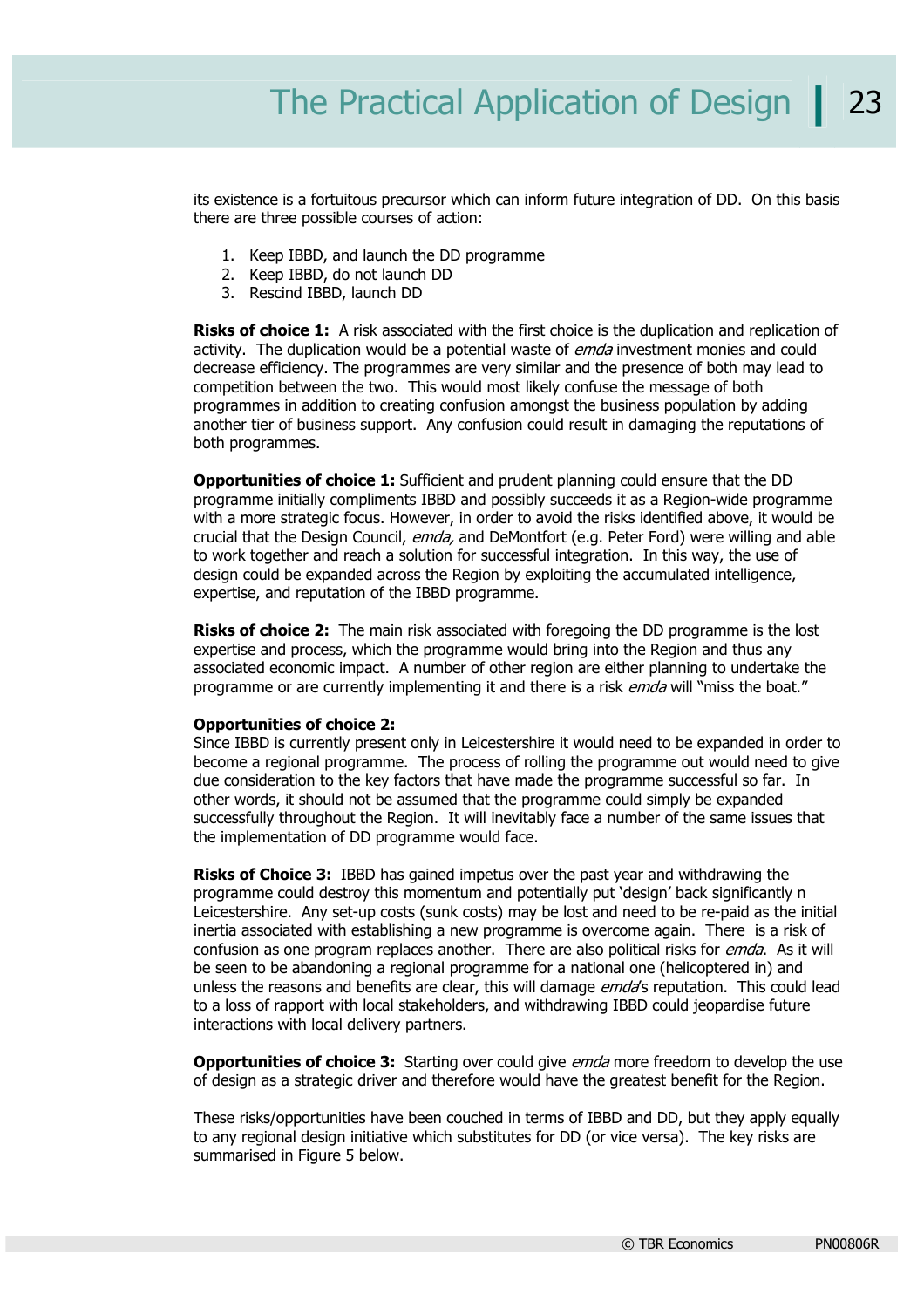its existence is a fortuitous precursor which can inform future integration of DD. On this basis there are three possible courses of action:

1. Keep IBBD, and launch the DD programme
2. Keep IBBD, do not launch DD
3. Rescind IBBD, launch DD

**Risks of choice 1:** A risk associated with the first choice is the duplication and replication of activity. The duplication would be a potential waste of *emda* investment monies and could decrease efficiency. The programmes are very similar and the presence of both may lead to competition between the two. This would most likely confuse the message of both programmes in addition to creating confusion amongst the business population by adding another tier of business support. Any confusion could result in damaging the reputations of both programmes.

**Opportunities of choice 1:** Sufficient and prudent planning could ensure that the DD programme initially compliments IBBD and possibly succeeds it as a Region-wide programme with a more strategic focus. However, in order to avoid the risks identified above, it would be crucial that the Design Council, *emda,* and DeMontfort (e.g. Peter Ford) were willing and able to work together and reach a solution for successful integration. In this way, the use of design could be expanded across the Region by exploiting the accumulated intelligence, expertise, and reputation of the IBBD programme.

**Risks of choice 2:** The main risk associated with foregoing the DD programme is the lost expertise and process, which the programme would bring into the Region and thus any associated economic impact. A number of other region are either planning to undertake the programme or are currently implementing it and there is a risk *emda* will "miss the boat."

**Opportunities of choice 2:**
Since IBBD is currently present only in Leicestershire it would need to be expanded in order to become a regional programme. The process of rolling the programme out would need to give due consideration to the key factors that have made the programme successful so far. In other words, it should not be assumed that the programme could simply be expanded successfully throughout the Region. It will inevitably face a number of the same issues that the implementation of DD programme would face.

**Risks of Choice 3:** IBBD has gained impetus over the past year and withdrawing the programme could destroy this momentum and potentially put 'design' back significantly n Leicestershire. Any set-up costs (sunk costs) may be lost and need to be re-paid as the initial inertia associated with establishing a new programme is overcome again. There is a risk of confusion as one program replaces another. There are also political risks for *emda*. As it will be seen to be abandoning a regional programme for a national one (helicoptered in) and unless the reasons and benefits are clear, this will damage *emda*'s reputation. This could lead to a loss of rapport with local stakeholders, and withdrawing IBBD could jeopardise future interactions with local delivery partners.

**Opportunities of choice 3:** Starting over could give *emda* more freedom to develop the use of design as a strategic driver and therefore would have the greatest benefit for the Region.

These risks/opportunities have been couched in terms of IBBD and DD, but they apply equally to any regional design initiative which substitutes for DD (or vice versa). The key risks are summarised in Figure 5 below.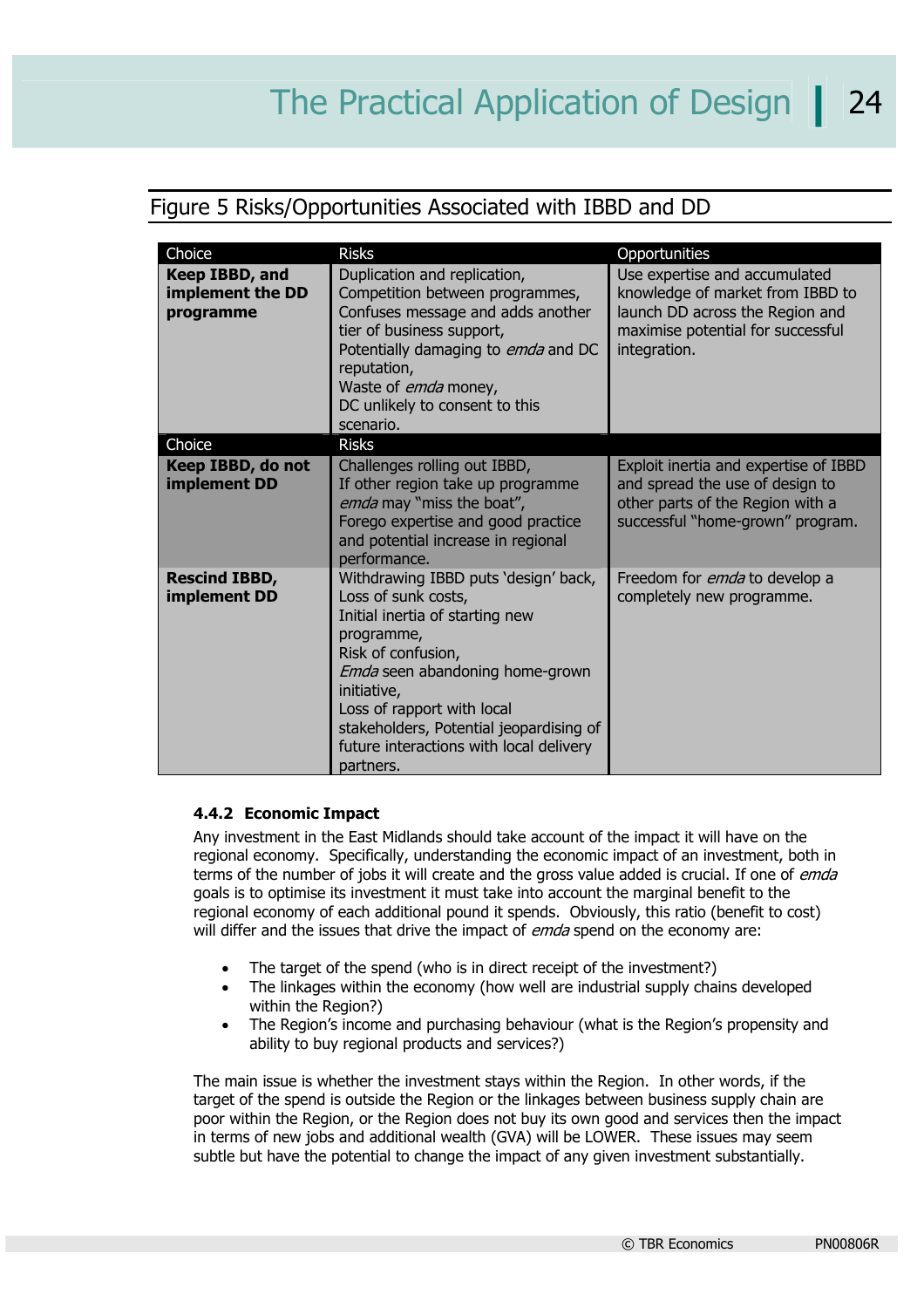## Figure 5 Risks/Opportunities Associated with IBBD and DD

| Choice | Risks | Opportunities |
|---|---|---|
| **Keep IBBD, and implement the DD programme** | Duplication and replication, Competition between programmes, Confuses message and adds another tier of business support, Potentially damaging to *emda* and DC reputation, Waste of *emda* money, DC unlikely to consent to this scenario. | Use expertise and accumulated knowledge of market from IBBD to launch DD across the Region and maximise potential for successful integration. |
| Choice | Risks | |
| **Keep IBBD, do not implement DD** | Challenges rolling out IBBD, If other region take up programme *emda* may "miss the boat", Forego expertise and good practice and potential increase in regional performance. | Exploit inertia and expertise of IBBD and spread the use of design to other parts of the Region with a successful "home-grown" program. |
| **Rescind IBBD, implement DD** | Withdrawing IBBD puts 'design' back, Loss of sunk costs, Initial inertia of starting new programme, Risk of confusion, *Emda* seen abandoning home-grown initiative, Loss of rapport with local stakeholders, Potential jeopardising of future interactions with local delivery partners. | Freedom for *emda* to develop a completely new programme. |

#### 4.4.2 Economic Impact

Any investment in the East Midlands should take account of the impact it will have on the regional economy. Specifically, understanding the economic impact of an investment, both in terms of the number of jobs it will create and the gross value added is crucial. If one of *emda* goals is to optimise its investment it must take into account the marginal benefit to the regional economy of each additional pound it spends. Obviously, this ratio (benefit to cost) will differ and the issues that drive the impact of *emda* spend on the economy are:

- The target of the spend (who is in direct receipt of the investment?)
- The linkages within the economy (how well are industrial supply chains developed within the Region?)
- The Region's income and purchasing behaviour (what is the Region's propensity and ability to buy regional products and services?)

The main issue is whether the investment stays within the Region. In other words, if the target of the spend is outside the Region or the linkages between business supply chain are poor within the Region, or the Region does not buy its own good and services then the impact in terms of new jobs and additional wealth (GVA) will be LOWER. These issues may seem subtle but have the potential to change the impact of any given investment substantially.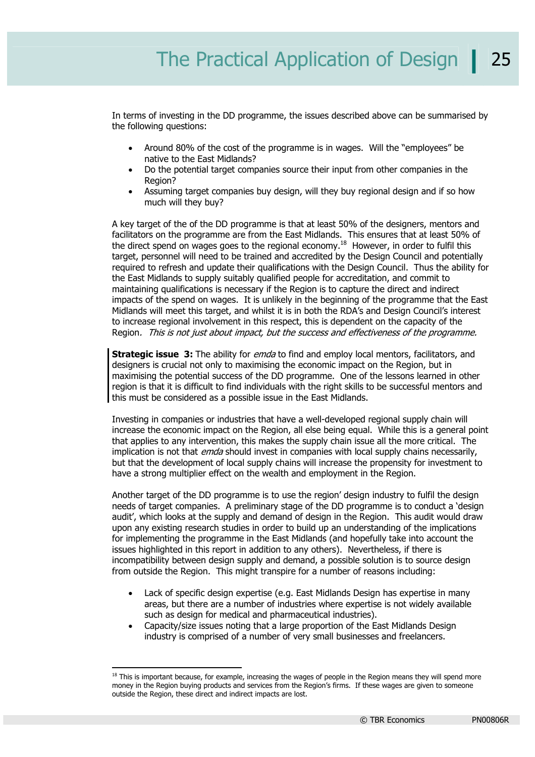In terms of investing in the DD programme, the issues described above can be summarised by the following questions:

- Around 80% of the cost of the programme is in wages. Will the "employees" be native to the East Midlands?
- Do the potential target companies source their input from other companies in the Region?
- Assuming target companies buy design, will they buy regional design and if so how much will they buy?

A key target of the of the DD programme is that at least 50% of the designers, mentors and facilitators on the programme are from the East Midlands. This ensures that at least 50% of the direct spend on wages goes to the regional economy.[18] However, in order to fulfil this target, personnel will need to be trained and accredited by the Design Council and potentially required to refresh and update their qualifications with the Design Council. Thus the ability for the East Midlands to supply suitably qualified people for accreditation, and commit to maintaining qualifications is necessary if the Region is to capture the direct and indirect impacts of the spend on wages. It is unlikely in the beginning of the programme that the East Midlands will meet this target, and whilst it is in both the RDA's and Design Council's interest to increase regional involvement in this respect, this is dependent on the capacity of the Region. *This is not just about impact, but the success and effectiveness of the programme.*

**Strategic issue 3:** The ability for *emda* to find and employ local mentors, facilitators, and designers is crucial not only to maximising the economic impact on the Region, but in maximising the potential success of the DD programme. One of the lessons learned in other region is that it is difficult to find individuals with the right skills to be successful mentors and this must be considered as a possible issue in the East Midlands.

Investing in companies or industries that have a well-developed regional supply chain will increase the economic impact on the Region, all else being equal. While this is a general point that applies to any intervention, this makes the supply chain issue all the more critical. The implication is not that *emda* should invest in companies with local supply chains necessarily, but that the development of local supply chains will increase the propensity for investment to have a strong multiplier effect on the wealth and employment in the Region.

Another target of the DD programme is to use the region' design industry to fulfil the design needs of target companies. A preliminary stage of the DD programme is to conduct a 'design audit', which looks at the supply and demand of design in the Region. This audit would draw upon any existing research studies in order to build up an understanding of the implications for implementing the programme in the East Midlands (and hopefully take into account the issues highlighted in this report in addition to any others). Nevertheless, if there is incompatibility between design supply and demand, a possible solution is to source design from outside the Region. This might transpire for a number of reasons including:

- Lack of specific design expertise (e.g. East Midlands Design has expertise in many areas, but there are a number of industries where expertise is not widely available such as design for medical and pharmaceutical industries).
- Capacity/size issues noting that a large proportion of the East Midlands Design industry is comprised of a number of very small businesses and freelancers.

[18] This is important because, for example, increasing the wages of people in the Region means they will spend more money in the Region buying products and services from the Region's firms. If these wages are given to someone outside the Region, these direct and indirect impacts are lost.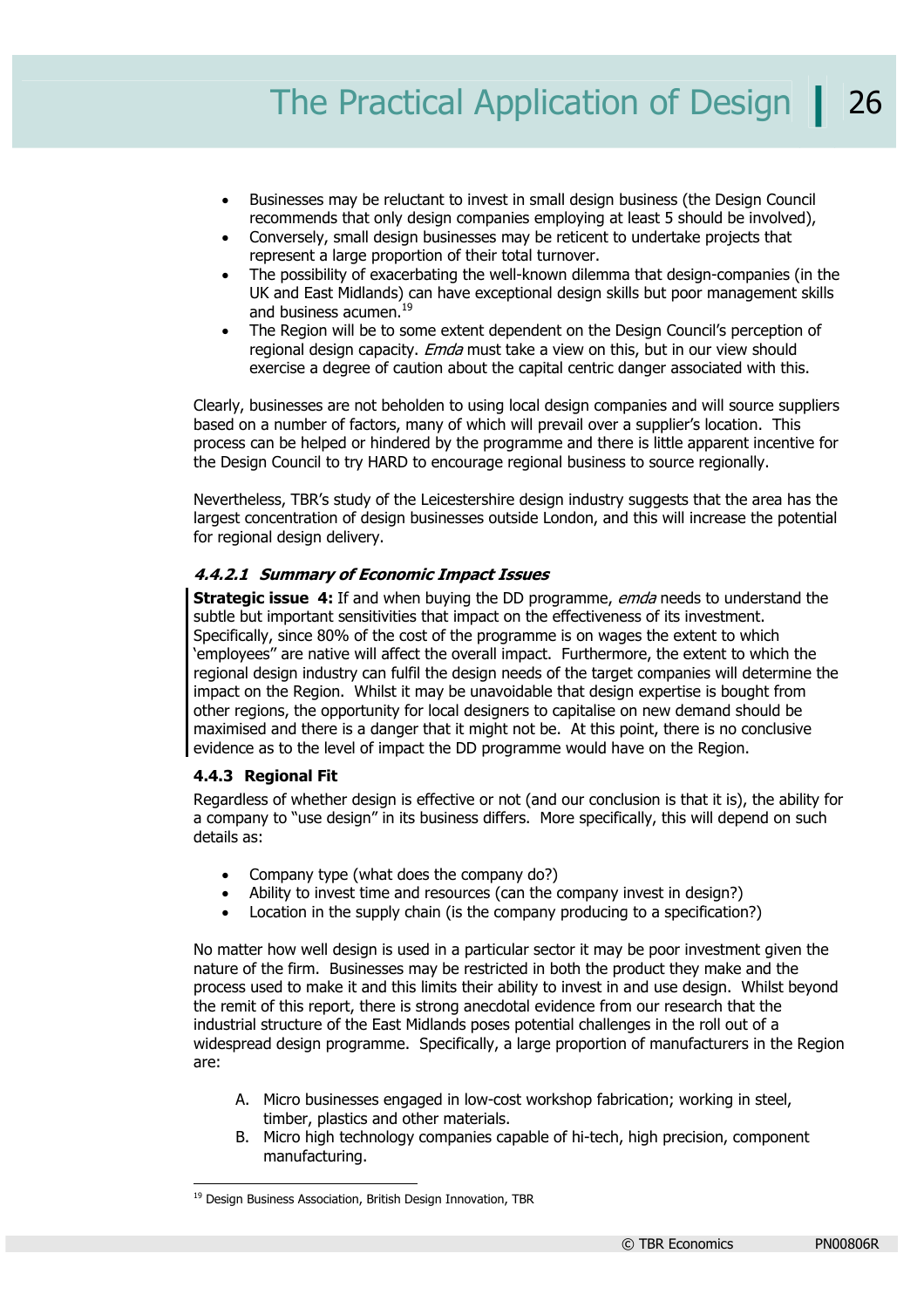- Businesses may be reluctant to invest in small design business (the Design Council recommends that only design companies employing at least 5 should be involved),
- Conversely, small design businesses may be reticent to undertake projects that represent a large proportion of their total turnover.
- The possibility of exacerbating the well-known dilemma that design-companies (in the UK and East Midlands) can have exceptional design skills but poor management skills and business acumen.[19]
- The Region will be to some extent dependent on the Design Council's perception of regional design capacity. *Emda* must take a view on this, but in our view should exercise a degree of caution about the capital centric danger associated with this.

Clearly, businesses are not beholden to using local design companies and will source suppliers based on a number of factors, many of which will prevail over a supplier's location. This process can be helped or hindered by the programme and there is little apparent incentive for the Design Council to try HARD to encourage regional business to source regionally.

Nevertheless, TBR's study of the Leicestershire design industry suggests that the area has the largest concentration of design businesses outside London, and this will increase the potential for regional design delivery.

##### *4.4.2.1 Summary of Economic Impact Issues*

**Strategic issue 4:** If and when buying the DD programme, *emda* needs to understand the subtle but important sensitivities that impact on the effectiveness of its investment. Specifically, since 80% of the cost of the programme is on wages the extent to which 'employees" are native will affect the overall impact. Furthermore, the extent to which the regional design industry can fulfil the design needs of the target companies will determine the impact on the Region. Whilst it may be unavoidable that design expertise is bought from other regions, the opportunity for local designers to capitalise on new demand should be maximised and there is a danger that it might not be. At this point, there is no conclusive evidence as to the level of impact the DD programme would have on the Region.

#### 4.4.3 Regional Fit

Regardless of whether design is effective or not (and our conclusion is that it is), the ability for a company to "use design" in its business differs. More specifically, this will depend on such details as:

- Company type (what does the company do?)
- Ability to invest time and resources (can the company invest in design?)
- Location in the supply chain (is the company producing to a specification?)

No matter how well design is used in a particular sector it may be poor investment given the nature of the firm. Businesses may be restricted in both the product they make and the process used to make it and this limits their ability to invest in and use design. Whilst beyond the remit of this report, there is strong anecdotal evidence from our research that the industrial structure of the East Midlands poses potential challenges in the roll out of a widespread design programme. Specifically, a large proportion of manufacturers in the Region are:

A. Micro businesses engaged in low-cost workshop fabrication; working in steel, timber, plastics and other materials.
B. Micro high technology companies capable of hi-tech, high precision, component manufacturing.

[19] Design Business Association, British Design Innovation, TBR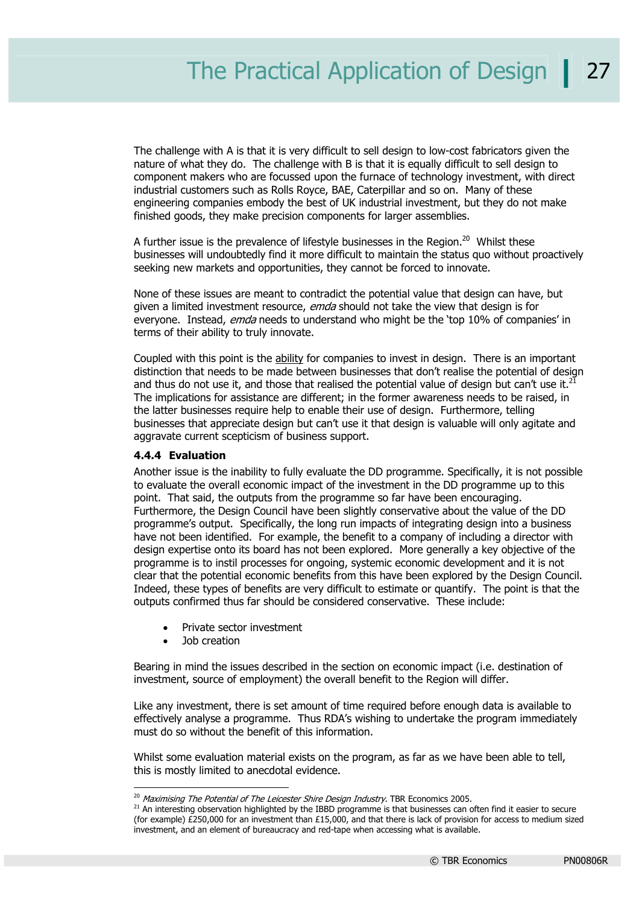The challenge with A is that it is very difficult to sell design to low-cost fabricators given the nature of what they do. The challenge with B is that it is equally difficult to sell design to component makers who are focussed upon the furnace of technology investment, with direct industrial customers such as Rolls Royce, BAE, Caterpillar and so on. Many of these engineering companies embody the best of UK industrial investment, but they do not make finished goods, they make precision components for larger assemblies.

A further issue is the prevalence of lifestyle businesses in the Region.[20] Whilst these businesses will undoubtedly find it more difficult to maintain the status quo without proactively seeking new markets and opportunities, they cannot be forced to innovate.

None of these issues are meant to contradict the potential value that design can have, but given a limited investment resource, *emda* should not take the view that design is for everyone. Instead, *emda* needs to understand who might be the 'top 10% of companies' in terms of their ability to truly innovate.

Coupled with this point is the <u>ability</u> for companies to invest in design. There is an important distinction that needs to be made between businesses that don't realise the potential of design and thus do not use it, and those that realised the potential value of design but can't use it.[21] The implications for assistance are different; in the former awareness needs to be raised, in the latter businesses require help to enable their use of design. Furthermore, telling businesses that appreciate design but can't use it that design is valuable will only agitate and aggravate current scepticism of business support.

### 4.4.4 Evaluation

Another issue is the inability to fully evaluate the DD programme. Specifically, it is not possible to evaluate the overall economic impact of the investment in the DD programme up to this point. That said, the outputs from the programme so far have been encouraging. Furthermore, the Design Council have been slightly conservative about the value of the DD programme's output. Specifically, the long run impacts of integrating design into a business have not been identified. For example, the benefit to a company of including a director with design expertise onto its board has not been explored. More generally a key objective of the programme is to instil processes for ongoing, systemic economic development and it is not clear that the potential economic benefits from this have been explored by the Design Council. Indeed, these types of benefits are very difficult to estimate or quantify. The point is that the outputs confirmed thus far should be considered conservative. These include:

- Private sector investment
- Job creation

Bearing in mind the issues described in the section on economic impact (i.e. destination of investment, source of employment) the overall benefit to the Region will differ.

Like any investment, there is set amount of time required before enough data is available to effectively analyse a programme. Thus RDA's wishing to undertake the program immediately must do so without the benefit of this information.

Whilst some evaluation material exists on the program, as far as we have been able to tell, this is mostly limited to anecdotal evidence.

---

[20] *Maximising The Potential of The Leicester Shire Design Industry*. TBR Economics 2005.

[21] An interesting observation highlighted by the IBBD programme is that businesses can often find it easier to secure (for example) £250,000 for an investment than £15,000, and that there is lack of provision for access to medium sized investment, and an element of bureaucracy and red-tape when accessing what is available.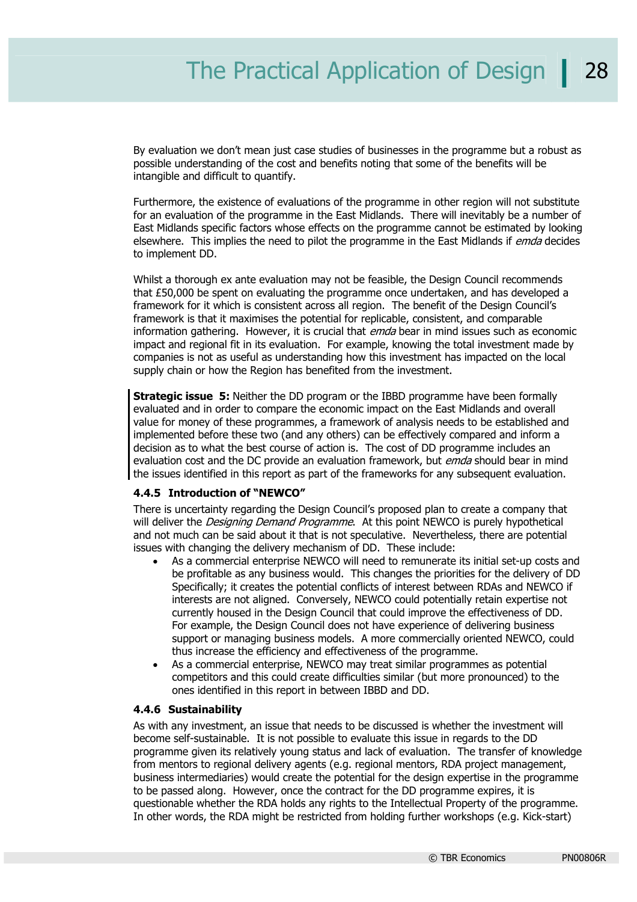By evaluation we don't mean just case studies of businesses in the programme but a robust as possible understanding of the cost and benefits noting that some of the benefits will be intangible and difficult to quantify.

Furthermore, the existence of evaluations of the programme in other region will not substitute for an evaluation of the programme in the East Midlands. There will inevitably be a number of East Midlands specific factors whose effects on the programme cannot be estimated by looking elsewhere. This implies the need to pilot the programme in the East Midlands if *emda* decides to implement DD.

Whilst a thorough ex ante evaluation may not be feasible, the Design Council recommends that £50,000 be spent on evaluating the programme once undertaken, and has developed a framework for it which is consistent across all region. The benefit of the Design Council's framework is that it maximises the potential for replicable, consistent, and comparable information gathering. However, it is crucial that *emda* bear in mind issues such as economic impact and regional fit in its evaluation. For example, knowing the total investment made by companies is not as useful as understanding how this investment has impacted on the local supply chain or how the Region has benefited from the investment.

**Strategic issue 5:** Neither the DD program or the IBBD programme have been formally evaluated and in order to compare the economic impact on the East Midlands and overall value for money of these programmes, a framework of analysis needs to be established and implemented before these two (and any others) can be effectively compared and inform a decision as to what the best course of action is. The cost of DD programme includes an evaluation cost and the DC provide an evaluation framework, but *emda* should bear in mind the issues identified in this report as part of the frameworks for any subsequent evaluation.

### 4.4.5 Introduction of "NEWCO"

There is uncertainty regarding the Design Council's proposed plan to create a company that will deliver the *Designing Demand Programme*. At this point NEWCO is purely hypothetical and not much can be said about it that is not speculative. Nevertheless, there are potential issues with changing the delivery mechanism of DD. These include:

- As a commercial enterprise NEWCO will need to remunerate its initial set-up costs and be profitable as any business would. This changes the priorities for the delivery of DD Specifically; it creates the potential conflicts of interest between RDAs and NEWCO if interests are not aligned. Conversely, NEWCO could potentially retain expertise not currently housed in the Design Council that could improve the effectiveness of DD. For example, the Design Council does not have experience of delivering business support or managing business models. A more commercially oriented NEWCO, could thus increase the efficiency and effectiveness of the programme.
- As a commercial enterprise, NEWCO may treat similar programmes as potential competitors and this could create difficulties similar (but more pronounced) to the ones identified in this report in between IBBD and DD.

### 4.4.6 Sustainability

As with any investment, an issue that needs to be discussed is whether the investment will become self-sustainable. It is not possible to evaluate this issue in regards to the DD programme given its relatively young status and lack of evaluation. The transfer of knowledge from mentors to regional delivery agents (e.g. regional mentors, RDA project management, business intermediaries) would create the potential for the design expertise in the programme to be passed along. However, once the contract for the DD programme expires, it is questionable whether the RDA holds any rights to the Intellectual Property of the programme. In other words, the RDA might be restricted from holding further workshops (e.g. Kick-start)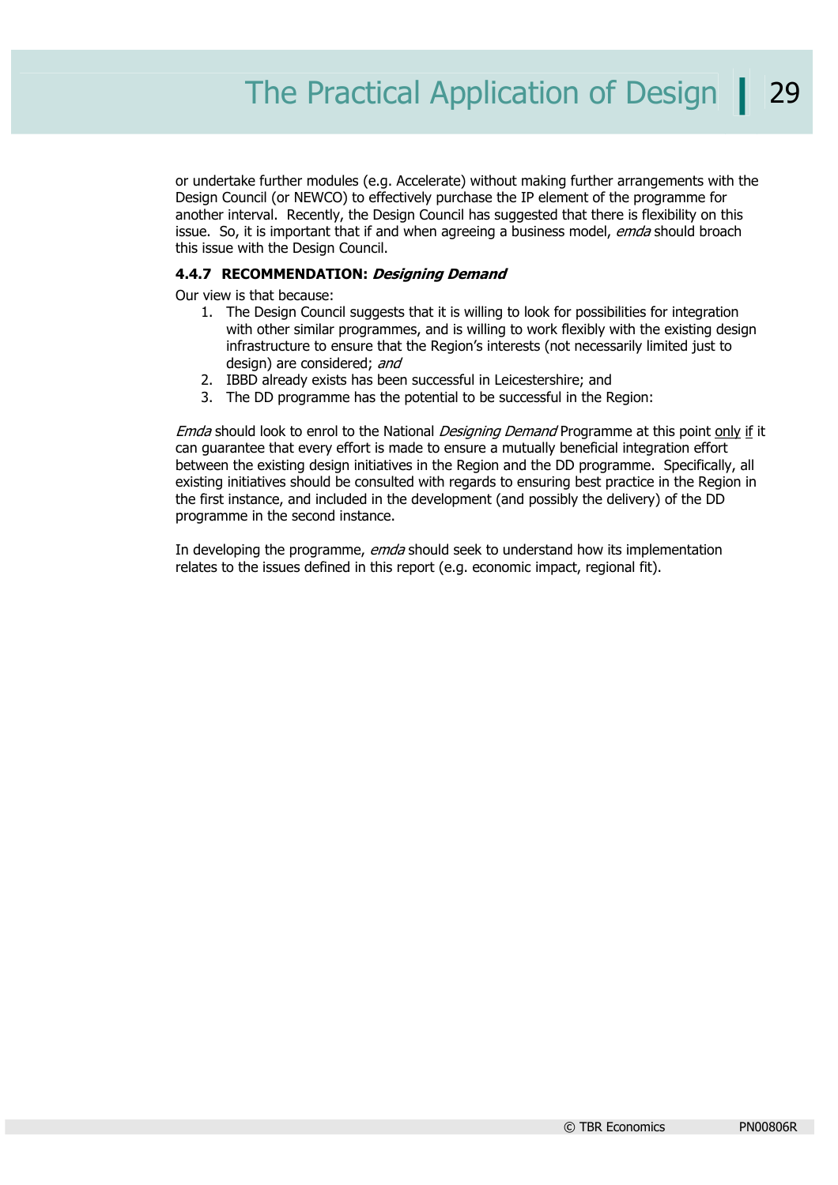or undertake further modules (e.g. Accelerate) without making further arrangements with the Design Council (or NEWCO) to effectively purchase the IP element of the programme for another interval. Recently, the Design Council has suggested that there is flexibility on this issue. So, it is important that if and when agreeing a business model, *emda* should broach this issue with the Design Council.

#### 4.4.7 RECOMMENDATION: *Designing Demand*

Our view is that because:

1. The Design Council suggests that it is willing to look for possibilities for integration with other similar programmes, and is willing to work flexibly with the existing design infrastructure to ensure that the Region's interests (not necessarily limited just to design) are considered; *and*
2. IBBD already exists has been successful in Leicestershire; and
3. The DD programme has the potential to be successful in the Region:

*Emda* should look to enrol to the National *Designing Demand* Programme at this point <u>only</u> <u>if</u> it can guarantee that every effort is made to ensure a mutually beneficial integration effort between the existing design initiatives in the Region and the DD programme. Specifically, all existing initiatives should be consulted with regards to ensuring best practice in the Region in the first instance, and included in the development (and possibly the delivery) of the DD programme in the second instance.

In developing the programme, *emda* should seek to understand how its implementation relates to the issues defined in this report (e.g. economic impact, regional fit).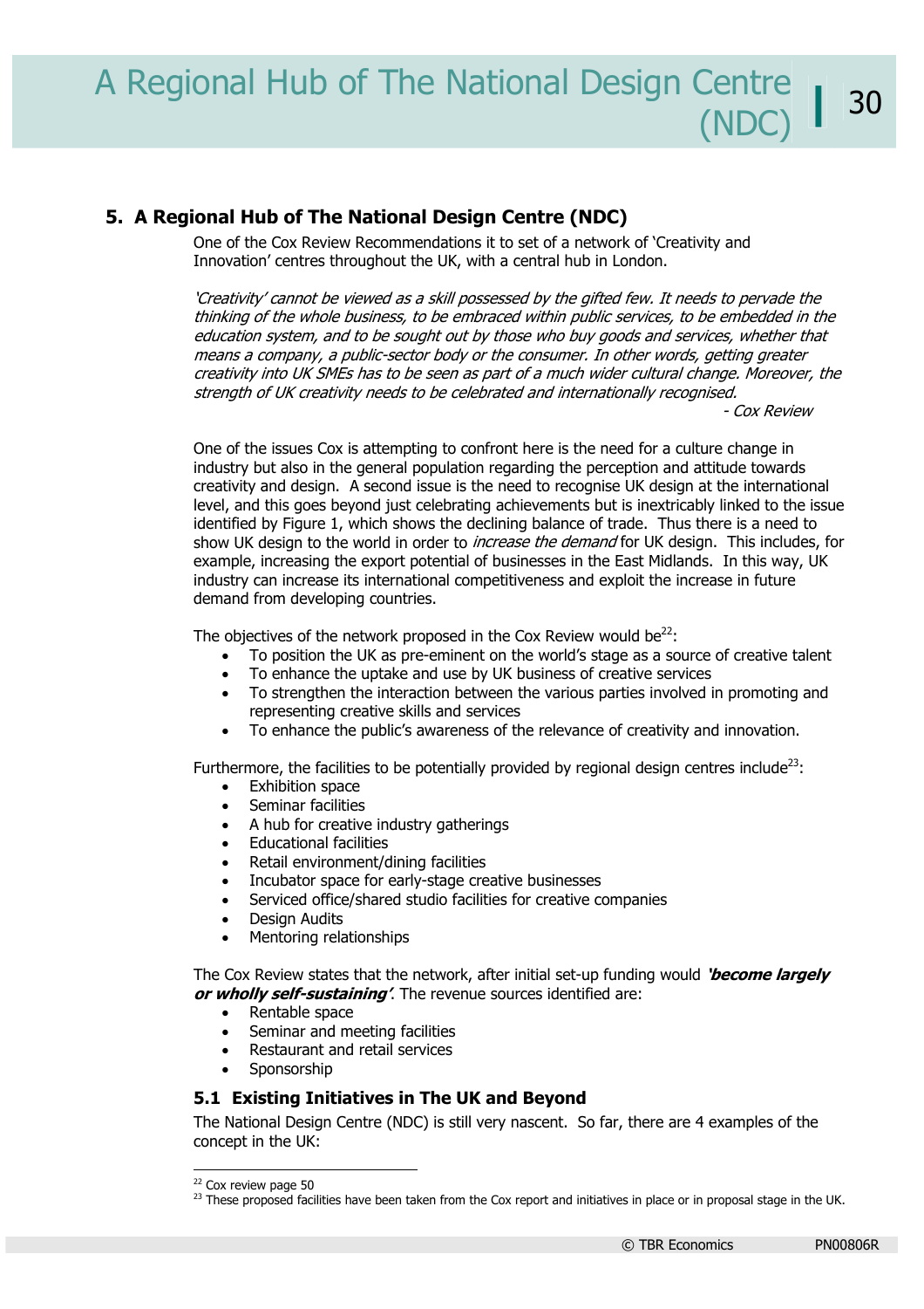## 5. A Regional Hub of The National Design Centre (NDC)

One of the Cox Review Recommendations it to set of a network of 'Creativity and Innovation' centres throughout the UK, with a central hub in London.

*'Creativity' cannot be viewed as a skill possessed by the gifted few. It needs to pervade the thinking of the whole business, to be embraced within public services, to be embedded in the education system, and to be sought out by those who buy goods and services, whether that means a company, a public-sector body or the consumer. In other words, getting greater creativity into UK SMEs has to be seen as part of a much wider cultural change. Moreover, the strength of UK creativity needs to be celebrated and internationally recognised.*

*- Cox Review*

One of the issues Cox is attempting to confront here is the need for a culture change in industry but also in the general population regarding the perception and attitude towards creativity and design. A second issue is the need to recognise UK design at the international level, and this goes beyond just celebrating achievements but is inextricably linked to the issue identified by Figure 1, which shows the declining balance of trade. Thus there is a need to show UK design to the world in order to *increase the demand* for UK design. This includes, for example, increasing the export potential of businesses in the East Midlands. In this way, UK industry can increase its international competitiveness and exploit the increase in future demand from developing countries.

The objectives of the network proposed in the Cox Review would be[22]:

- To position the UK as pre-eminent on the world's stage as a source of creative talent
- To enhance the uptake and use by UK business of creative services
- To strengthen the interaction between the various parties involved in promoting and representing creative skills and services
- To enhance the public's awareness of the relevance of creativity and innovation.

Furthermore, the facilities to be potentially provided by regional design centres include[23]:

- Exhibition space
- Seminar facilities
- A hub for creative industry gatherings
- Educational facilities
- Retail environment/dining facilities
- Incubator space for early-stage creative businesses
- Serviced office/shared studio facilities for creative companies
- Design Audits
- Mentoring relationships

The Cox Review states that the network, after initial set-up funding would ***'become largely or wholly self-sustaining'***. The revenue sources identified are:

- Rentable space
- Seminar and meeting facilities
- Restaurant and retail services
- Sponsorship

### 5.1 Existing Initiatives in The UK and Beyond

The National Design Centre (NDC) is still very nascent. So far, there are 4 examples of the concept in the UK:

[22] Cox review page 50

[23] These proposed facilities have been taken from the Cox report and initiatives in place or in proposal stage in the UK.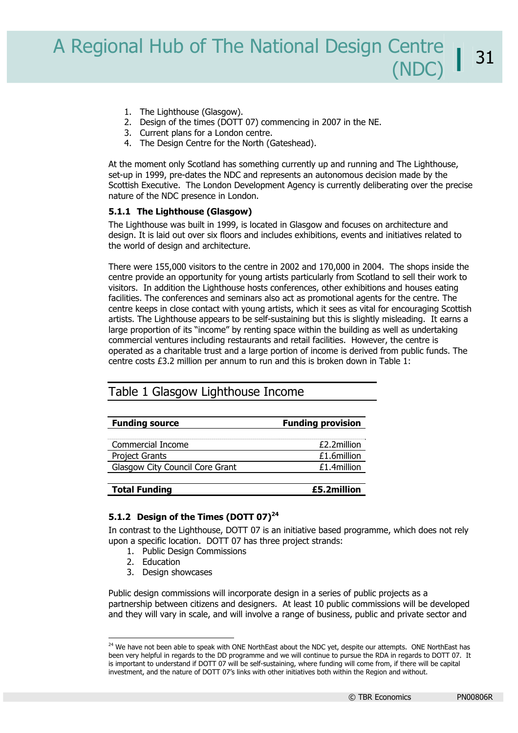1. The Lighthouse (Glasgow).
2. Design of the times (DOTT 07) commencing in 2007 in the NE.
3. Current plans for a London centre.
4. The Design Centre for the North (Gateshead).

At the moment only Scotland has something currently up and running and The Lighthouse, set-up in 1999, pre-dates the NDC and represents an autonomous decision made by the Scottish Executive. The London Development Agency is currently deliberating over the precise nature of the NDC presence in London.

### 5.1.1 The Lighthouse (Glasgow)

The Lighthouse was built in 1999, is located in Glasgow and focuses on architecture and design. It is laid out over six floors and includes exhibitions, events and initiatives related to the world of design and architecture.

There were 155,000 visitors to the centre in 2002 and 170,000 in 2004. The shops inside the centre provide an opportunity for young artists particularly from Scotland to sell their work to visitors. In addition the Lighthouse hosts conferences, other exhibitions and houses eating facilities. The conferences and seminars also act as promotional agents for the centre. The centre keeps in close contact with young artists, which it sees as vital for encouraging Scottish artists. The Lighthouse appears to be self-sustaining but this is slightly misleading. It earns a large proportion of its "income" by renting space within the building as well as undertaking commercial ventures including restaurants and retail facilities. However, the centre is operated as a charitable trust and a large portion of income is derived from public funds. The centre costs £3.2 million per annum to run and this is broken down in Table 1:

Table 1 Glasgow Lighthouse Income

| **Funding source** | **Funding provision** |
|---|---:|
| Commercial Income | £2.2million |
| Project Grants | £1.6million |
| Glasgow City Council Core Grant | £1.4million |
| **Total Funding** | **£5.2million** |

### 5.1.2 Design of the Times (DOTT 07)[24]

In contrast to the Lighthouse, DOTT 07 is an initiative based programme, which does not rely upon a specific location. DOTT 07 has three project strands:

1. Public Design Commissions
2. Education
3. Design showcases

Public design commissions will incorporate design in a series of public projects as a partnership between citizens and designers. At least 10 public commissions will be developed and they will vary in scale, and will involve a range of business, public and private sector and

[24] We have not been able to speak with ONE NorthEast about the NDC yet, despite our attempts. ONE NorthEast has been very helpful in regards to the DD programme and we will continue to pursue the RDA in regards to DOTT 07. It is important to understand if DOTT 07 will be self-sustaining, where funding will come from, if there will be capital investment, and the nature of DOTT 07's links with other initiatives both within the Region and without.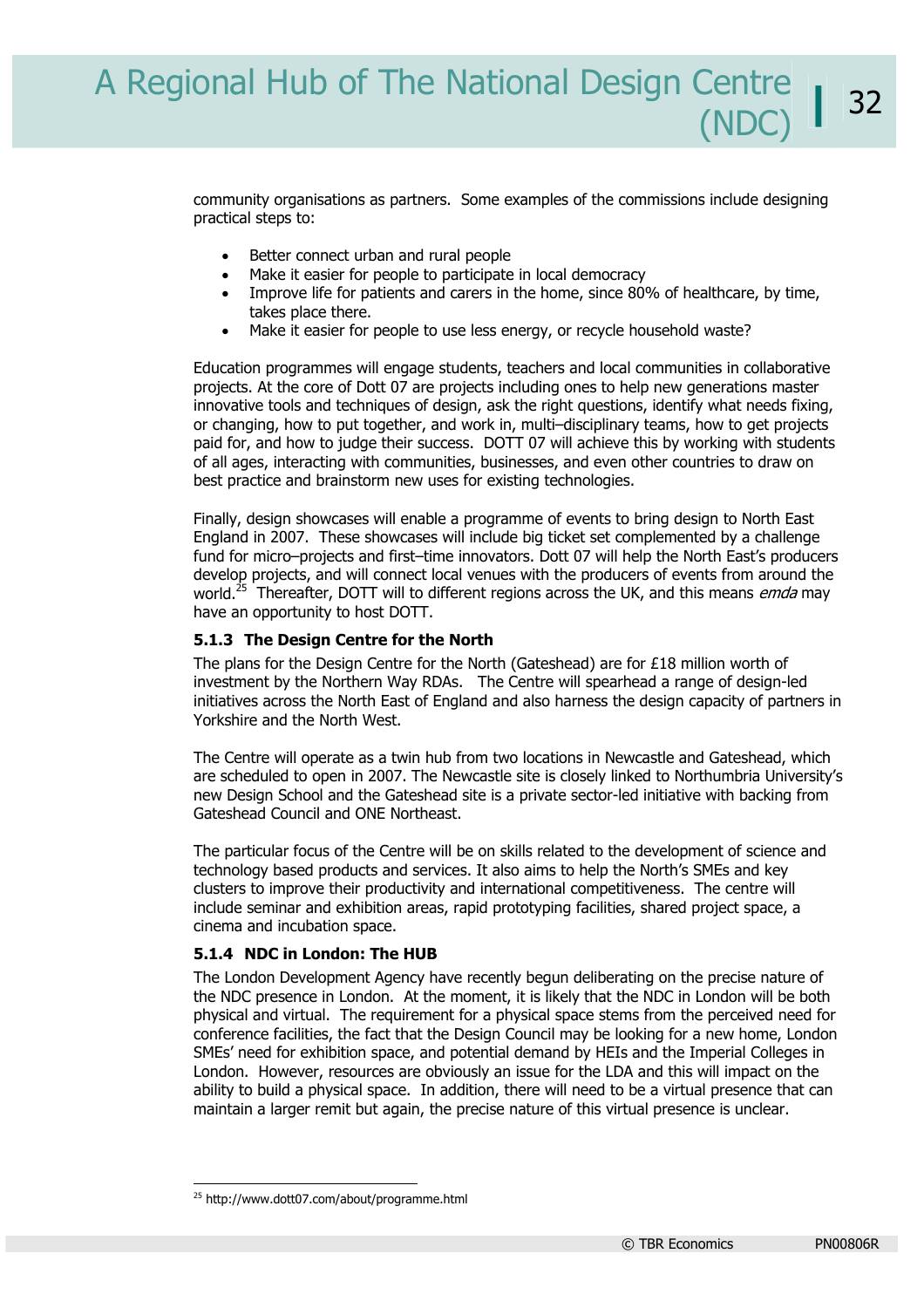community organisations as partners. Some examples of the commissions include designing practical steps to:

- Better connect urban and rural people
- Make it easier for people to participate in local democracy
- Improve life for patients and carers in the home, since 80% of healthcare, by time, takes place there.
- Make it easier for people to use less energy, or recycle household waste?

Education programmes will engage students, teachers and local communities in collaborative projects. At the core of Dott 07 are projects including ones to help new generations master innovative tools and techniques of design, ask the right questions, identify what needs fixing, or changing, how to put together, and work in, multi–disciplinary teams, how to get projects paid for, and how to judge their success. DOTT 07 will achieve this by working with students of all ages, interacting with communities, businesses, and even other countries to draw on best practice and brainstorm new uses for existing technologies.

Finally, design showcases will enable a programme of events to bring design to North East England in 2007. These showcases will include big ticket set complemented by a challenge fund for micro–projects and first–time innovators. Dott 07 will help the North East's producers develop projects, and will connect local venues with the producers of events from around the world.[25] Thereafter, DOTT will to different regions across the UK, and this means *emda* may have an opportunity to host DOTT.

### 5.1.3 The Design Centre for the North

The plans for the Design Centre for the North (Gateshead) are for £18 million worth of investment by the Northern Way RDAs. The Centre will spearhead a range of design-led initiatives across the North East of England and also harness the design capacity of partners in Yorkshire and the North West.

The Centre will operate as a twin hub from two locations in Newcastle and Gateshead, which are scheduled to open in 2007. The Newcastle site is closely linked to Northumbria University's new Design School and the Gateshead site is a private sector-led initiative with backing from Gateshead Council and ONE Northeast.

The particular focus of the Centre will be on skills related to the development of science and technology based products and services. It also aims to help the North's SMEs and key clusters to improve their productivity and international competitiveness. The centre will include seminar and exhibition areas, rapid prototyping facilities, shared project space, a cinema and incubation space.

### 5.1.4 NDC in London: The HUB

The London Development Agency have recently begun deliberating on the precise nature of the NDC presence in London. At the moment, it is likely that the NDC in London will be both physical and virtual. The requirement for a physical space stems from the perceived need for conference facilities, the fact that the Design Council may be looking for a new home, London SMEs' need for exhibition space, and potential demand by HEIs and the Imperial Colleges in London. However, resources are obviously an issue for the LDA and this will impact on the ability to build a physical space. In addition, there will need to be a virtual presence that can maintain a larger remit but again, the precise nature of this virtual presence is unclear.

[25] http://www.dott07.com/about/programme.html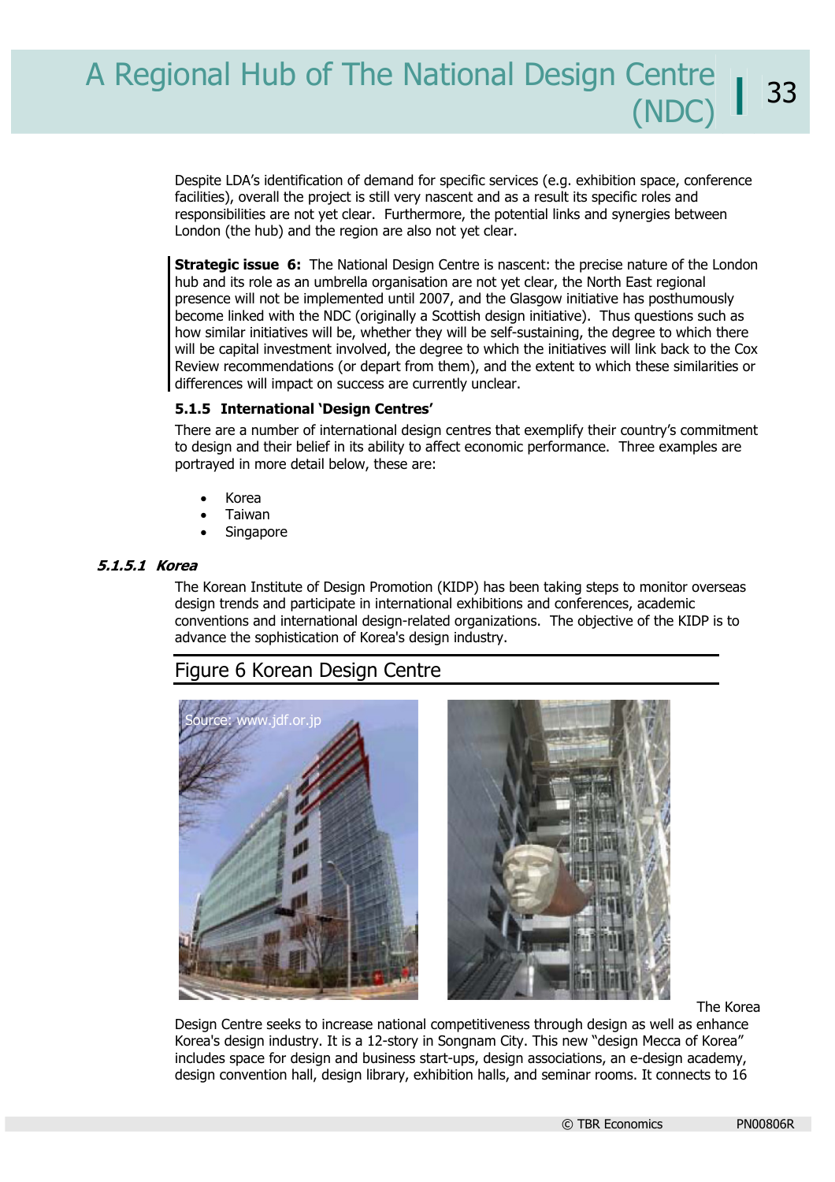Despite LDA's identification of demand for specific services (e.g. exhibition space, conference facilities), overall the project is still very nascent and as a result its specific roles and responsibilities are not yet clear. Furthermore, the potential links and synergies between London (the hub) and the region are also not yet clear.

**Strategic issue 6:** The National Design Centre is nascent: the precise nature of the London hub and its role as an umbrella organisation are not yet clear, the North East regional presence will not be implemented until 2007, and the Glasgow initiative has posthumously become linked with the NDC (originally a Scottish design initiative). Thus questions such as how similar initiatives will be, whether they will be self-sustaining, the degree to which there will be capital investment involved, the degree to which the initiatives will link back to the Cox Review recommendations (or depart from them), and the extent to which these similarities or differences will impact on success are currently unclear.

#### 5.1.5 International 'Design Centres'

There are a number of international design centres that exemplify their country's commitment to design and their belief in its ability to affect economic performance. Three examples are portrayed in more detail below, these are:

- Korea
- Taiwan
- Singapore

##### *5.1.5.1 Korea*

The Korean Institute of Design Promotion (KIDP) has been taking steps to monitor overseas design trends and participate in international exhibitions and conferences, academic conventions and international design-related organizations. The objective of the KIDP is to advance the sophistication of Korea's design industry.

Figure 6 Korean Design Centre

Source: www.jdf.or.jp

The Korea Design Centre seeks to increase national competitiveness through design as well as enhance Korea's design industry. It is a 12-story in Songnam City. This new "design Mecca of Korea" includes space for design and business start-ups, design associations, an e-design academy, design convention hall, design library, exhibition halls, and seminar rooms. It connects to 16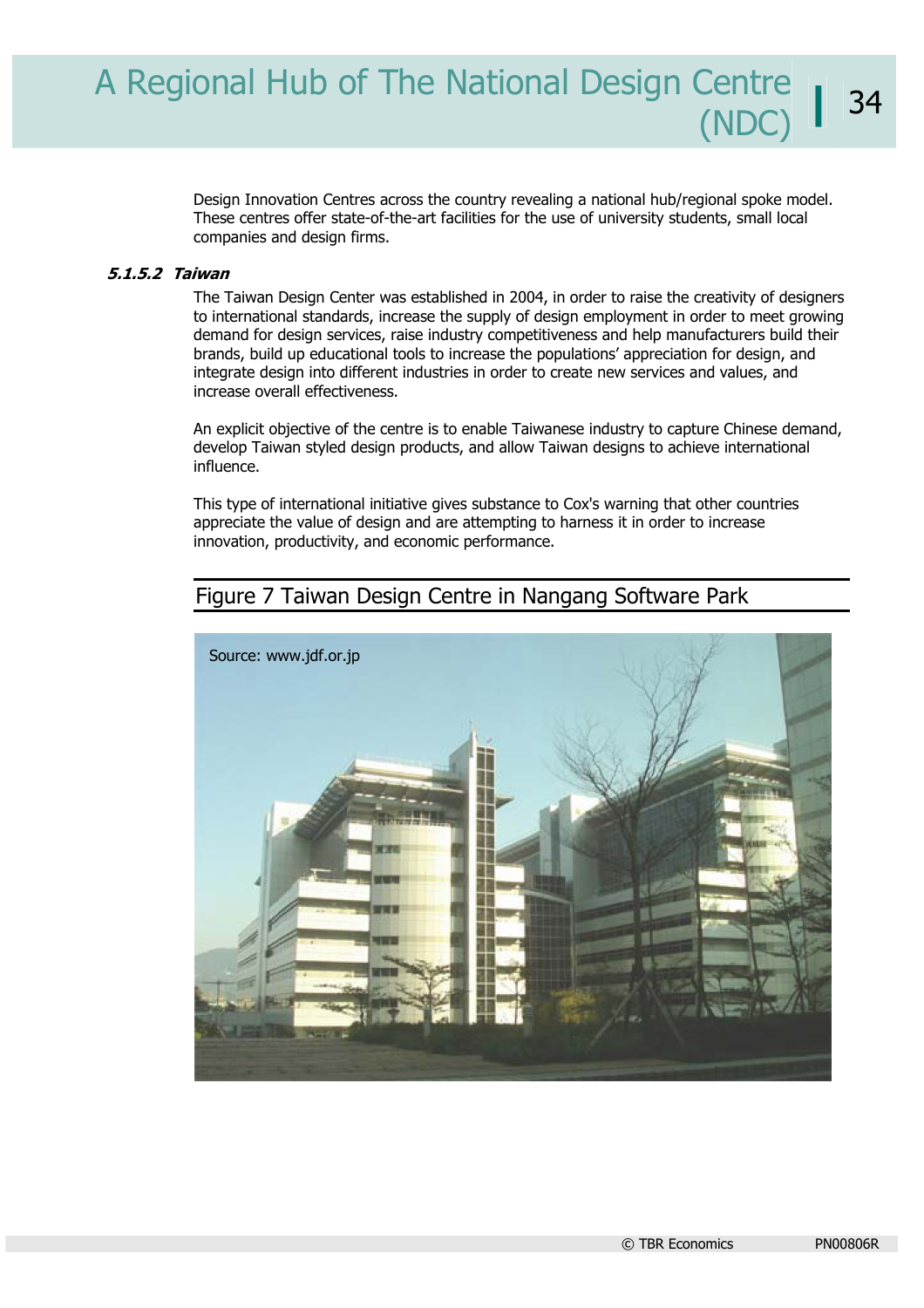Design Innovation Centres across the country revealing a national hub/regional spoke model. These centres offer state-of-the-art facilities for the use of university students, small local companies and design firms.

#### *5.1.5.2 Taiwan*

The Taiwan Design Center was established in 2004, in order to raise the creativity of designers to international standards, increase the supply of design employment in order to meet growing demand for design services, raise industry competitiveness and help manufacturers build their brands, build up educational tools to increase the populations' appreciation for design, and integrate design into different industries in order to create new services and values, and increase overall effectiveness.

An explicit objective of the centre is to enable Taiwanese industry to capture Chinese demand, develop Taiwan styled design products, and allow Taiwan designs to achieve international influence.

This type of international initiative gives substance to Cox's warning that other countries appreciate the value of design and are attempting to harness it in order to increase innovation, productivity, and economic performance.

Figure 7 Taiwan Design Centre in Nangang Software Park

Source: www.jdf.or.jp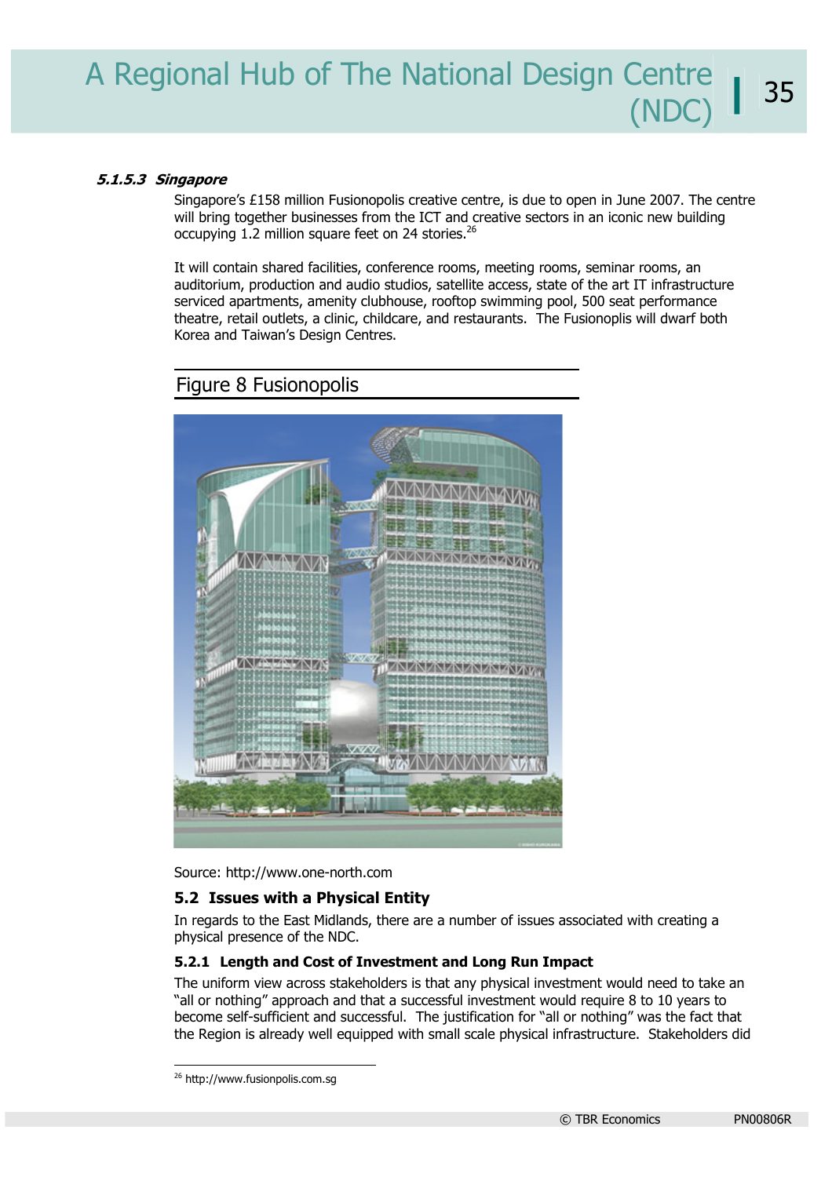#### *5.1.5.3 Singapore*

Singapore's £158 million Fusionopolis creative centre, is due to open in June 2007. The centre will bring together businesses from the ICT and creative sectors in an iconic new building occupying 1.2 million square feet on 24 stories.[26]

It will contain shared facilities, conference rooms, meeting rooms, seminar rooms, an auditorium, production and audio studios, satellite access, state of the art IT infrastructure serviced apartments, amenity clubhouse, rooftop swimming pool, 500 seat performance theatre, retail outlets, a clinic, childcare, and restaurants. The Fusionoplis will dwarf both Korea and Taiwan's Design Centres.

Figure 8 Fusionopolis

Source: http://www.one-north.com

### 5.2 Issues with a Physical Entity

In regards to the East Midlands, there are a number of issues associated with creating a physical presence of the NDC.

#### 5.2.1 Length and Cost of Investment and Long Run Impact

The uniform view across stakeholders is that any physical investment would need to take an "all or nothing" approach and that a successful investment would require 8 to 10 years to become self-sufficient and successful. The justification for "all or nothing" was the fact that the Region is already well equipped with small scale physical infrastructure. Stakeholders did

[26] http://www.fusionpolis.com.sg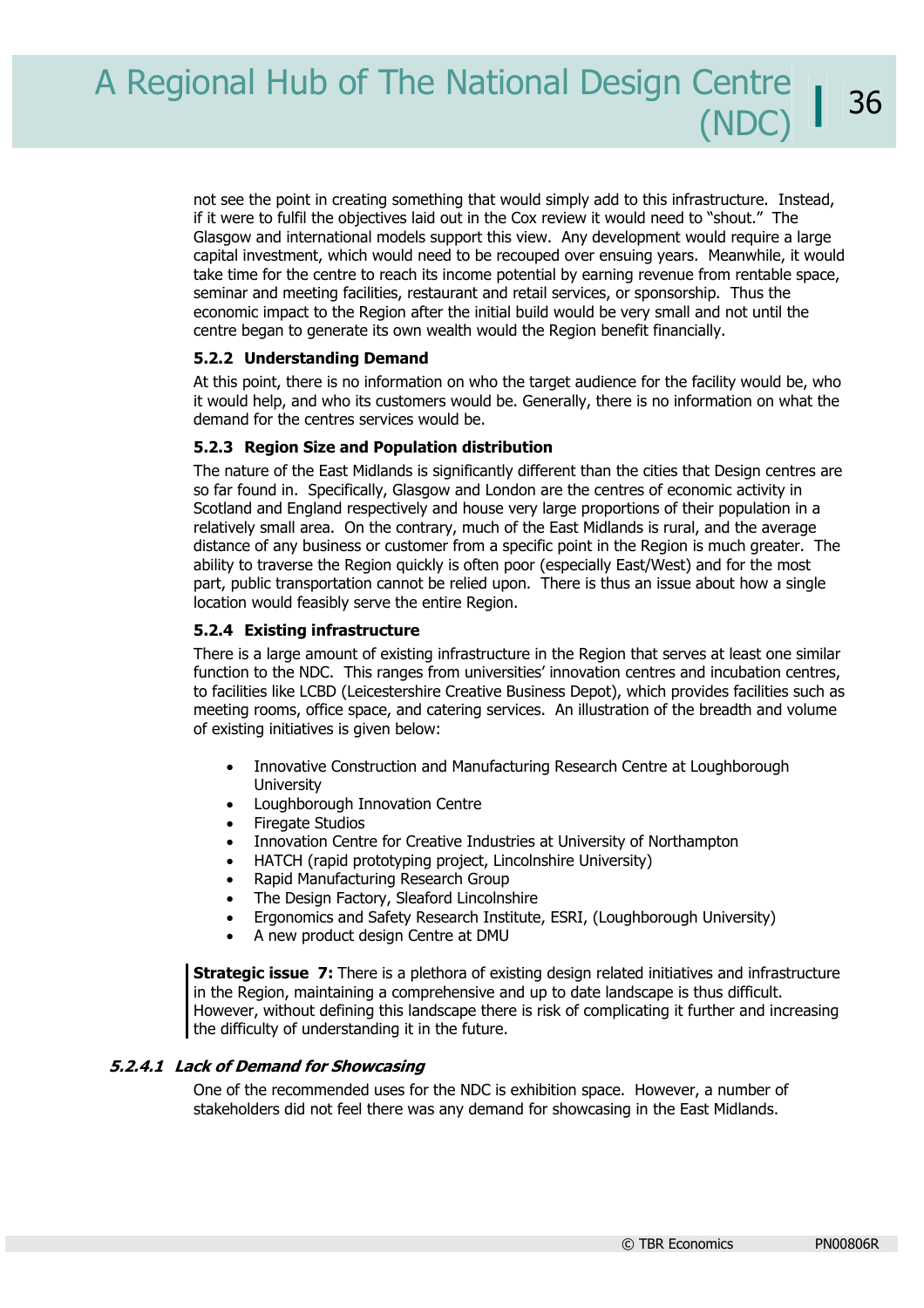not see the point in creating something that would simply add to this infrastructure. Instead, if it were to fulfil the objectives laid out in the Cox review it would need to "shout." The Glasgow and international models support this view. Any development would require a large capital investment, which would need to be recouped over ensuing years. Meanwhile, it would take time for the centre to reach its income potential by earning revenue from rentable space, seminar and meeting facilities, restaurant and retail services, or sponsorship. Thus the economic impact to the Region after the initial build would be very small and not until the centre began to generate its own wealth would the Region benefit financially.

### 5.2.2 Understanding Demand

At this point, there is no information on who the target audience for the facility would be, who it would help, and who its customers would be. Generally, there is no information on what the demand for the centres services would be.

### 5.2.3 Region Size and Population distribution

The nature of the East Midlands is significantly different than the cities that Design centres are so far found in. Specifically, Glasgow and London are the centres of economic activity in Scotland and England respectively and house very large proportions of their population in a relatively small area. On the contrary, much of the East Midlands is rural, and the average distance of any business or customer from a specific point in the Region is much greater. The ability to traverse the Region quickly is often poor (especially East/West) and for the most part, public transportation cannot be relied upon. There is thus an issue about how a single location would feasibly serve the entire Region.

### 5.2.4 Existing infrastructure

There is a large amount of existing infrastructure in the Region that serves at least one similar function to the NDC. This ranges from universities' innovation centres and incubation centres, to facilities like LCBD (Leicestershire Creative Business Depot), which provides facilities such as meeting rooms, office space, and catering services. An illustration of the breadth and volume of existing initiatives is given below:

- Innovative Construction and Manufacturing Research Centre at Loughborough University
- Loughborough Innovation Centre
- Firegate Studios
- Innovation Centre for Creative Industries at University of Northampton
- HATCH (rapid prototyping project, Lincolnshire University)
- Rapid Manufacturing Research Group
- The Design Factory, Sleaford Lincolnshire
- Ergonomics and Safety Research Institute, ESRI, (Loughborough University)
- A new product design Centre at DMU

**Strategic issue 7:** There is a plethora of existing design related initiatives and infrastructure in the Region, maintaining a comprehensive and up to date landscape is thus difficult. However, without defining this landscape there is risk of complicating it further and increasing the difficulty of understanding it in the future.

#### *5.2.4.1 Lack of Demand for Showcasing*

One of the recommended uses for the NDC is exhibition space. However, a number of stakeholders did not feel there was any demand for showcasing in the East Midlands.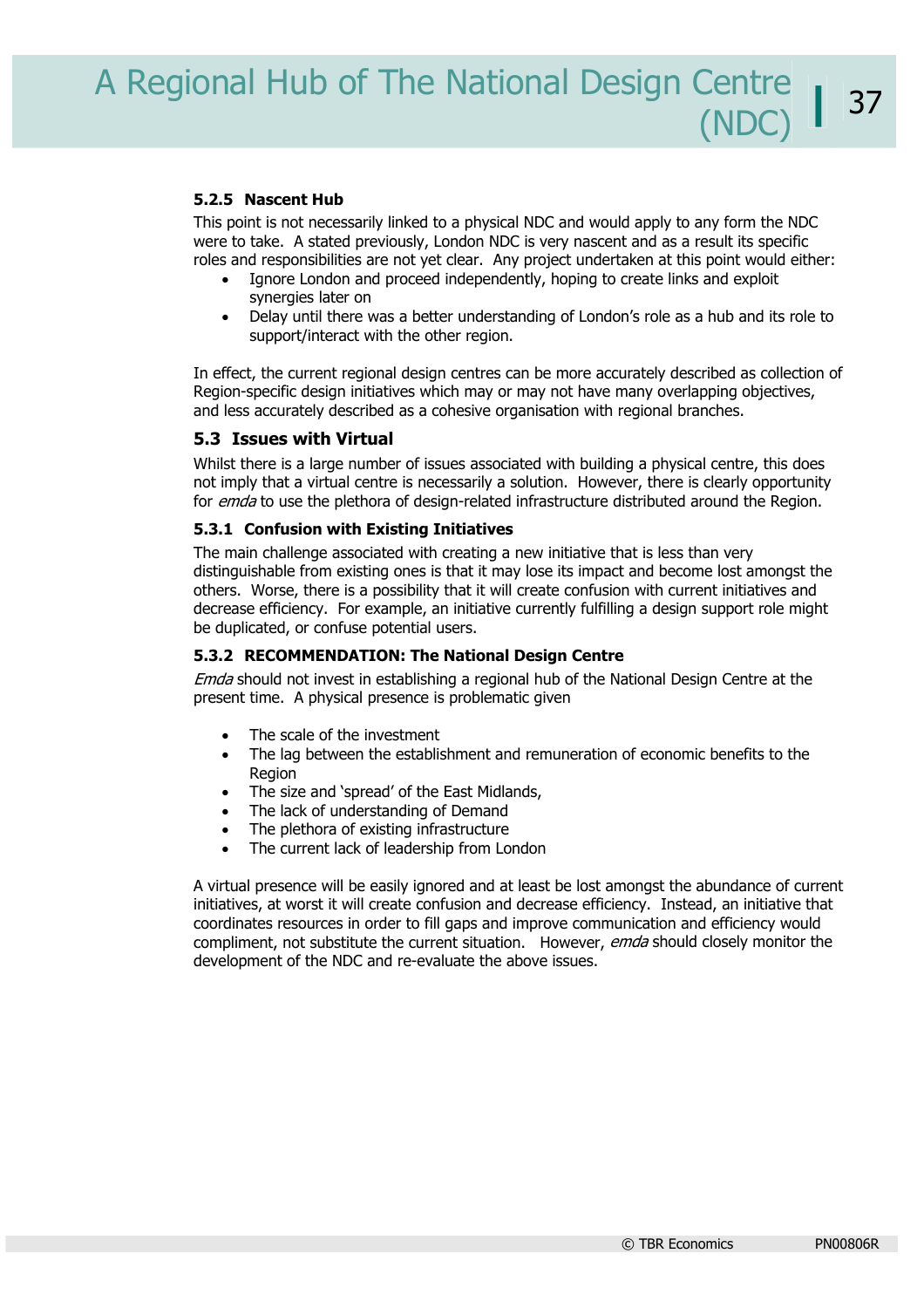#### 5.2.5 Nascent Hub

This point is not necessarily linked to a physical NDC and would apply to any form the NDC were to take. A stated previously, London NDC is very nascent and as a result its specific roles and responsibilities are not yet clear. Any project undertaken at this point would either:

- Ignore London and proceed independently, hoping to create links and exploit synergies later on
- Delay until there was a better understanding of London's role as a hub and its role to support/interact with the other region.

In effect, the current regional design centres can be more accurately described as collection of Region-specific design initiatives which may or may not have many overlapping objectives, and less accurately described as a cohesive organisation with regional branches.

### 5.3 Issues with Virtual

Whilst there is a large number of issues associated with building a physical centre, this does not imply that a virtual centre is necessarily a solution. However, there is clearly opportunity for *emda* to use the plethora of design-related infrastructure distributed around the Region.

#### 5.3.1 Confusion with Existing Initiatives

The main challenge associated with creating a new initiative that is less than very distinguishable from existing ones is that it may lose its impact and become lost amongst the others. Worse, there is a possibility that it will create confusion with current initiatives and decrease efficiency. For example, an initiative currently fulfilling a design support role might be duplicated, or confuse potential users.

#### 5.3.2 RECOMMENDATION: The National Design Centre

*Emda* should not invest in establishing a regional hub of the National Design Centre at the present time. A physical presence is problematic given

- The scale of the investment
- The lag between the establishment and remuneration of economic benefits to the Region
- The size and 'spread' of the East Midlands,
- The lack of understanding of Demand
- The plethora of existing infrastructure
- The current lack of leadership from London

A virtual presence will be easily ignored and at least be lost amongst the abundance of current initiatives, at worst it will create confusion and decrease efficiency. Instead, an initiative that coordinates resources in order to fill gaps and improve communication and efficiency would compliment, not substitute the current situation. However, *emda* should closely monitor the development of the NDC and re-evaluate the above issues.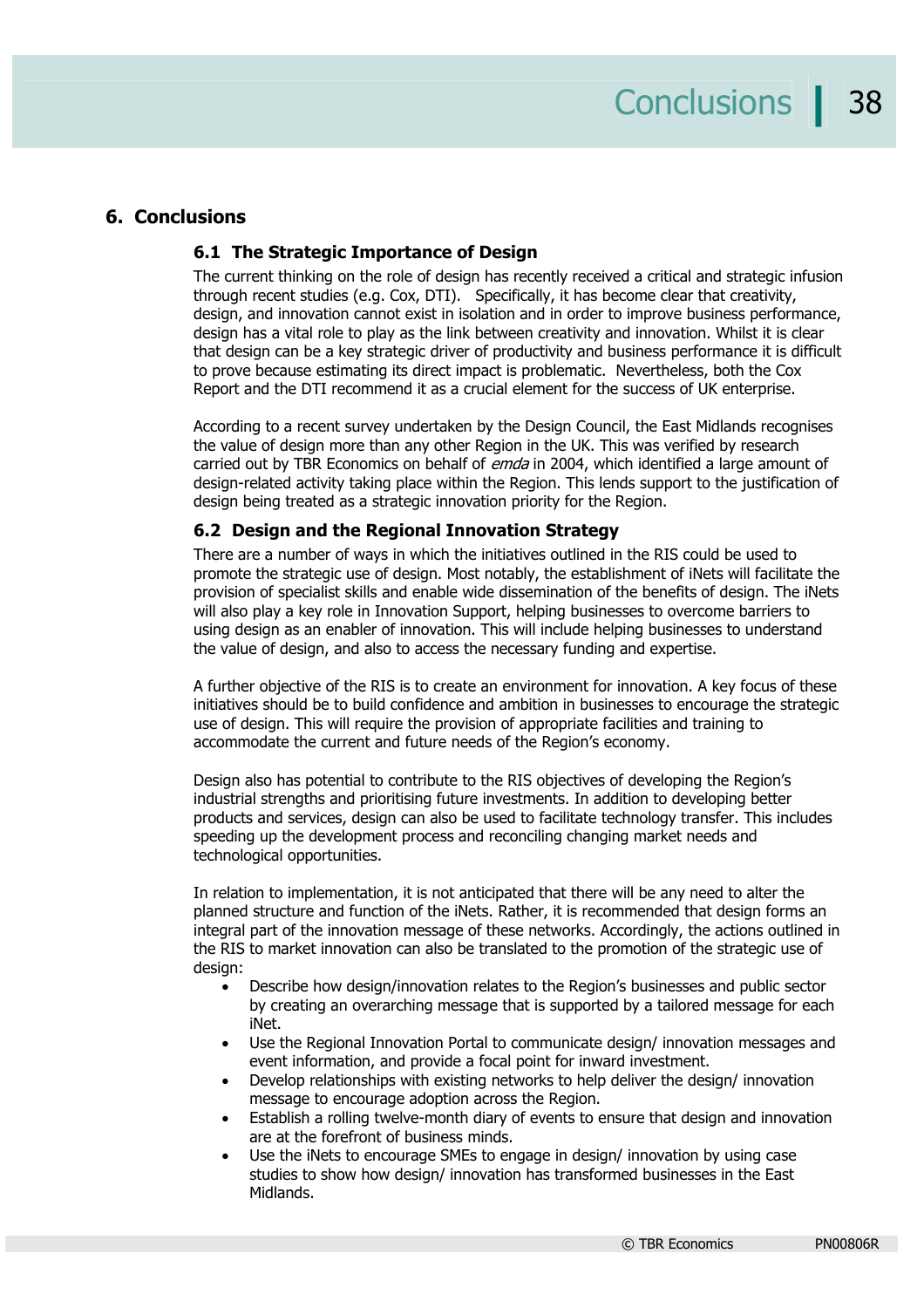## 6. Conclusions

### 6.1 The Strategic Importance of Design

The current thinking on the role of design has recently received a critical and strategic infusion through recent studies (e.g. Cox, DTI). Specifically, it has become clear that creativity, design, and innovation cannot exist in isolation and in order to improve business performance, design has a vital role to play as the link between creativity and innovation. Whilst it is clear that design can be a key strategic driver of productivity and business performance it is difficult to prove because estimating its direct impact is problematic. Nevertheless, both the Cox Report and the DTI recommend it as a crucial element for the success of UK enterprise.

According to a recent survey undertaken by the Design Council, the East Midlands recognises the value of design more than any other Region in the UK. This was verified by research carried out by TBR Economics on behalf of *emda* in 2004, which identified a large amount of design-related activity taking place within the Region. This lends support to the justification of design being treated as a strategic innovation priority for the Region.

### 6.2 Design and the Regional Innovation Strategy

There are a number of ways in which the initiatives outlined in the RIS could be used to promote the strategic use of design. Most notably, the establishment of iNets will facilitate the provision of specialist skills and enable wide dissemination of the benefits of design. The iNets will also play a key role in Innovation Support, helping businesses to overcome barriers to using design as an enabler of innovation. This will include helping businesses to understand the value of design, and also to access the necessary funding and expertise.

A further objective of the RIS is to create an environment for innovation. A key focus of these initiatives should be to build confidence and ambition in businesses to encourage the strategic use of design. This will require the provision of appropriate facilities and training to accommodate the current and future needs of the Region's economy.

Design also has potential to contribute to the RIS objectives of developing the Region's industrial strengths and prioritising future investments. In addition to developing better products and services, design can also be used to facilitate technology transfer. This includes speeding up the development process and reconciling changing market needs and technological opportunities.

In relation to implementation, it is not anticipated that there will be any need to alter the planned structure and function of the iNets. Rather, it is recommended that design forms an integral part of the innovation message of these networks. Accordingly, the actions outlined in the RIS to market innovation can also be translated to the promotion of the strategic use of design:

- Describe how design/innovation relates to the Region's businesses and public sector by creating an overarching message that is supported by a tailored message for each iNet.
- Use the Regional Innovation Portal to communicate design/ innovation messages and event information, and provide a focal point for inward investment.
- Develop relationships with existing networks to help deliver the design/ innovation message to encourage adoption across the Region.
- Establish a rolling twelve-month diary of events to ensure that design and innovation are at the forefront of business minds.
- Use the iNets to encourage SMEs to engage in design/ innovation by using case studies to show how design/ innovation has transformed businesses in the East Midlands.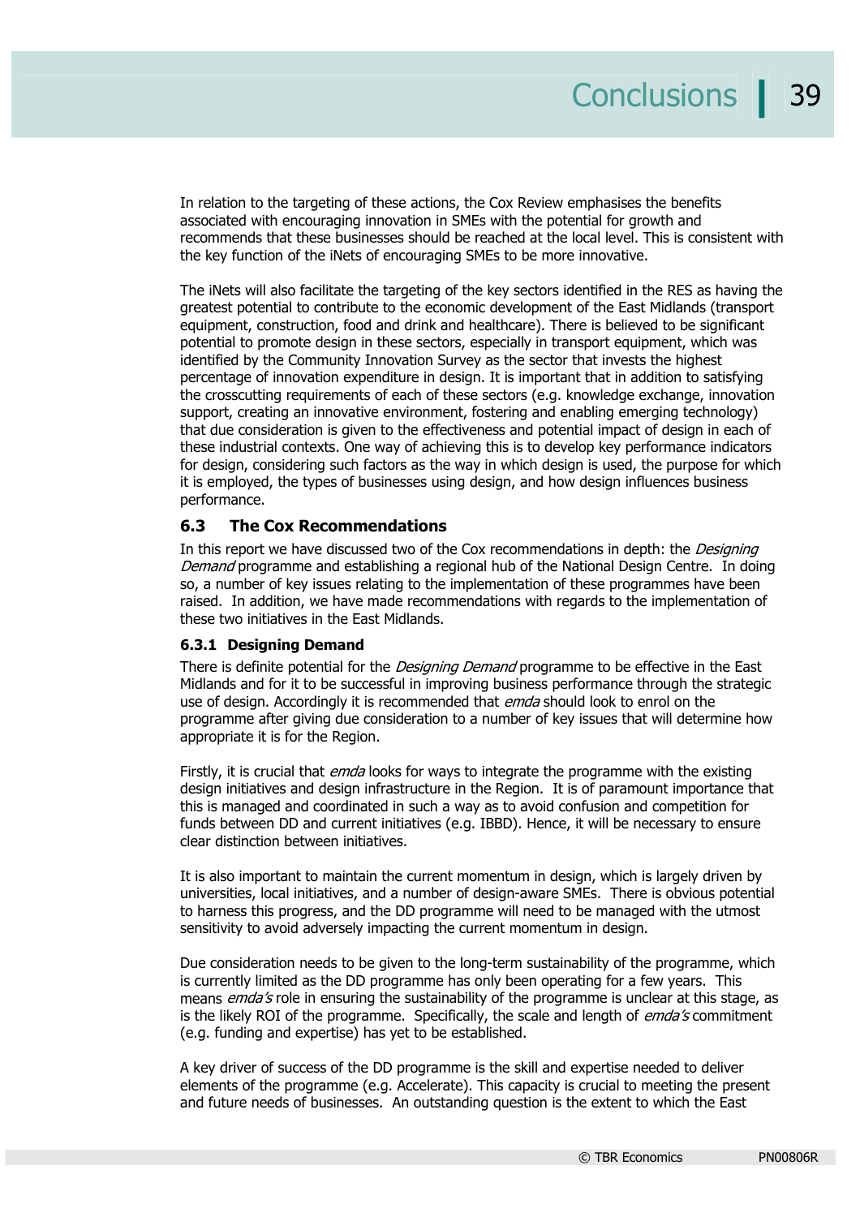In relation to the targeting of these actions, the Cox Review emphasises the benefits associated with encouraging innovation in SMEs with the potential for growth and recommends that these businesses should be reached at the local level. This is consistent with the key function of the iNets of encouraging SMEs to be more innovative.

The iNets will also facilitate the targeting of the key sectors identified in the RES as having the greatest potential to contribute to the economic development of the East Midlands (transport equipment, construction, food and drink and healthcare). There is believed to be significant potential to promote design in these sectors, especially in transport equipment, which was identified by the Community Innovation Survey as the sector that invests the highest percentage of innovation expenditure in design. It is important that in addition to satisfying the crosscutting requirements of each of these sectors (e.g. knowledge exchange, innovation support, creating an innovative environment, fostering and enabling emerging technology) that due consideration is given to the effectiveness and potential impact of design in each of these industrial contexts. One way of achieving this is to develop key performance indicators for design, considering such factors as the way in which design is used, the purpose for which it is employed, the types of businesses using design, and how design influences business performance.

## 6.3 The Cox Recommendations

In this report we have discussed two of the Cox recommendations in depth: the *Designing Demand* programme and establishing a regional hub of the National Design Centre. In doing so, a number of key issues relating to the implementation of these programmes have been raised. In addition, we have made recommendations with regards to the implementation of these two initiatives in the East Midlands.

### 6.3.1 Designing Demand

There is definite potential for the *Designing Demand* programme to be effective in the East Midlands and for it to be successful in improving business performance through the strategic use of design. Accordingly it is recommended that *emda* should look to enrol on the programme after giving due consideration to a number of key issues that will determine how appropriate it is for the Region.

Firstly, it is crucial that *emda* looks for ways to integrate the programme with the existing design initiatives and design infrastructure in the Region. It is of paramount importance that this is managed and coordinated in such a way as to avoid confusion and competition for funds between DD and current initiatives (e.g. IBBD). Hence, it will be necessary to ensure clear distinction between initiatives.

It is also important to maintain the current momentum in design, which is largely driven by universities, local initiatives, and a number of design-aware SMEs. There is obvious potential to harness this progress, and the DD programme will need to be managed with the utmost sensitivity to avoid adversely impacting the current momentum in design.

Due consideration needs to be given to the long-term sustainability of the programme, which is currently limited as the DD programme has only been operating for a few years. This means *emda's* role in ensuring the sustainability of the programme is unclear at this stage, as is the likely ROI of the programme. Specifically, the scale and length of *emda's* commitment (e.g. funding and expertise) has yet to be established.

A key driver of success of the DD programme is the skill and expertise needed to deliver elements of the programme (e.g. Accelerate). This capacity is crucial to meeting the present and future needs of businesses. An outstanding question is the extent to which the East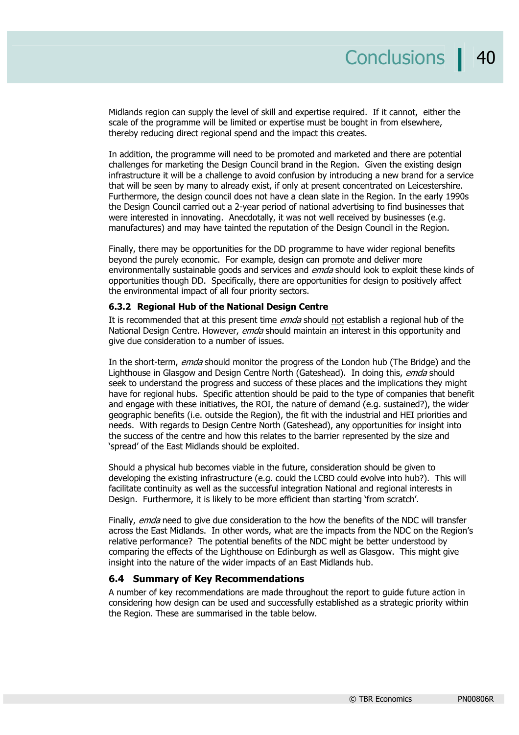Midlands region can supply the level of skill and expertise required. If it cannot, either the scale of the programme will be limited or expertise must be bought in from elsewhere, thereby reducing direct regional spend and the impact this creates.

In addition, the programme will need to be promoted and marketed and there are potential challenges for marketing the Design Council brand in the Region. Given the existing design infrastructure it will be a challenge to avoid confusion by introducing a new brand for a service that will be seen by many to already exist, if only at present concentrated on Leicestershire. Furthermore, the design council does not have a clean slate in the Region. In the early 1990s the Design Council carried out a 2-year period of national advertising to find businesses that were interested in innovating. Anecdotally, it was not well received by businesses (e.g. manufactures) and may have tainted the reputation of the Design Council in the Region.

Finally, there may be opportunities for the DD programme to have wider regional benefits beyond the purely economic. For example, design can promote and deliver more environmentally sustainable goods and services and *emda* should look to exploit these kinds of opportunities though DD. Specifically, there are opportunities for design to positively affect the environmental impact of all four priority sectors.

### 6.3.2 Regional Hub of the National Design Centre

It is recommended that at this present time *emda* should not establish a regional hub of the National Design Centre. However, *emda* should maintain an interest in this opportunity and give due consideration to a number of issues.

In the short-term, *emda* should monitor the progress of the London hub (The Bridge) and the Lighthouse in Glasgow and Design Centre North (Gateshead). In doing this, *emda* should seek to understand the progress and success of these places and the implications they might have for regional hubs. Specific attention should be paid to the type of companies that benefit and engage with these initiatives, the ROI, the nature of demand (e.g. sustained?), the wider geographic benefits (i.e. outside the Region), the fit with the industrial and HEI priorities and needs. With regards to Design Centre North (Gateshead), any opportunities for insight into the success of the centre and how this relates to the barrier represented by the size and 'spread' of the East Midlands should be exploited.

Should a physical hub becomes viable in the future, consideration should be given to developing the existing infrastructure (e.g. could the LCBD could evolve into hub?). This will facilitate continuity as well as the successful integration National and regional interests in Design. Furthermore, it is likely to be more efficient than starting 'from scratch'.

Finally, *emda* need to give due consideration to the how the benefits of the NDC will transfer across the East Midlands. In other words, what are the impacts from the NDC on the Region's relative performance? The potential benefits of the NDC might be better understood by comparing the effects of the Lighthouse on Edinburgh as well as Glasgow. This might give insight into the nature of the wider impacts of an East Midlands hub.

## 6.4 Summary of Key Recommendations

A number of key recommendations are made throughout the report to guide future action in considering how design can be used and successfully established as a strategic priority within the Region. These are summarised in the table below.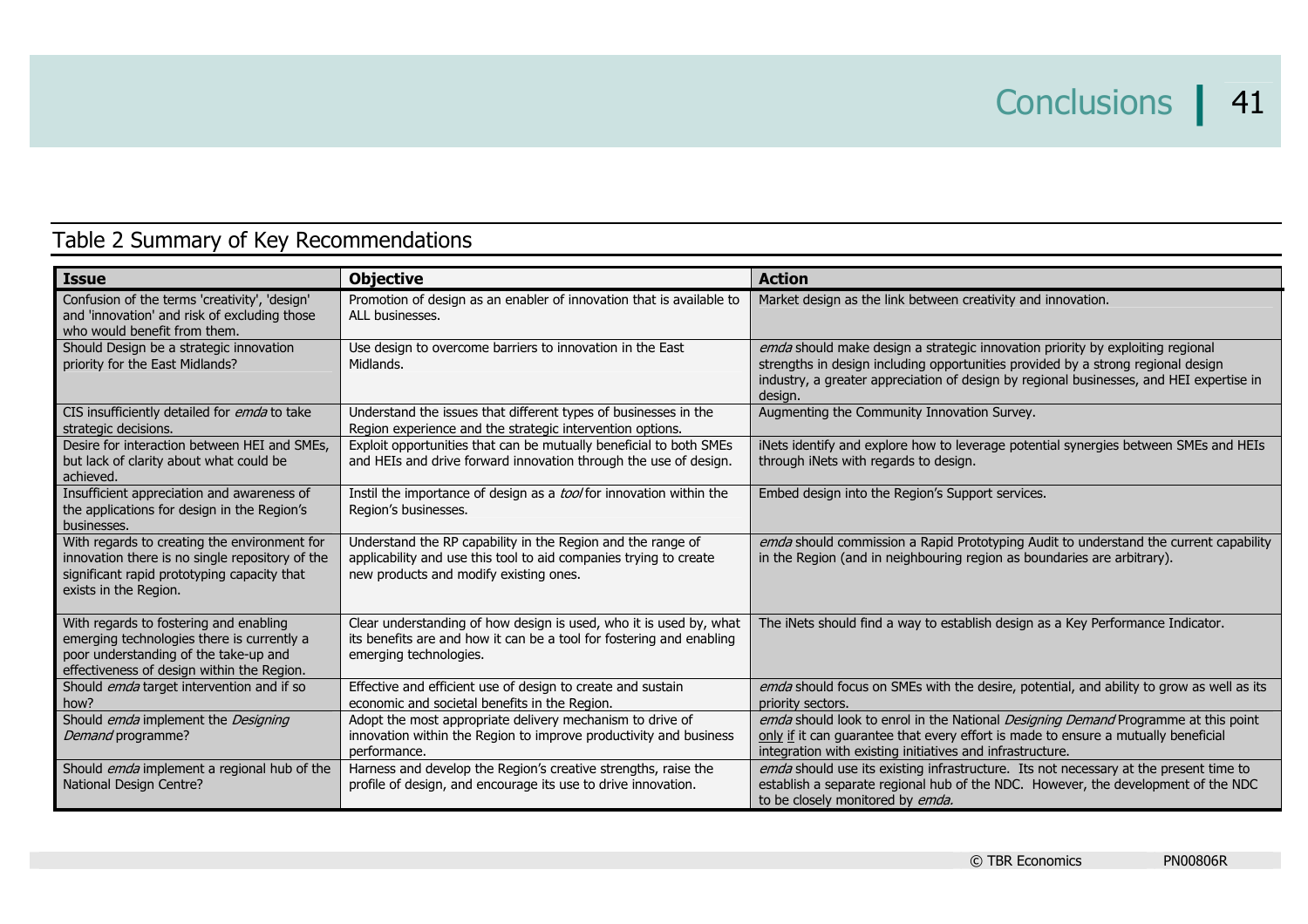## Table 2 Summary of Key Recommendations

| **Issue** | **Objective** | **Action** |
|---|---|---|
| Confusion of the terms 'creativity', 'design' and 'innovation' and risk of excluding those who would benefit from them. | Promotion of design as an enabler of innovation that is available to ALL businesses. | Market design as the link between creativity and innovation. |
| Should Design be a strategic innovation priority for the East Midlands? | Use design to overcome barriers to innovation in the East Midlands. | *emda* should make design a strategic innovation priority by exploiting regional strengths in design including opportunities provided by a strong regional design industry, a greater appreciation of design by regional businesses, and HEI expertise in design. |
| CIS insufficiently detailed for *emda* to take strategic decisions. | Understand the issues that different types of businesses in the Region experience and the strategic intervention options. | Augmenting the Community Innovation Survey. |
| Desire for interaction between HEI and SMEs, but lack of clarity about what could be achieved. | Exploit opportunities that can be mutually beneficial to both SMEs and HEIs and drive forward innovation through the use of design. | iNets identify and explore how to leverage potential synergies between SMEs and HEIs through iNets with regards to design. |
| Insufficient appreciation and awareness of the applications for design in the Region's businesses. | Instil the importance of design as a *tool* for innovation within the Region's businesses. | Embed design into the Region's Support services. |
| With regards to creating the environment for innovation there is no single repository of the significant rapid prototyping capacity that exists in the Region. | Understand the RP capability in the Region and the range of applicability and use this tool to aid companies trying to create new products and modify existing ones. | *emda* should commission a Rapid Prototyping Audit to understand the current capability in the Region (and in neighbouring region as boundaries are arbitrary). |
| With regards to fostering and enabling emerging technologies there is currently a poor understanding of the take-up and effectiveness of design within the Region. | Clear understanding of how design is used, who it is used by, what its benefits are and how it can be a tool for fostering and enabling emerging technologies. | The iNets should find a way to establish design as a Key Performance Indicator. |
| Should *emda* target intervention and if so how? | Effective and efficient use of design to create and sustain economic and societal benefits in the Region. | *emda* should focus on SMEs with the desire, potential, and ability to grow as well as its priority sectors. |
| Should *emda* implement the *Designing Demand* programme? | Adopt the most appropriate delivery mechanism to drive of innovation within the Region to improve productivity and business performance. | *emda* should look to enrol in the National *Designing Demand* Programme at this point <u>only if</u> it can guarantee that every effort is made to ensure a mutually beneficial integration with existing initiatives and infrastructure. |
| Should *emda* implement a regional hub of the National Design Centre? | Harness and develop the Region's creative strengths, raise the profile of design, and encourage its use to drive innovation. | *emda* should use its existing infrastructure. Its not necessary at the present time to establish a separate regional hub of the NDC. However, the development of the NDC to be closely monitored by *emda.* |